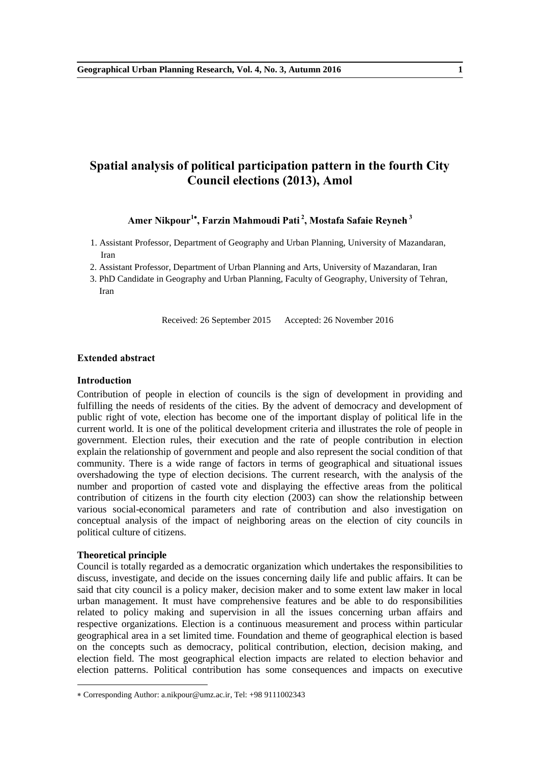# Spatial analysis of political participation pattern in the fourth City Council elections (2013), Amol

**Amer Nikpour[1]\*, Farzin Mahmoudi Pati [2], Mostafa Safaie Reyneh [3]**

1. Assistant Professor, Department of Geography and Urban Planning, University of Mazandaran, Iran
2. Assistant Professor, Department of Urban Planning and Arts, University of Mazandaran, Iran
3. PhD Candidate in Geography and Urban Planning, Faculty of Geography, University of Tehran, Iran

Received: 26 September 2015 Accepted: 26 November 2016

## Extended abstract

### Introduction

Contribution of people in election of councils is the sign of development in providing and fulfilling the needs of residents of the cities. By the advent of democracy and development of public right of vote, election has become one of the important display of political life in the current world. It is one of the political development criteria and illustrates the role of people in government. Election rules, their execution and the rate of people contribution in election explain the relationship of government and people and also represent the social condition of that community. There is a wide range of factors in terms of geographical and situational issues overshadowing the type of election decisions. The current research, with the analysis of the number and proportion of casted vote and displaying the effective areas from the political contribution of citizens in the fourth city election (2003) can show the relationship between various social-economical parameters and rate of contribution and also investigation on conceptual analysis of the impact of neighboring areas on the election of city councils in political culture of citizens.

### Theoretical principle

Council is totally regarded as a democratic organization which undertakes the responsibilities to discuss, investigate, and decide on the issues concerning daily life and public affairs. It can be said that city council is a policy maker, decision maker and to some extent law maker in local urban management. It must have comprehensive features and be able to do responsibilities related to policy making and supervision in all the issues concerning urban affairs and respective organizations. Election is a continuous measurement and process within particular geographical area in a set limited time. Foundation and theme of geographical election is based on the concepts such as democracy, political contribution, election, decision making, and election field. The most geographical election impacts are related to election behavior and election patterns. Political contribution has some consequences and impacts on executive

---

\* Corresponding Author: a.nikpour@umz.ac.ir, Tel: +98 9111002343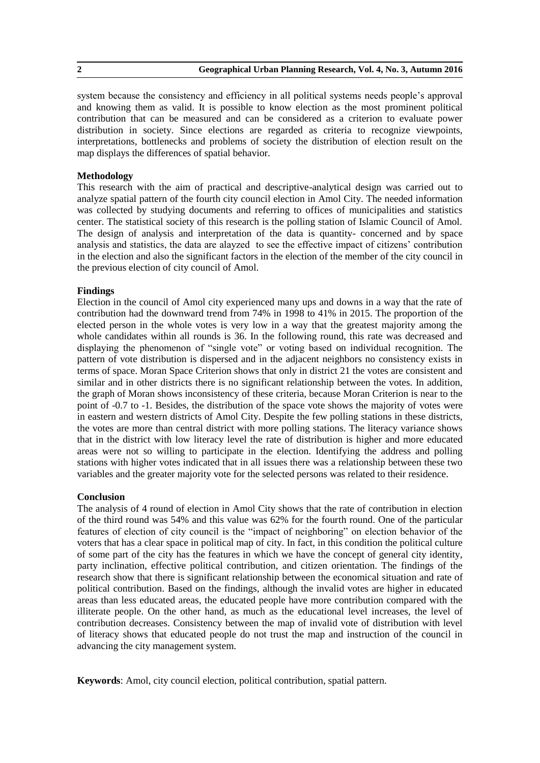system because the consistency and efficiency in all political systems needs people's approval and knowing them as valid. It is possible to know election as the most prominent political contribution that can be measured and can be considered as a criterion to evaluate power distribution in society. Since elections are regarded as criteria to recognize viewpoints, interpretations, bottlenecks and problems of society the distribution of election result on the map displays the differences of spatial behavior.

**Methodology**

This research with the aim of practical and descriptive-analytical design was carried out to analyze spatial pattern of the fourth city council election in Amol City. The needed information was collected by studying documents and referring to offices of municipalities and statistics center. The statistical society of this research is the polling station of Islamic Council of Amol. The design of analysis and interpretation of the data is quantity- concerned and by space analysis and statistics, the data are alayzed to see the effective impact of citizens' contribution in the election and also the significant factors in the election of the member of the city council in the previous election of city council of Amol.

**Findings**

Election in the council of Amol city experienced many ups and downs in a way that the rate of contribution had the downward trend from 74% in 1998 to 41% in 2015. The proportion of the elected person in the whole votes is very low in a way that the greatest majority among the whole candidates within all rounds is 36. In the following round, this rate was decreased and displaying the phenomenon of "single vote" or voting based on individual recognition. The pattern of vote distribution is dispersed and in the adjacent neighbors no consistency exists in terms of space. Moran Space Criterion shows that only in district 21 the votes are consistent and similar and in other districts there is no significant relationship between the votes. In addition, the graph of Moran shows inconsistency of these criteria, because Moran Criterion is near to the point of -0.7 to -1. Besides, the distribution of the space vote shows the majority of votes were in eastern and western districts of Amol City. Despite the few polling stations in these districts, the votes are more than central district with more polling stations. The literacy variance shows that in the district with low literacy level the rate of distribution is higher and more educated areas were not so willing to participate in the election. Identifying the address and polling stations with higher votes indicated that in all issues there was a relationship between these two variables and the greater majority vote for the selected persons was related to their residence.

**Conclusion**

The analysis of 4 round of election in Amol City shows that the rate of contribution in election of the third round was 54% and this value was 62% for the fourth round. One of the particular features of election of city council is the "impact of neighboring" on election behavior of the voters that has a clear space in political map of city. In fact, in this condition the political culture of some part of the city has the features in which we have the concept of general city identity, party inclination, effective political contribution, and citizen orientation. The findings of the research show that there is significant relationship between the economical situation and rate of political contribution. Based on the findings, although the invalid votes are higher in educated areas than less educated areas, the educated people have more contribution compared with the illiterate people. On the other hand, as much as the educational level increases, the level of contribution decreases. Consistency between the map of invalid vote of distribution with level of literacy shows that educated people do not trust the map and instruction of the council in advancing the city management system.

**Keywords**: Amol, city council election, political contribution, spatial pattern.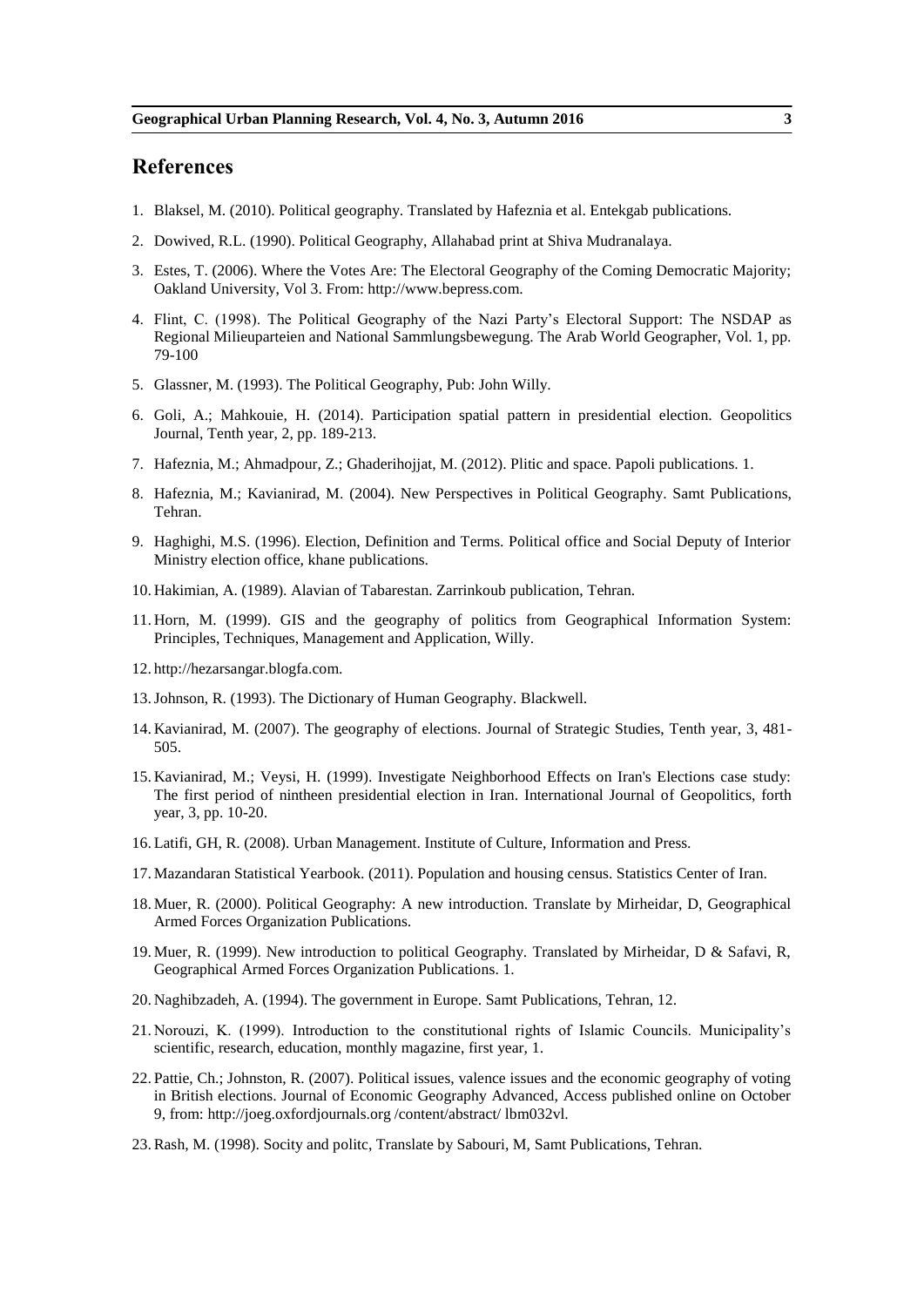## References

1. Blaksel, M. (2010). Political geography. Translated by Hafeznia et al. Entekgab publications.
2. Dowived, R.L. (1990). Political Geography, Allahabad print at Shiva Mudranalaya.
3. Estes, T. (2006). Where the Votes Are: The Electoral Geography of the Coming Democratic Majority; Oakland University, Vol 3. From: http://www.bepress.com.
4. Flint, C. (1998). The Political Geography of the Nazi Party's Electoral Support: The NSDAP as Regional Milieuparteien and National Sammlungsbewegung. The Arab World Geographer, Vol. 1, pp. 79-100
5. Glassner, M. (1993). The Political Geography, Pub: John Willy.
6. Goli, A.; Mahkouie, H. (2014). Participation spatial pattern in presidential election. Geopolitics Journal, Tenth year, 2, pp. 189-213.
7. Hafeznia, M.; Ahmadpour, Z.; Ghaderihojjat, M. (2012). Plitic and space. Papoli publications. 1.
8. Hafeznia, M.; Kavianirad, M. (2004). New Perspectives in Political Geography. Samt Publications, Tehran.
9. Haghighi, M.S. (1996). Election, Definition and Terms. Political office and Social Deputy of Interior Ministry election office, khane publications.
10. Hakimian, A. (1989). Alavian of Tabarestan. Zarrinkoub publication, Tehran.
11. Horn, M. (1999). GIS and the geography of politics from Geographical Information System: Principles, Techniques, Management and Application, Willy.
12. http://hezarsangar.blogfa.com.
13. Johnson, R. (1993). The Dictionary of Human Geography. Blackwell.
14. Kavianirad, M. (2007). The geography of elections. Journal of Strategic Studies, Tenth year, 3, 481-505.
15. Kavianirad, M.; Veysi, H. (1999). Investigate Neighborhood Effects on Iran's Elections case study: The first period of nintheen presidential election in Iran. International Journal of Geopolitics, forth year, 3, pp. 10-20.
16. Latifi, GH, R. (2008). Urban Management. Institute of Culture, Information and Press.
17. Mazandaran Statistical Yearbook. (2011). Population and housing census. Statistics Center of Iran.
18. Muer, R. (2000). Political Geography: A new introduction. Translate by Mirheidar, D, Geographical Armed Forces Organization Publications.
19. Muer, R. (1999). New introduction to political Geography. Translated by Mirheidar, D & Safavi, R, Geographical Armed Forces Organization Publications. 1.
20. Naghibzadeh, A. (1994). The government in Europe. Samt Publications, Tehran, 12.
21. Norouzi, K. (1999). Introduction to the constitutional rights of Islamic Councils. Municipality's scientific, research, education, monthly magazine, first year, 1.
22. Pattie, Ch.; Johnston, R. (2007). Political issues, valence issues and the economic geography of voting in British elections. Journal of Economic Geography Advanced, Access published online on October 9, from: http://joeg.oxfordjournals.org /content/abstract/ lbm032vl.
23. Rash, M. (1998). Socity and politc, Translate by Sabouri, M, Samt Publications, Tehran.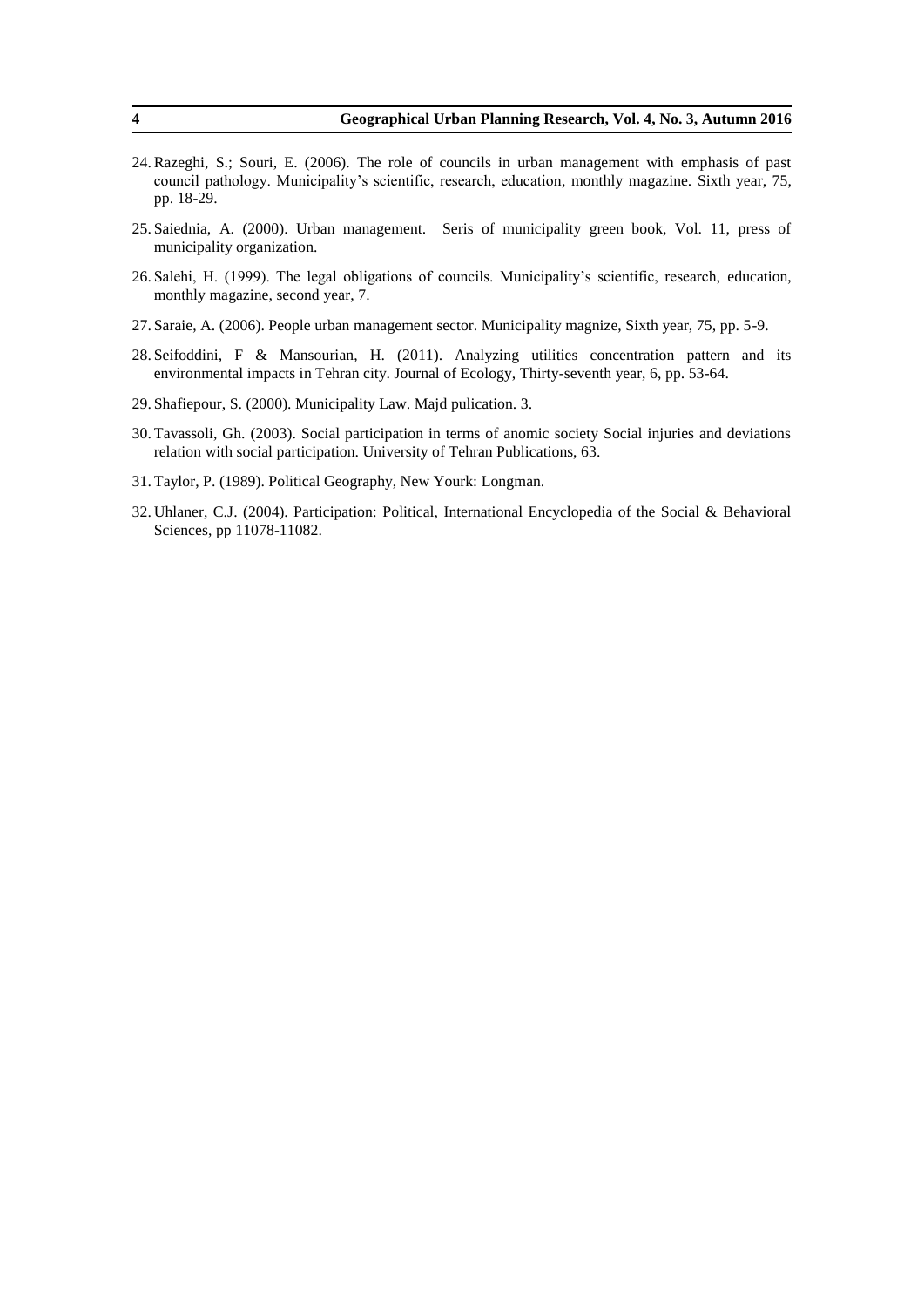24. Razeghi, S.; Souri, E. (2006). The role of councils in urban management with emphasis of past council pathology. Municipality's scientific, research, education, monthly magazine. Sixth year, 75, pp. 18-29.

25. Saiednia, A. (2000). Urban management. Seris of municipality green book, Vol. 11, press of municipality organization.

26. Salehi, H. (1999). The legal obligations of councils. Municipality's scientific, research, education, monthly magazine, second year, 7.

27. Saraie, A. (2006). People urban management sector. Municipality magnize, Sixth year, 75, pp. 5-9.

28. Seifoddini, F & Mansourian, H. (2011). Analyzing utilities concentration pattern and its environmental impacts in Tehran city. Journal of Ecology, Thirty-seventh year, 6, pp. 53-64.

29. Shafiepour, S. (2000). Municipality Law. Majd pulication. 3.

30. Tavassoli, Gh. (2003). Social participation in terms of anomic society Social injuries and deviations relation with social participation. University of Tehran Publications, 63.

31. Taylor, P. (1989). Political Geography, New Yourk: Longman.

32. Uhlaner, C.J. (2004). Participation: Political, International Encyclopedia of the Social & Behavioral Sciences, pp 11078-11082.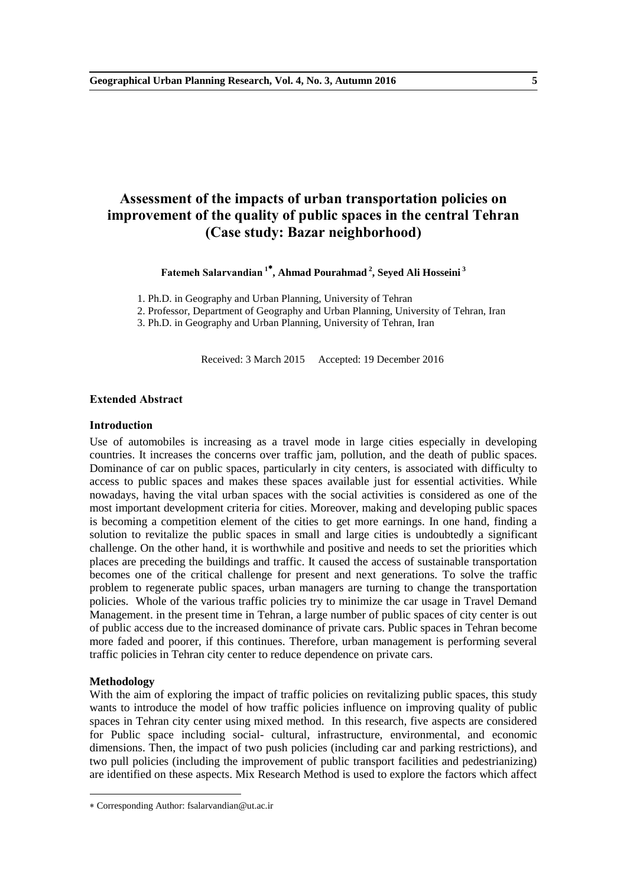# Assessment of the impacts of urban transportation policies on improvement of the quality of public spaces in the central Tehran (Case study: Bazar neighborhood)

**Fatemeh Salarvandian [1*], Ahmad Pourahmad [2], Seyed Ali Hosseini [3]**

1. Ph.D. in Geography and Urban Planning, University of Tehran
2. Professor, Department of Geography and Urban Planning, University of Tehran, Iran
3. Ph.D. in Geography and Urban Planning, University of Tehran, Iran

Received: 3 March 2015 Accepted: 19 December 2016

## Extended Abstract

### Introduction

Use of automobiles is increasing as a travel mode in large cities especially in developing countries. It increases the concerns over traffic jam, pollution, and the death of public spaces. Dominance of car on public spaces, particularly in city centers, is associated with difficulty to access to public spaces and makes these spaces available just for essential activities. While nowadays, having the vital urban spaces with the social activities is considered as one of the most important development criteria for cities. Moreover, making and developing public spaces is becoming a competition element of the cities to get more earnings. In one hand, finding a solution to revitalize the public spaces in small and large cities is undoubtedly a significant challenge. On the other hand, it is worthwhile and positive and needs to set the priorities which places are preceding the buildings and traffic. It caused the access of sustainable transportation becomes one of the critical challenge for present and next generations. To solve the traffic problem to regenerate public spaces, urban managers are turning to change the transportation policies. Whole of the various traffic policies try to minimize the car usage in Travel Demand Management. in the present time in Tehran, a large number of public spaces of city center is out of public access due to the increased dominance of private cars. Public spaces in Tehran become more faded and poorer, if this continues. Therefore, urban management is performing several traffic policies in Tehran city center to reduce dependence on private cars.

### Methodology

With the aim of exploring the impact of traffic policies on revitalizing public spaces, this study wants to introduce the model of how traffic policies influence on improving quality of public spaces in Tehran city center using mixed method. In this research, five aspects are considered for Public space including social- cultural, infrastructure, environmental, and economic dimensions. Then, the impact of two push policies (including car and parking restrictions), and two pull policies (including the improvement of public transport facilities and pedestrianizing) are identified on these aspects. Mix Research Method is used to explore the factors which affect

---

* Corresponding Author: fsalarvandian@ut.ac.ir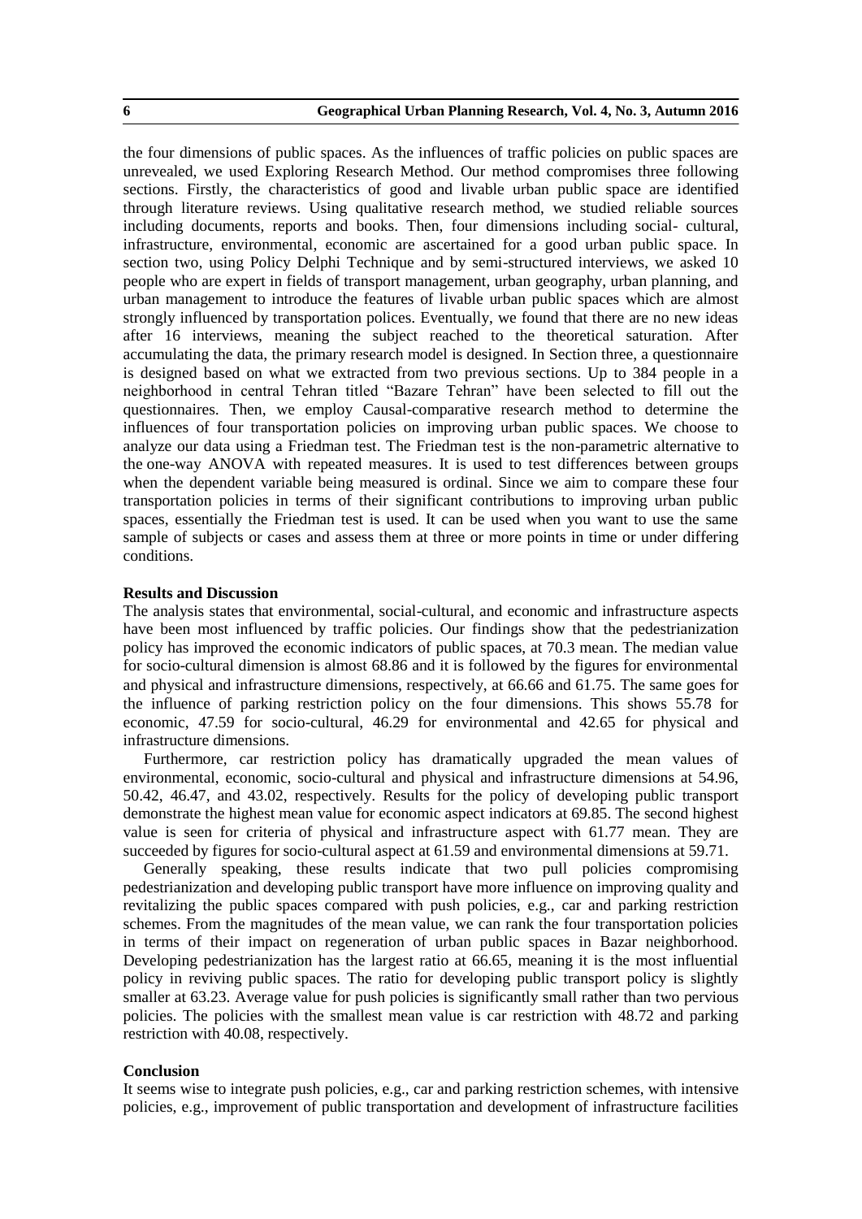the four dimensions of public spaces. As the influences of traffic policies on public spaces are unrevealed, we used Exploring Research Method. Our method compromises three following sections. Firstly, the characteristics of good and livable urban public space are identified through literature reviews. Using qualitative research method, we studied reliable sources including documents, reports and books. Then, four dimensions including social- cultural, infrastructure, environmental, economic are ascertained for a good urban public space. In section two, using Policy Delphi Technique and by semi-structured interviews, we asked 10 people who are expert in fields of transport management, urban geography, urban planning, and urban management to introduce the features of livable urban public spaces which are almost strongly influenced by transportation polices. Eventually, we found that there are no new ideas after 16 interviews, meaning the subject reached to the theoretical saturation. After accumulating the data, the primary research model is designed. In Section three, a questionnaire is designed based on what we extracted from two previous sections. Up to 384 people in a neighborhood in central Tehran titled "Bazare Tehran" have been selected to fill out the questionnaires. Then, we employ Causal-comparative research method to determine the influences of four transportation policies on improving urban public spaces. We choose to analyze our data using a Friedman test. The Friedman test is the non-parametric alternative to the one-way ANOVA with repeated measures. It is used to test differences between groups when the dependent variable being measured is ordinal. Since we aim to compare these four transportation policies in terms of their significant contributions to improving urban public spaces, essentially the Friedman test is used. It can be used when you want to use the same sample of subjects or cases and assess them at three or more points in time or under differing conditions.

**Results and Discussion**

The analysis states that environmental, social-cultural, and economic and infrastructure aspects have been most influenced by traffic policies. Our findings show that the pedestrianization policy has improved the economic indicators of public spaces, at 70.3 mean. The median value for socio-cultural dimension is almost 68.86 and it is followed by the figures for environmental and physical and infrastructure dimensions, respectively, at 66.66 and 61.75. The same goes for the influence of parking restriction policy on the four dimensions. This shows 55.78 for economic, 47.59 for socio-cultural, 46.29 for environmental and 42.65 for physical and infrastructure dimensions.

Furthermore, car restriction policy has dramatically upgraded the mean values of environmental, economic, socio-cultural and physical and infrastructure dimensions at 54.96, 50.42, 46.47, and 43.02, respectively. Results for the policy of developing public transport demonstrate the highest mean value for economic aspect indicators at 69.85. The second highest value is seen for criteria of physical and infrastructure aspect with 61.77 mean. They are succeeded by figures for socio-cultural aspect at 61.59 and environmental dimensions at 59.71.

Generally speaking, these results indicate that two pull policies compromising pedestrianization and developing public transport have more influence on improving quality and revitalizing the public spaces compared with push policies, e.g., car and parking restriction schemes. From the magnitudes of the mean value, we can rank the four transportation policies in terms of their impact on regeneration of urban public spaces in Bazar neighborhood. Developing pedestrianization has the largest ratio at 66.65, meaning it is the most influential policy in reviving public spaces. The ratio for developing public transport policy is slightly smaller at 63.23. Average value for push policies is significantly small rather than two pervious policies. The policies with the smallest mean value is car restriction with 48.72 and parking restriction with 40.08, respectively.

**Conclusion**

It seems wise to integrate push policies, e.g., car and parking restriction schemes, with intensive policies, e.g., improvement of public transportation and development of infrastructure facilities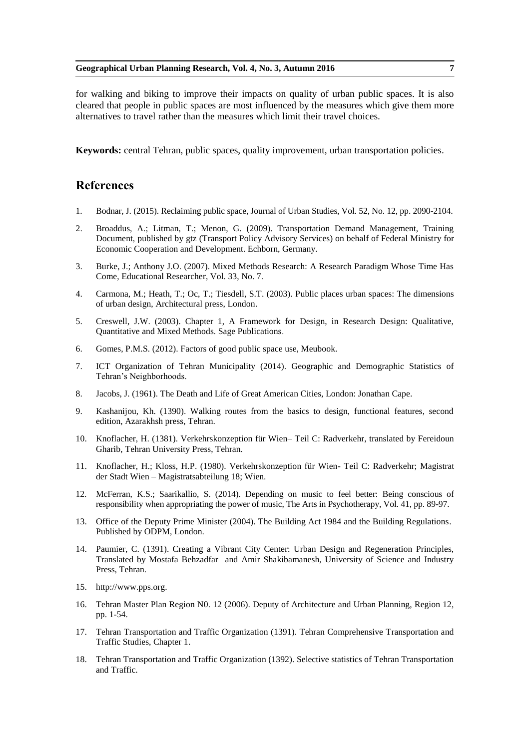for walking and biking to improve their impacts on quality of urban public spaces. It is also cleared that people in public spaces are most influenced by the measures which give them more alternatives to travel rather than the measures which limit their travel choices.

**Keywords:** central Tehran, public spaces, quality improvement, urban transportation policies.

## References

1. Bodnar, J. (2015). Reclaiming public space, Journal of Urban Studies, Vol. 52, No. 12, pp. 2090-2104.
2. Broaddus, A.; Litman, T.; Menon, G. (2009). Transportation Demand Management, Training Document, published by gtz (Transport Policy Advisory Services) on behalf of Federal Ministry for Economic Cooperation and Development. Echborn, Germany.
3. Burke, J.; Anthony J.O. (2007). Mixed Methods Research: A Research Paradigm Whose Time Has Come, Educational Researcher, Vol. 33, No. 7.
4. Carmona, M.; Heath, T.; Oc, T.; Tiesdell, S.T. (2003). Public places urban spaces: The dimensions of urban design, Architectural press, London.
5. Creswell, J.W. (2003). Chapter 1, A Framework for Design, in Research Design: Qualitative, Quantitative and Mixed Methods. Sage Publications.
6. Gomes, P.M.S. (2012). Factors of good public space use, Meubook.
7. ICT Organization of Tehran Municipality (2014). Geographic and Demographic Statistics of Tehran's Neighborhoods.
8. Jacobs, J. (1961). The Death and Life of Great American Cities, London: Jonathan Cape.
9. Kashanijou, Kh. (1390). Walking routes from the basics to design, functional features, second edition, Azarakhsh press, Tehran.
10. Knoflacher, H. (1381). Verkehrskonzeption für Wien– Teil C: Radverkehr, translated by Fereidoun Gharib, Tehran University Press, Tehran.
11. Knoflacher, H.; Kloss, H.P. (1980). Verkehrskonzeption für Wien- Teil C: Radverkehr; Magistrat der Stadt Wien – Magistratsabteilung 18; Wien.
12. McFerran, K.S.; Saarikallio, S. (2014). Depending on music to feel better: Being conscious of responsibility when appropriating the power of music, The Arts in Psychotherapy, Vol. 41, pp. 89-97.
13. Office of the Deputy Prime Minister (2004). The Building Act 1984 and the Building Regulations. Published by ODPM, London.
14. Paumier, C. (1391). Creating a Vibrant City Center: Urban Design and Regeneration Principles, Translated by Mostafa Behzadfar and Amir Shakibamanesh, University of Science and Industry Press, Tehran.
15. http://www.pps.org.
16. Tehran Master Plan Region N0. 12 (2006). Deputy of Architecture and Urban Planning, Region 12, pp. 1-54.
17. Tehran Transportation and Traffic Organization (1391). Tehran Comprehensive Transportation and Traffic Studies, Chapter 1.
18. Tehran Transportation and Traffic Organization (1392). Selective statistics of Tehran Transportation and Traffic.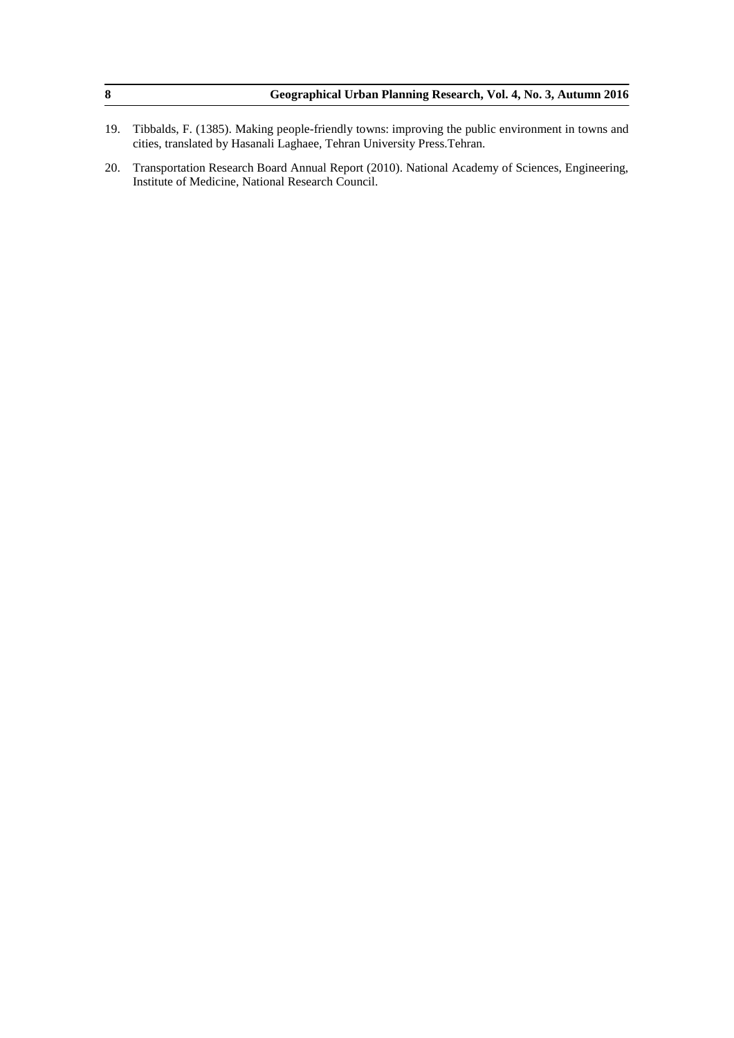19. Tibbalds, F. (1385). Making people-friendly towns: improving the public environment in towns and cities, translated by Hasanali Laghaee, Tehran University Press.Tehran.

20. Transportation Research Board Annual Report (2010). National Academy of Sciences, Engineering, Institute of Medicine, National Research Council.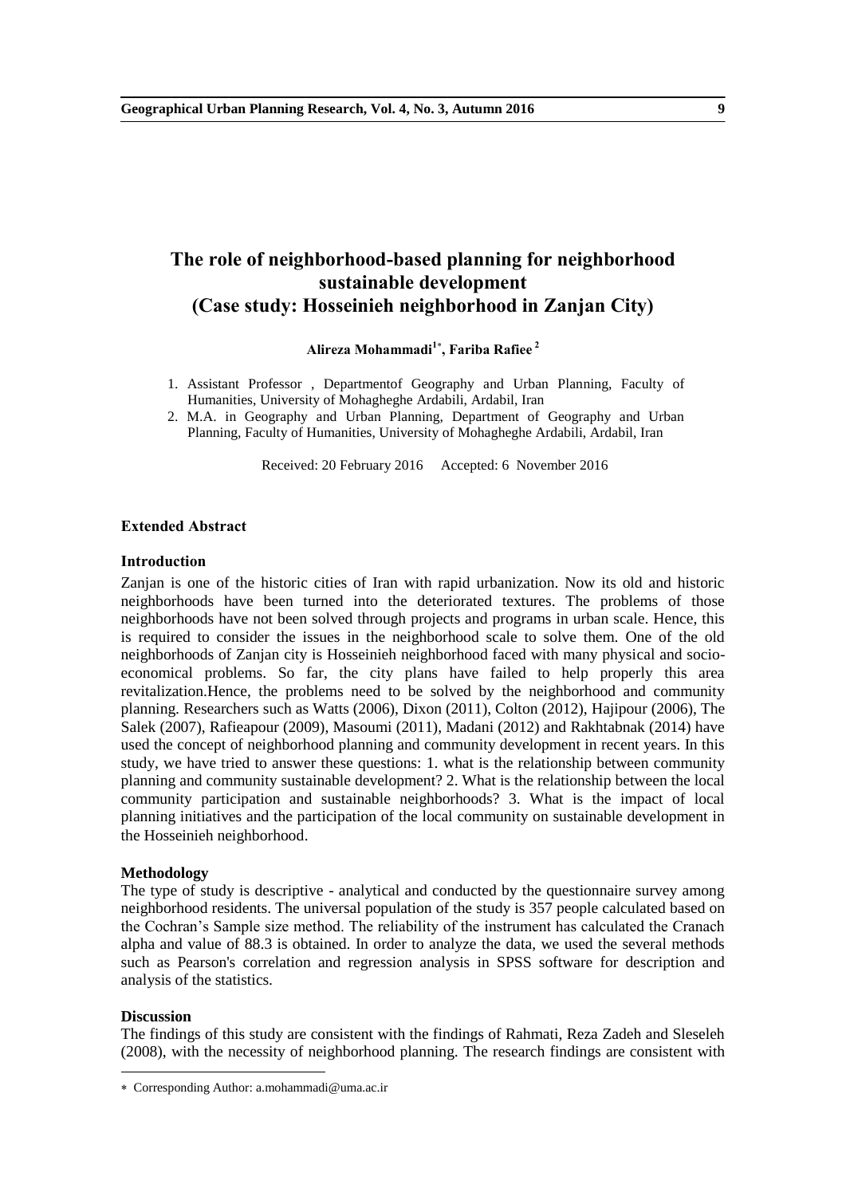# The role of neighborhood-based planning for neighborhood sustainable development (Case study: Hosseinieh neighborhood in Zanjan City)

**Alireza Mohammadi[1*], Fariba Rafiee [2]**

1. Assistant Professor , Departmentof Geography and Urban Planning, Faculty of Humanities, University of Mohagheghe Ardabili, Ardabil, Iran
2. M.A. in Geography and Urban Planning, Department of Geography and Urban Planning, Faculty of Humanities, University of Mohagheghe Ardabili, Ardabil, Iran

Received: 20 February 2016 Accepted: 6 November 2016

### Extended Abstract

#### Introduction

Zanjan is one of the historic cities of Iran with rapid urbanization. Now its old and historic neighborhoods have been turned into the deteriorated textures. The problems of those neighborhoods have not been solved through projects and programs in urban scale. Hence, this is required to consider the issues in the neighborhood scale to solve them. One of the old neighborhoods of Zanjan city is Hosseinieh neighborhood faced with many physical and socio-economical problems. So far, the city plans have failed to help properly this area revitalization.Hence, the problems need to be solved by the neighborhood and community planning. Researchers such as Watts (2006), Dixon (2011), Colton (2012), Hajipour (2006), The Salek (2007), Rafieapour (2009), Masoumi (2011), Madani (2012) and Rakhtabnak (2014) have used the concept of neighborhood planning and community development in recent years. In this study, we have tried to answer these questions: 1. what is the relationship between community planning and community sustainable development? 2. What is the relationship between the local community participation and sustainable neighborhoods? 3. What is the impact of local planning initiatives and the participation of the local community on sustainable development in the Hosseinieh neighborhood.

#### Methodology

The type of study is descriptive - analytical and conducted by the questionnaire survey among neighborhood residents. The universal population of the study is 357 people calculated based on the Cochran's Sample size method. The reliability of the instrument has calculated the Cranach alpha and value of 88.3 is obtained. In order to analyze the data, we used the several methods such as Pearson's correlation and regression analysis in SPSS software for description and analysis of the statistics.

#### Discussion

The findings of this study are consistent with the findings of Rahmati, Reza Zadeh and Sleseleh (2008), with the necessity of neighborhood planning. The research findings are consistent with

---

* Corresponding Author: a.mohammadi@uma.ac.ir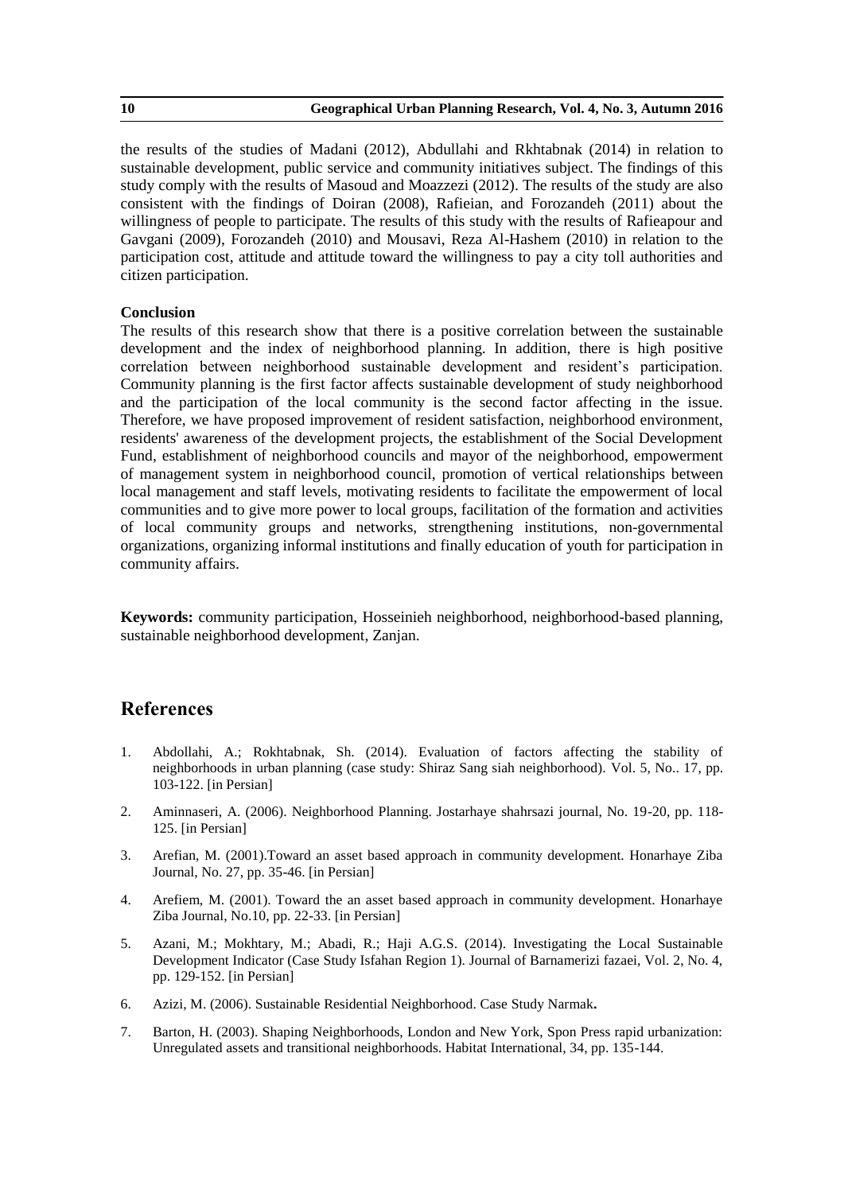the results of the studies of Madani (2012), Abdullahi and Rkhtabnak (2014) in relation to sustainable development, public service and community initiatives subject. The findings of this study comply with the results of Masoud and Moazzezi (2012). The results of the study are also consistent with the findings of Doiran (2008), Rafieian, and Forozandeh (2011) about the willingness of people to participate. The results of this study with the results of Rafieapour and Gavgani (2009), Forozandeh (2010) and Mousavi, Reza Al-Hashem (2010) in relation to the participation cost, attitude and attitude toward the willingness to pay a city toll authorities and citizen participation.

**Conclusion**

The results of this research show that there is a positive correlation between the sustainable development and the index of neighborhood planning. In addition, there is high positive correlation between neighborhood sustainable development and resident's participation. Community planning is the first factor affects sustainable development of study neighborhood and the participation of the local community is the second factor affecting in the issue. Therefore, we have proposed improvement of resident satisfaction, neighborhood environment, residents' awareness of the development projects, the establishment of the Social Development Fund, establishment of neighborhood councils and mayor of the neighborhood, empowerment of management system in neighborhood council, promotion of vertical relationships between local management and staff levels, motivating residents to facilitate the empowerment of local communities and to give more power to local groups, facilitation of the formation and activities of local community groups and networks, strengthening institutions, non-governmental organizations, organizing informal institutions and finally education of youth for participation in community affairs.

**Keywords:** community participation, Hosseinieh neighborhood, neighborhood-based planning, sustainable neighborhood development, Zanjan.

## References

1. Abdollahi, A.; Rokhtabnak, Sh. (2014). Evaluation of factors affecting the stability of neighborhoods in urban planning (case study: Shiraz Sang siah neighborhood). Vol. 5, No.. 17, pp. 103-122. [in Persian]
2. Aminnaseri, A. (2006). Neighborhood Planning. Jostarhaye shahrsazi journal, No. 19-20, pp. 118-125. [in Persian]
3. Arefian, M. (2001).Toward an asset based approach in community development. Honarhaye Ziba Journal, No. 27, pp. 35-46. [in Persian]
4. Arefiem, M. (2001). Toward the an asset based approach in community development. Honarhaye Ziba Journal, No.10, pp. 22-33. [in Persian]
5. Azani, M.; Mokhtary, M.; Abadi, R.; Haji A.G.S. (2014). Investigating the Local Sustainable Development Indicator (Case Study Isfahan Region 1). Journal of Barnamerizi fazaei, Vol. 2, No. 4, pp. 129-152. [in Persian]
6. Azizi, M. (2006). Sustainable Residential Neighborhood. Case Study Narmak**.**
7. Barton, H. (2003). Shaping Neighborhoods, London and New York, Spon Press rapid urbanization: Unregulated assets and transitional neighborhoods. Habitat International, 34, pp. 135-144.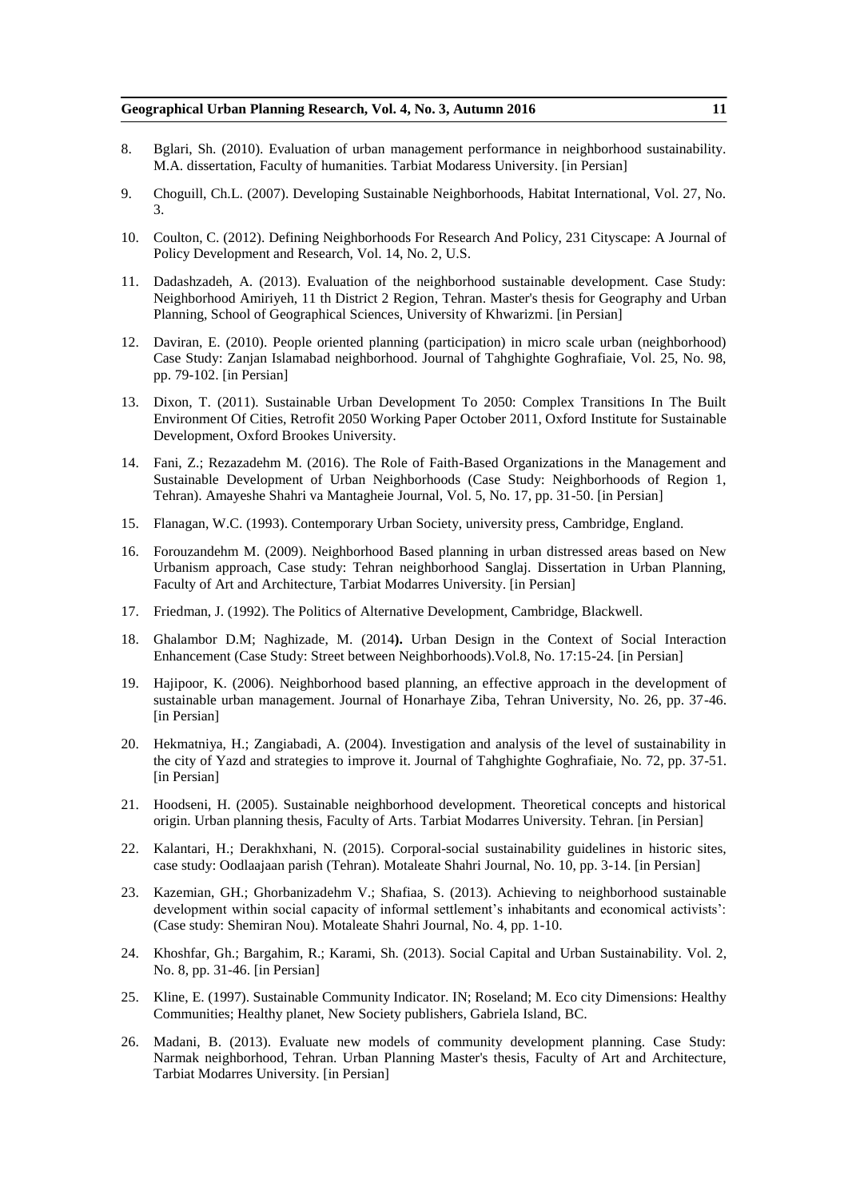8. Bglari, Sh. (2010). Evaluation of urban management performance in neighborhood sustainability. M.A. dissertation, Faculty of humanities. Tarbiat Modaress University. [in Persian]

9. Choguill, Ch.L. (2007). Developing Sustainable Neighborhoods, Habitat International, Vol. 27, No. 3.

10. Coulton, C. (2012). Defining Neighborhoods For Research And Policy, 231 Cityscape: A Journal of Policy Development and Research, Vol. 14, No. 2, U.S.

11. Dadashzadeh, A. (2013). Evaluation of the neighborhood sustainable development. Case Study: Neighborhood Amiriyeh, 11 th District 2 Region, Tehran. Master's thesis for Geography and Urban Planning, School of Geographical Sciences, University of Khwarizmi. [in Persian]

12. Daviran, E. (2010). People oriented planning (participation) in micro scale urban (neighborhood) Case Study: Zanjan Islamabad neighborhood. Journal of Tahghighte Goghrafiaie, Vol. 25, No. 98, pp. 79-102. [in Persian]

13. Dixon, T. (2011). Sustainable Urban Development To 2050: Complex Transitions In The Built Environment Of Cities, Retrofit 2050 Working Paper October 2011, Oxford Institute for Sustainable Development, Oxford Brookes University.

14. Fani, Z.; Rezazadehm M. (2016). The Role of Faith-Based Organizations in the Management and Sustainable Development of Urban Neighborhoods (Case Study: Neighborhoods of Region 1, Tehran). Amayeshe Shahri va Mantagheie Journal, Vol. 5, No. 17, pp. 31-50. [in Persian]

15. Flanagan, W.C. (1993). Contemporary Urban Society, university press, Cambridge, England.

16. Forouzandehm M. (2009). Neighborhood Based planning in urban distressed areas based on New Urbanism approach, Case study: Tehran neighborhood Sanglaj. Dissertation in Urban Planning, Faculty of Art and Architecture, Tarbiat Modarres University. [in Persian]

17. Friedman, J. (1992). The Politics of Alternative Development, Cambridge, Blackwell.

18. Ghalambor D.M; Naghizade, M. (2014**).** Urban Design in the Context of Social Interaction Enhancement (Case Study: Street between Neighborhoods).Vol.8, No. 17:15-24. [in Persian]

19. Hajipoor, K. (2006). Neighborhood based planning, an effective approach in the development of sustainable urban management. Journal of Honarhaye Ziba, Tehran University, No. 26, pp. 37-46. [in Persian]

20. Hekmatniya, H.; Zangiabadi, A. (2004). Investigation and analysis of the level of sustainability in the city of Yazd and strategies to improve it. Journal of Tahghighte Goghrafiaie, No. 72, pp. 37-51. [in Persian]

21. Hoodseni, H. (2005). Sustainable neighborhood development. Theoretical concepts and historical origin. Urban planning thesis, Faculty of Arts. Tarbiat Modarres University. Tehran. [in Persian]

22. Kalantari, H.; Derakhxhani, N. (2015). Corporal-social sustainability guidelines in historic sites, case study: Oodlaajaan parish (Tehran). Motaleate Shahri Journal, No. 10, pp. 3-14. [in Persian]

23. Kazemian, GH.; Ghorbanizadehm V.; Shafiaa, S. (2013). Achieving to neighborhood sustainable development within social capacity of informal settlement's inhabitants and economical activists': (Case study: Shemiran Nou). Motaleate Shahri Journal, No. 4, pp. 1-10.

24. Khoshfar, Gh.; Bargahim, R.; Karami, Sh. (2013). Social Capital and Urban Sustainability. Vol. 2, No. 8, pp. 31-46. [in Persian]

25. Kline, E. (1997). Sustainable Community Indicator. IN; Roseland; M. Eco city Dimensions: Healthy Communities; Healthy planet, New Society publishers, Gabriela Island, BC.

26. Madani, B. (2013). Evaluate new models of community development planning. Case Study: Narmak neighborhood, Tehran. Urban Planning Master's thesis, Faculty of Art and Architecture, Tarbiat Modarres University. [in Persian]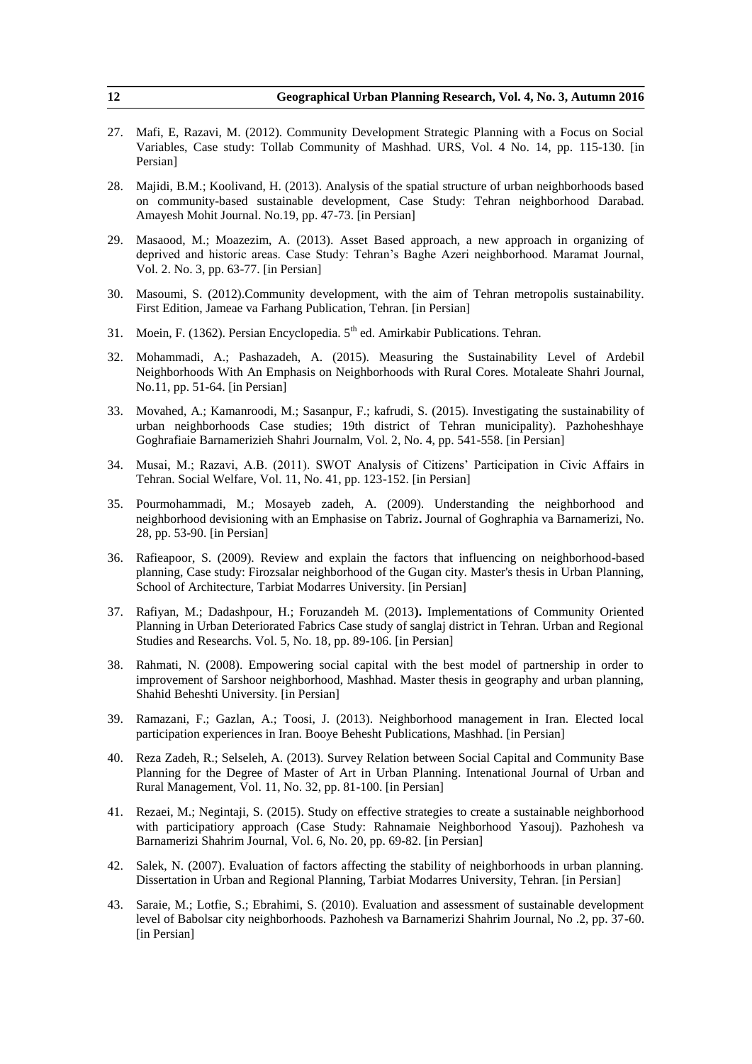27. Mafi, E, Razavi, M. (2012). Community Development Strategic Planning with a Focus on Social Variables, Case study: Tollab Community of Mashhad. URS, Vol. 4 No. 14, pp. 115-130. [in Persian]

28. Majidi, B.M.; Koolivand, H. (2013). Analysis of the spatial structure of urban neighborhoods based on community-based sustainable development, Case Study: Tehran neighborhood Darabad. Amayesh Mohit Journal. No.19, pp. 47-73. [in Persian]

29. Masaood, M.; Moazezim, A. (2013). Asset Based approach, a new approach in organizing of deprived and historic areas. Case Study: Tehran's Baghe Azeri neighborhood. Maramat Journal, Vol. 2. No. 3, pp. 63-77. [in Persian]

30. Masoumi, S. (2012).Community development, with the aim of Tehran metropolis sustainability. First Edition, Jameae va Farhang Publication, Tehran. [in Persian]

31. Moein, F. (1362). Persian Encyclopedia. 5th ed. Amirkabir Publications. Tehran.

32. Mohammadi, A.; Pashazadeh, A. (2015). Measuring the Sustainability Level of Ardebil Neighborhoods With An Emphasis on Neighborhoods with Rural Cores. Motaleate Shahri Journal, No.11, pp. 51-64. [in Persian]

33. Movahed, A.; Kamanroodi, M.; Sasanpur, F.; kafrudi, S. (2015). Investigating the sustainability of urban neighborhoods Case studies; 19th district of Tehran municipality). Pazhoheshhaye Goghrafiaie Barnamerizieh Shahri Journalm, Vol. 2, No. 4, pp. 541-558. [in Persian]

34. Musai, M.; Razavi, A.B. (2011). SWOT Analysis of Citizens' Participation in Civic Affairs in Tehran. Social Welfare, Vol. 11, No. 41, pp. 123-152. [in Persian]

35. Pourmohammadi, M.; Mosayeb zadeh, A. (2009). Understanding the neighborhood and neighborhood devisioning with an Emphasise on Tabriz**.** Journal of Goghraphia va Barnamerizi, No. 28, pp. 53-90. [in Persian]

36. Rafieapoor, S. (2009). Review and explain the factors that influencing on neighborhood-based planning, Case study: Firozsalar neighborhood of the Gugan city. Master's thesis in Urban Planning, School of Architecture, Tarbiat Modarres University. [in Persian]

37. Rafiyan, M.; Dadashpour, H.; Foruzandeh M. (2013**).** Implementations of Community Oriented Planning in Urban Deteriorated Fabrics Case study of sanglaj district in Tehran. Urban and Regional Studies and Researchs. Vol. 5, No. 18, pp. 89-106. [in Persian]

38. Rahmati, N. (2008). Empowering social capital with the best model of partnership in order to improvement of Sarshoor neighborhood, Mashhad. Master thesis in geography and urban planning, Shahid Beheshti University. [in Persian]

39. Ramazani, F.; Gazlan, A.; Toosi, J. (2013). Neighborhood management in Iran. Elected local participation experiences in Iran. Booye Behesht Publications, Mashhad. [in Persian]

40. Reza Zadeh, R.; Selseleh, A. (2013). Survey Relation between Social Capital and Community Base Planning for the Degree of Master of Art in Urban Planning. Intenational Journal of Urban and Rural Management, Vol. 11, No. 32, pp. 81-100. [in Persian]

41. Rezaei, M.; Negintaji, S. (2015). Study on effective strategies to create a sustainable neighborhood with participatiory approach (Case Study: Rahnamaie Neighborhood Yasouj). Pazhohesh va Barnamerizi Shahrim Journal, Vol. 6, No. 20, pp. 69-82. [in Persian]

42. Salek, N. (2007). Evaluation of factors affecting the stability of neighborhoods in urban planning. Dissertation in Urban and Regional Planning, Tarbiat Modarres University, Tehran. [in Persian]

43. Saraie, M.; Lotfie, S.; Ebrahimi, S. (2010). Evaluation and assessment of sustainable development level of Babolsar city neighborhoods. Pazhohesh va Barnamerizi Shahrim Journal, No .2, pp. 37-60. [in Persian]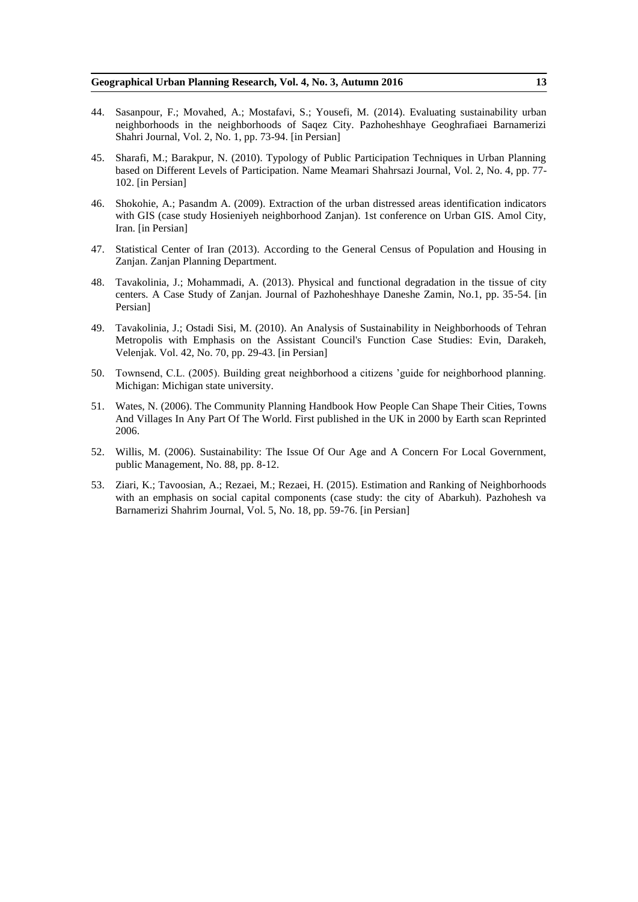44. Sasanpour, F.; Movahed, A.; Mostafavi, S.; Yousefi, M. (2014). Evaluating sustainability urban neighborhoods in the neighborhoods of Saqez City. Pazhoheshhaye Geoghrafiaei Barnamerizi Shahri Journal, Vol. 2, No. 1, pp. 73-94. [in Persian]

45. Sharafi, M.; Barakpur, N. (2010). Typology of Public Participation Techniques in Urban Planning based on Different Levels of Participation. Name Meamari Shahrsazi Journal, Vol. 2, No. 4, pp. 77-102. [in Persian]

46. Shokohie, A.; Pasandm A. (2009). Extraction of the urban distressed areas identification indicators with GIS (case study Hosieniyeh neighborhood Zanjan). 1st conference on Urban GIS. Amol City, Iran. [in Persian]

47. Statistical Center of Iran (2013). According to the General Census of Population and Housing in Zanjan. Zanjan Planning Department.

48. Tavakolinia, J.; Mohammadi, A. (2013). Physical and functional degradation in the tissue of city centers. A Case Study of Zanjan. Journal of Pazhoheshhaye Daneshe Zamin, No.1, pp. 35-54. [in Persian]

49. Tavakolinia, J.; Ostadi Sisi, M. (2010). An Analysis of Sustainability in Neighborhoods of Tehran Metropolis with Emphasis on the Assistant Council's Function Case Studies: Evin, Darakeh, Velenjak. Vol. 42, No. 70, pp. 29-43. [in Persian]

50. Townsend, C.L. (2005). Building great neighborhood a citizens 'guide for neighborhood planning. Michigan: Michigan state university.

51. Wates, N. (2006). The Community Planning Handbook How People Can Shape Their Cities, Towns And Villages In Any Part Of The World. First published in the UK in 2000 by Earth scan Reprinted 2006.

52. Willis, M. (2006). Sustainability: The Issue Of Our Age and A Concern For Local Government, public Management, No. 88, pp. 8-12.

53. Ziari, K.; Tavoosian, A.; Rezaei, M.; Rezaei, H. (2015). Estimation and Ranking of Neighborhoods with an emphasis on social capital components (case study: the city of Abarkuh). Pazhohesh va Barnamerizi Shahrim Journal, Vol. 5, No. 18, pp. 59-76. [in Persian]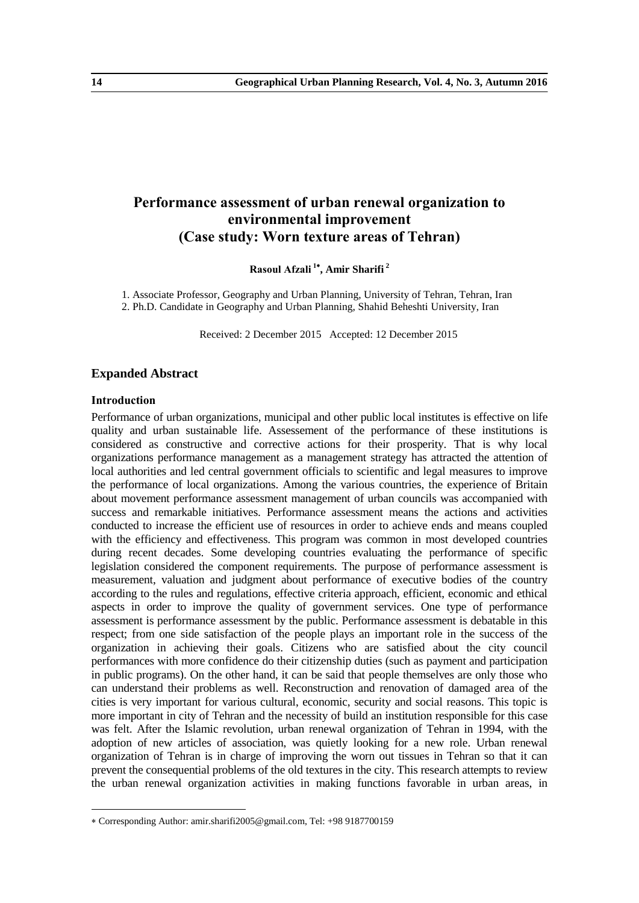# Performance assessment of urban renewal organization to environmental improvement (Case study: Worn texture areas of Tehran)

**Rasoul Afzali [1*], Amir Sharifi [2]**

1. Associate Professor, Geography and Urban Planning, University of Tehran, Tehran, Iran
2. Ph.D. Candidate in Geography and Urban Planning, Shahid Beheshti University, Iran

Received: 2 December 2015 Accepted: 12 December 2015

## Expanded Abstract

### Introduction

Performance of urban organizations, municipal and other public local institutes is effective on life quality and urban sustainable life. Assessement of the performance of these institutions is considered as constructive and corrective actions for their prosperity. That is why local organizations performance management as a management strategy has attracted the attention of local authorities and led central government officials to scientific and legal measures to improve the performance of local organizations. Among the various countries, the experience of Britain about movement performance assessment management of urban councils was accompanied with success and remarkable initiatives. Performance assessment means the actions and activities conducted to increase the efficient use of resources in order to achieve ends and means coupled with the efficiency and effectiveness. This program was common in most developed countries during recent decades. Some developing countries evaluating the performance of specific legislation considered the component requirements. The purpose of performance assessment is measurement, valuation and judgment about performance of executive bodies of the country according to the rules and regulations, effective criteria approach, efficient, economic and ethical aspects in order to improve the quality of government services. One type of performance assessment is performance assessment by the public. Performance assessment is debatable in this respect; from one side satisfaction of the people plays an important role in the success of the organization in achieving their goals. Citizens who are satisfied about the city council performances with more confidence do their citizenship duties (such as payment and participation in public programs). On the other hand, it can be said that people themselves are only those who can understand their problems as well. Reconstruction and renovation of damaged area of the cities is very important for various cultural, economic, security and social reasons. This topic is more important in city of Tehran and the necessity of build an institution responsible for this case was felt. After the Islamic revolution, urban renewal organization of Tehran in 1994, with the adoption of new articles of association, was quietly looking for a new role. Urban renewal organization of Tehran is in charge of improving the worn out tissues in Tehran so that it can prevent the consequential problems of the old textures in the city. This research attempts to review the urban renewal organization activities in making functions favorable in urban areas, in

* Corresponding Author: amir.sharifi2005@gmail.com, Tel: +98 9187700159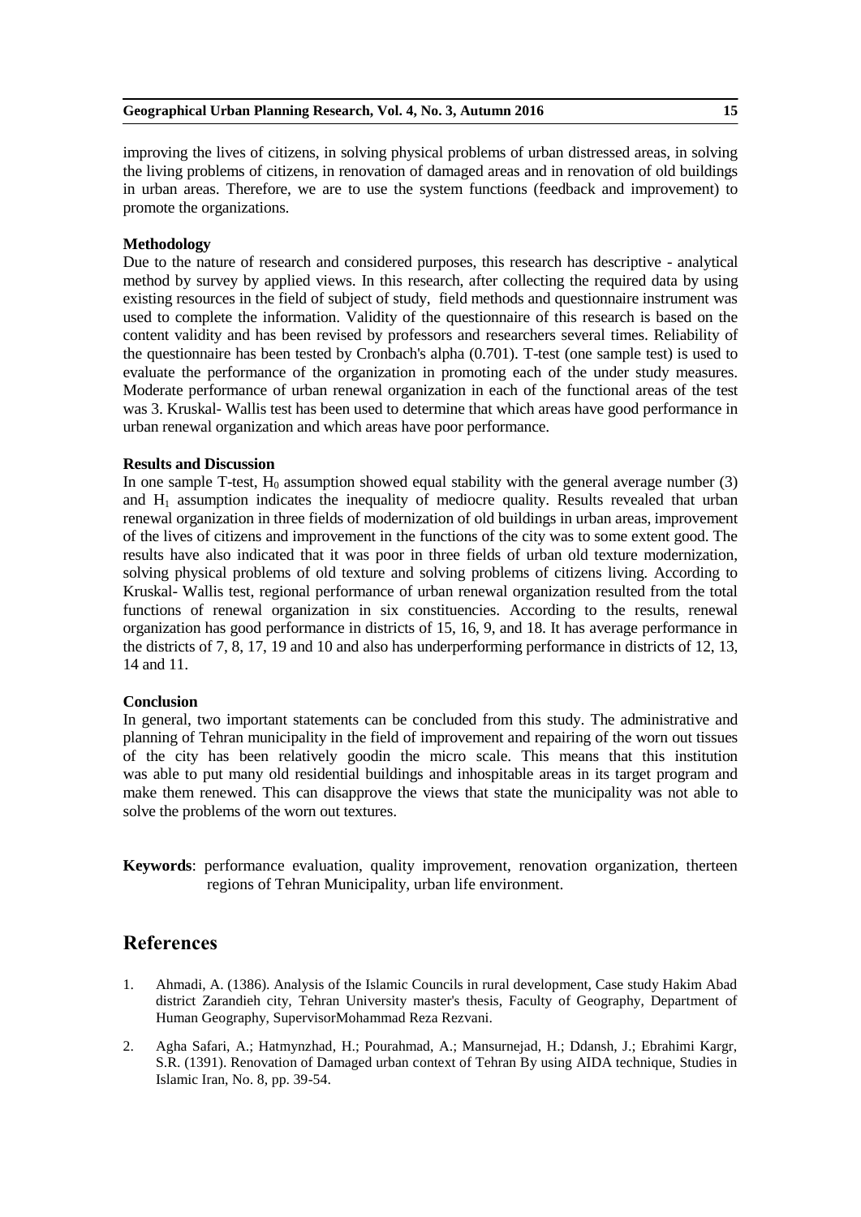improving the lives of citizens, in solving physical problems of urban distressed areas, in solving the living problems of citizens, in renovation of damaged areas and in renovation of old buildings in urban areas. Therefore, we are to use the system functions (feedback and improvement) to promote the organizations.

**Methodology**

Due to the nature of research and considered purposes, this research has descriptive - analytical method by survey by applied views. In this research, after collecting the required data by using existing resources in the field of subject of study,  field methods and questionnaire instrument was used to complete the information. Validity of the questionnaire of this research is based on the content validity and has been revised by professors and researchers several times. Reliability of the questionnaire has been tested by Cronbach's alpha (0.701). T-test (one sample test) is used to evaluate the performance of the organization in promoting each of the under study measures. Moderate performance of urban renewal organization in each of the functional areas of the test was 3. Kruskal- Wallis test has been used to determine that which areas have good performance in urban renewal organization and which areas have poor performance.

**Results and Discussion**

In one sample T-test, $H_0$ assumption showed equal stability with the general average number (3) and $H_1$ assumption indicates the inequality of mediocre quality. Results revealed that urban renewal organization in three fields of modernization of old buildings in urban areas, improvement of the lives of citizens and improvement in the functions of the city was to some extent good. The results have also indicated that it was poor in three fields of urban old texture modernization, solving physical problems of old texture and solving problems of citizens living. According to Kruskal- Wallis test, regional performance of urban renewal organization resulted from the total functions of renewal organization in six constituencies. According to the results, renewal organization has good performance in districts of 15, 16, 9, and 18. It has average performance in the districts of 7, 8, 17, 19 and 10 and also has underperforming performance in districts of 12, 13, 14 and 11.

**Conclusion**

In general, two important statements can be concluded from this study. The administrative and planning of Tehran municipality in the field of improvement and repairing of the worn out tissues of the city has been relatively goodin the micro scale. This means that this institution was able to put many old residential buildings and inhospitable areas in its target program and make them renewed. This can disapprove the views that state the municipality was not able to solve the problems of the worn out textures.

**Keywords**: performance evaluation, quality improvement, renovation organization, therteen regions of Tehran Municipality, urban life environment.

## References

1. Ahmadi, A. (1386). Analysis of the Islamic Councils in rural development, Case study Hakim Abad district Zarandieh city, Tehran University master's thesis, Faculty of Geography, Department of Human Geography, SupervisorMohammad Reza Rezvani.
2. Agha Safari, A.; Hatmynzhad, H.; Pourahmad, A.; Mansurnejad, H.; Ddansh, J.; Ebrahimi Kargr, S.R. (1391). Renovation of Damaged urban context of Tehran By using AIDA technique, Studies in Islamic Iran, No. 8, pp. 39-54.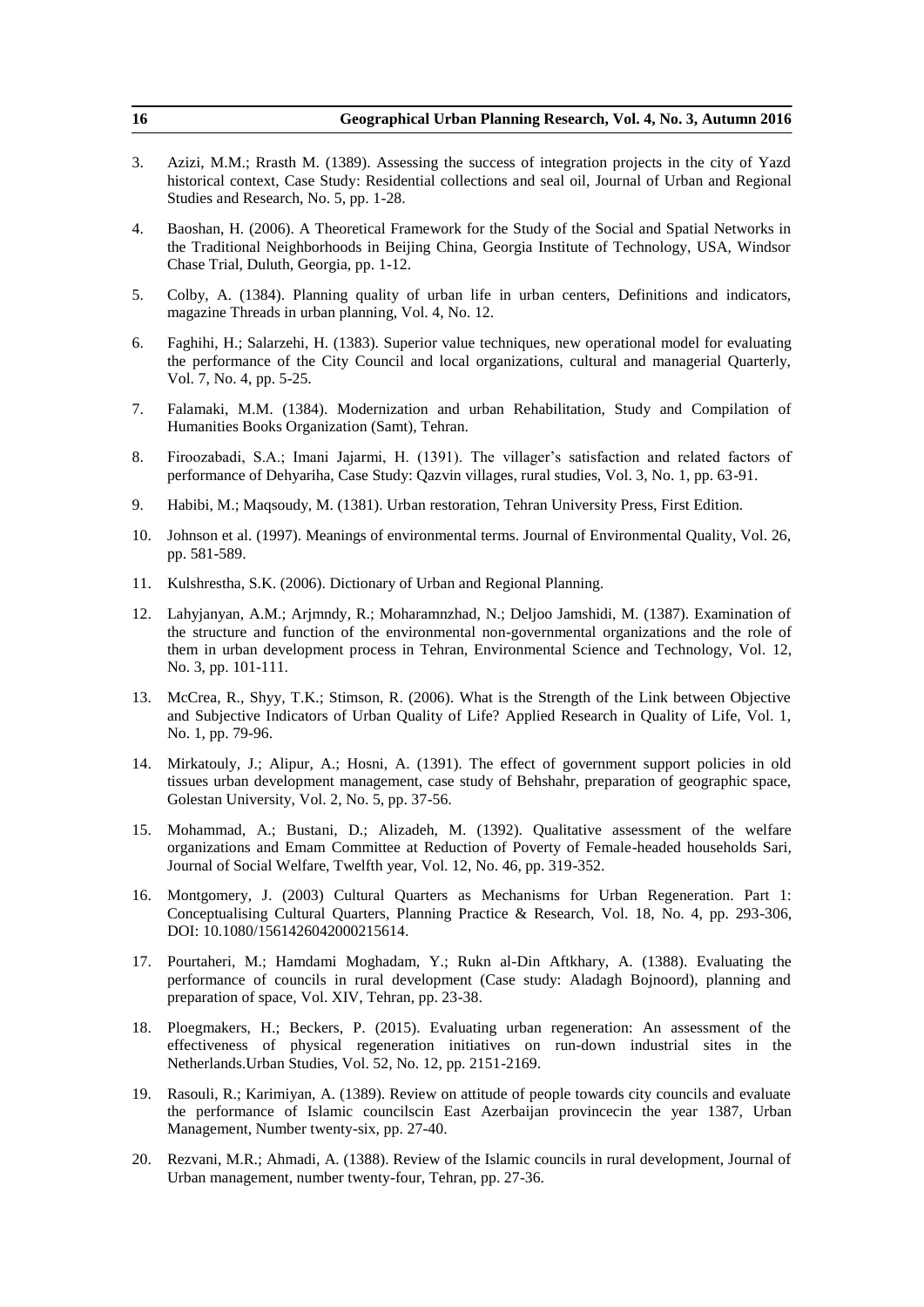3. Azizi, M.M.; Rrasth M. (1389). Assessing the success of integration projects in the city of Yazd historical context, Case Study: Residential collections and seal oil, Journal of Urban and Regional Studies and Research, No. 5, pp. 1-28.

4. Baoshan, H. (2006). A Theoretical Framework for the Study of the Social and Spatial Networks in the Traditional Neighborhoods in Beijing China, Georgia Institute of Technology, USA, Windsor Chase Trial, Duluth, Georgia, pp. 1-12.

5. Colby, A. (1384). Planning quality of urban life in urban centers, Definitions and indicators, magazine Threads in urban planning, Vol. 4, No. 12.

6. Faghihi, H.; Salarzehi, H. (1383). Superior value techniques, new operational model for evaluating the performance of the City Council and local organizations, cultural and managerial Quarterly, Vol. 7, No. 4, pp. 5-25.

7. Falamaki, M.M. (1384). Modernization and urban Rehabilitation, Study and Compilation of Humanities Books Organization (Samt), Tehran.

8. Firoozabadi, S.A.; Imani Jajarmi, H. (1391). The villager's satisfaction and related factors of performance of Dehyariha, Case Study: Qazvin villages, rural studies, Vol. 3, No. 1, pp. 63-91.

9. Habibi, M.; Maqsoudy, M. (1381). Urban restoration, Tehran University Press, First Edition.

10. Johnson et al. (1997). Meanings of environmental terms. Journal of Environmental Quality, Vol. 26, pp. 581-589.

11. Kulshrestha, S.K. (2006). Dictionary of Urban and Regional Planning.

12. Lahyjanyan, A.M.; Arjmndy, R.; Moharamnzhad, N.; Deljoo Jamshidi, M. (1387). Examination of the structure and function of the environmental non-governmental organizations and the role of them in urban development process in Tehran, Environmental Science and Technology, Vol. 12, No. 3, pp. 101-111.

13. McCrea, R., Shyy, T.K.; Stimson, R. (2006). What is the Strength of the Link between Objective and Subjective Indicators of Urban Quality of Life? Applied Research in Quality of Life, Vol. 1, No. 1, pp. 79-96.

14. Mirkatouly, J.; Alipur, A.; Hosni, A. (1391). The effect of government support policies in old tissues urban development management, case study of Behshahr, preparation of geographic space, Golestan University, Vol. 2, No. 5, pp. 37-56.

15. Mohammad, A.; Bustani, D.; Alizadeh, M. (1392). Qualitative assessment of the welfare organizations and Emam Committee at Reduction of Poverty of Female-headed households Sari, Journal of Social Welfare, Twelfth year, Vol. 12, No. 46, pp. 319-352.

16. Montgomery, J. (2003) Cultural Quarters as Mechanisms for Urban Regeneration. Part 1: Conceptualising Cultural Quarters, Planning Practice & Research, Vol. 18, No. 4, pp. 293-306, DOI: 10.1080/1561426042000215614.

17. Pourtaheri, M.; Hamdami Moghadam, Y.; Rukn al-Din Aftkhary, A. (1388). Evaluating the performance of councils in rural development (Case study: Aladagh Bojnoord), planning and preparation of space, Vol. XIV, Tehran, pp. 23-38.

18. Ploegmakers, H.; Beckers, P. (2015). Evaluating urban regeneration: An assessment of the effectiveness of physical regeneration initiatives on run-down industrial sites in the Netherlands.Urban Studies, Vol. 52, No. 12, pp. 2151-2169.

19. Rasouli, R.; Karimiyan, A. (1389). Review on attitude of people towards city councils and evaluate the performance of Islamic councilscin East Azerbaijan provincecin the year 1387, Urban Management, Number twenty-six, pp. 27-40.

20. Rezvani, M.R.; Ahmadi, A. (1388). Review of the Islamic councils in rural development, Journal of Urban management, number twenty-four, Tehran, pp. 27-36.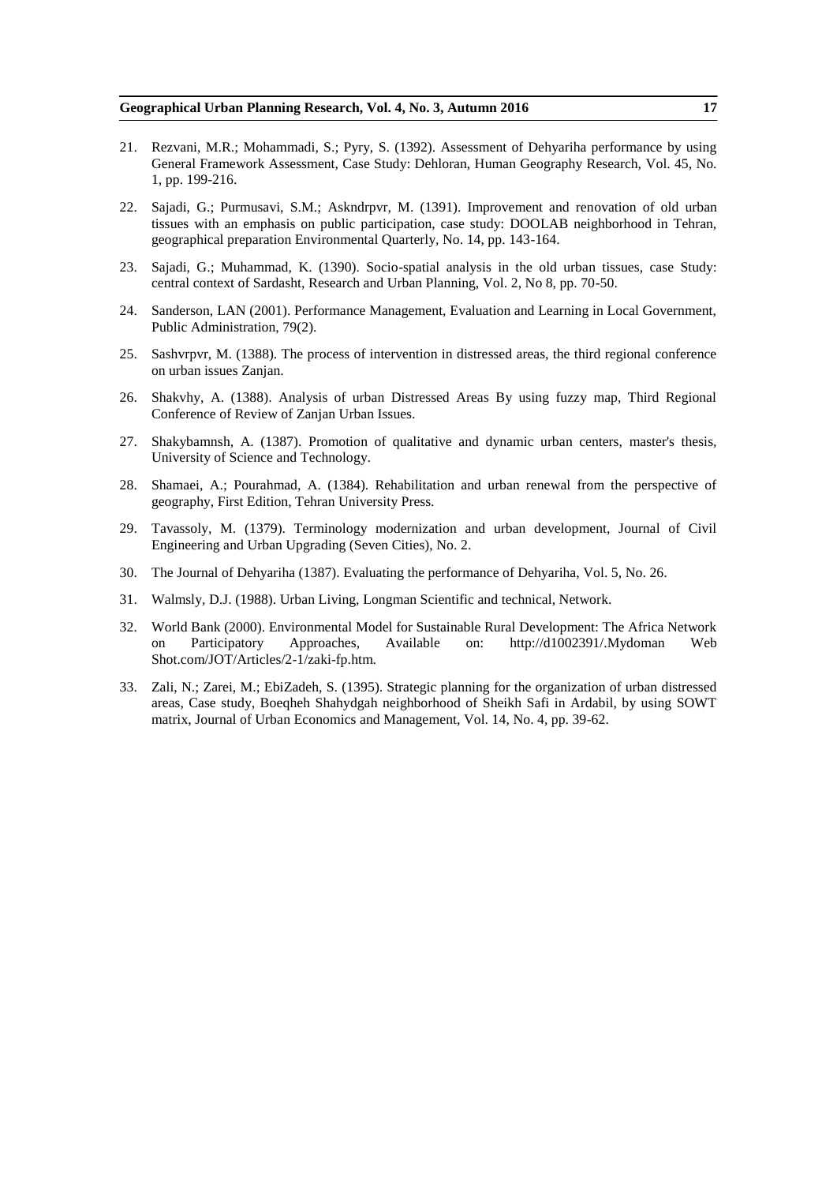21. Rezvani, M.R.; Mohammadi, S.; Pyry, S. (1392). Assessment of Dehyariha performance by using General Framework Assessment, Case Study: Dehloran, Human Geography Research, Vol. 45, No. 1, pp. 199-216.

22. Sajadi, G.; Purmusavi, S.M.; Askndrpvr, M. (1391). Improvement and renovation of old urban tissues with an emphasis on public participation, case study: DOOLAB neighborhood in Tehran, geographical preparation Environmental Quarterly, No. 14, pp. 143-164.

23. Sajadi, G.; Muhammad, K. (1390). Socio-spatial analysis in the old urban tissues, case Study: central context of Sardasht, Research and Urban Planning, Vol. 2, No 8, pp. 70-50.

24. Sanderson, LAN (2001). Performance Management, Evaluation and Learning in Local Government, Public Administration, 79(2).

25. Sashvrpvr, M. (1388). The process of intervention in distressed areas, the third regional conference on urban issues Zanjan.

26. Shakvhy, A. (1388). Analysis of urban Distressed Areas By using fuzzy map, Third Regional Conference of Review of Zanjan Urban Issues.

27. Shakybamnsh, A. (1387). Promotion of qualitative and dynamic urban centers, master's thesis, University of Science and Technology.

28. Shamaei, A.; Pourahmad, A. (1384). Rehabilitation and urban renewal from the perspective of geography, First Edition, Tehran University Press.

29. Tavassoly, M. (1379). Terminology modernization and urban development, Journal of Civil Engineering and Urban Upgrading (Seven Cities), No. 2.

30. The Journal of Dehyariha (1387). Evaluating the performance of Dehyariha, Vol. 5, No. 26.

31. Walmsly, D.J. (1988). Urban Living, Longman Scientific and technical, Network.

32. World Bank (2000). Environmental Model for Sustainable Rural Development: The Africa Network on Participatory Approaches, Available on: http://d1002391/.Mydoman Web Shot.com/JOT/Articles/2-1/zaki-fp.htm.

33. Zali, N.; Zarei, M.; EbiZadeh, S. (1395). Strategic planning for the organization of urban distressed areas, Case study, Boeqheh Shahydgah neighborhood of Sheikh Safi in Ardabil, by using SOWT matrix, Journal of Urban Economics and Management, Vol. 14, No. 4, pp. 39-62.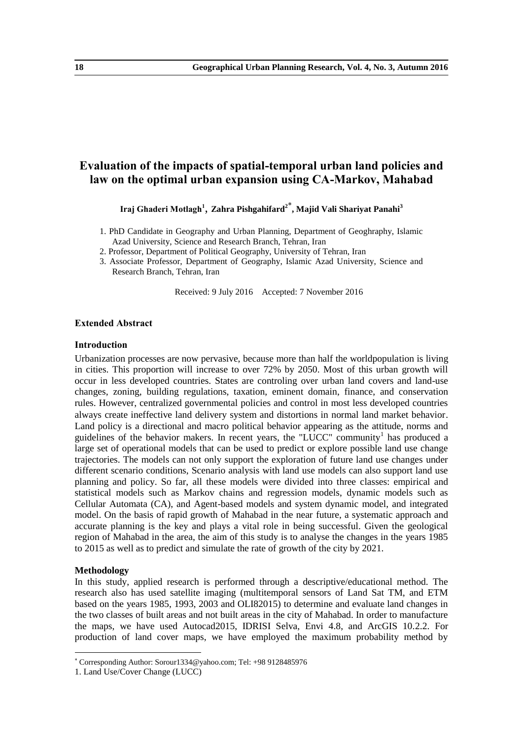# Evaluation of the impacts of spatial-temporal urban land policies and law on the optimal urban expansion using CA-Markov, Mahabad

**Iraj Ghaderi Motlagh[1], Zahra Pishgahifard[2*], Majid Vali Shariyat Panahi[3]**

1. PhD Candidate in Geography and Urban Planning, Department of Geoghraphy, Islamic Azad University, Science and Research Branch, Tehran, Iran
2. Professor, Department of Political Geography, University of Tehran, Iran
3. Associate Professor, Department of Geography, Islamic Azad University, Science and Research Branch, Tehran, Iran

Received: 9 July 2016 Accepted: 7 November 2016

### Extended Abstract

### Introduction

Urbanization processes are now pervasive, because more than half the worldpopulation is living in cities. This proportion will increase to over 72% by 2050. Most of this urban growth will occur in less developed countries. States are controling over urban land covers and land-use changes, zoning, building regulations, taxation, eminent domain, finance, and conservation rules. However, centralized governmental policies and control in most less developed countries always create ineffective land delivery system and distortions in normal land market behavior. Land policy is a directional and macro political behavior appearing as the attitude, norms and guidelines of the behavior makers. In recent years, the "LUCC" community[1] has produced a large set of operational models that can be used to predict or explore possible land use change trajectories. The models can not only support the exploration of future land use changes under different scenario conditions, Scenario analysis with land use models can also support land use planning and policy. So far, all these models were divided into three classes: empirical and statistical models such as Markov chains and regression models, dynamic models such as Cellular Automata (CA), and Agent-based models and system dynamic model, and integrated model. On the basis of rapid growth of Mahabad in the near future, a systematic approach and accurate planning is the key and plays a vital role in being successful. Given the geological region of Mahabad in the area, the aim of this study is to analyse the changes in the years 1985 to 2015 as well as to predict and simulate the rate of growth of the city by 2021.

### Methodology

In this study, applied research is performed through a descriptive/educational method. The research also has used satellite imaging (multitemporal sensors of Land Sat TM, and ETM based on the years 1985, 1993, 2003 and OLI82015) to determine and evaluate land changes in the two classes of built areas and not built areas in the city of Mahabad. In order to manufacture the maps, we have used Autocad2015, IDRISI Selva, Envi 4.8, and ArcGIS 10.2.2. For production of land cover maps, we have employed the maximum probability method by

---

\* Corresponding Author: Sorour1334@yahoo.com; Tel: +98 9128485976

1. Land Use/Cover Change (LUCC)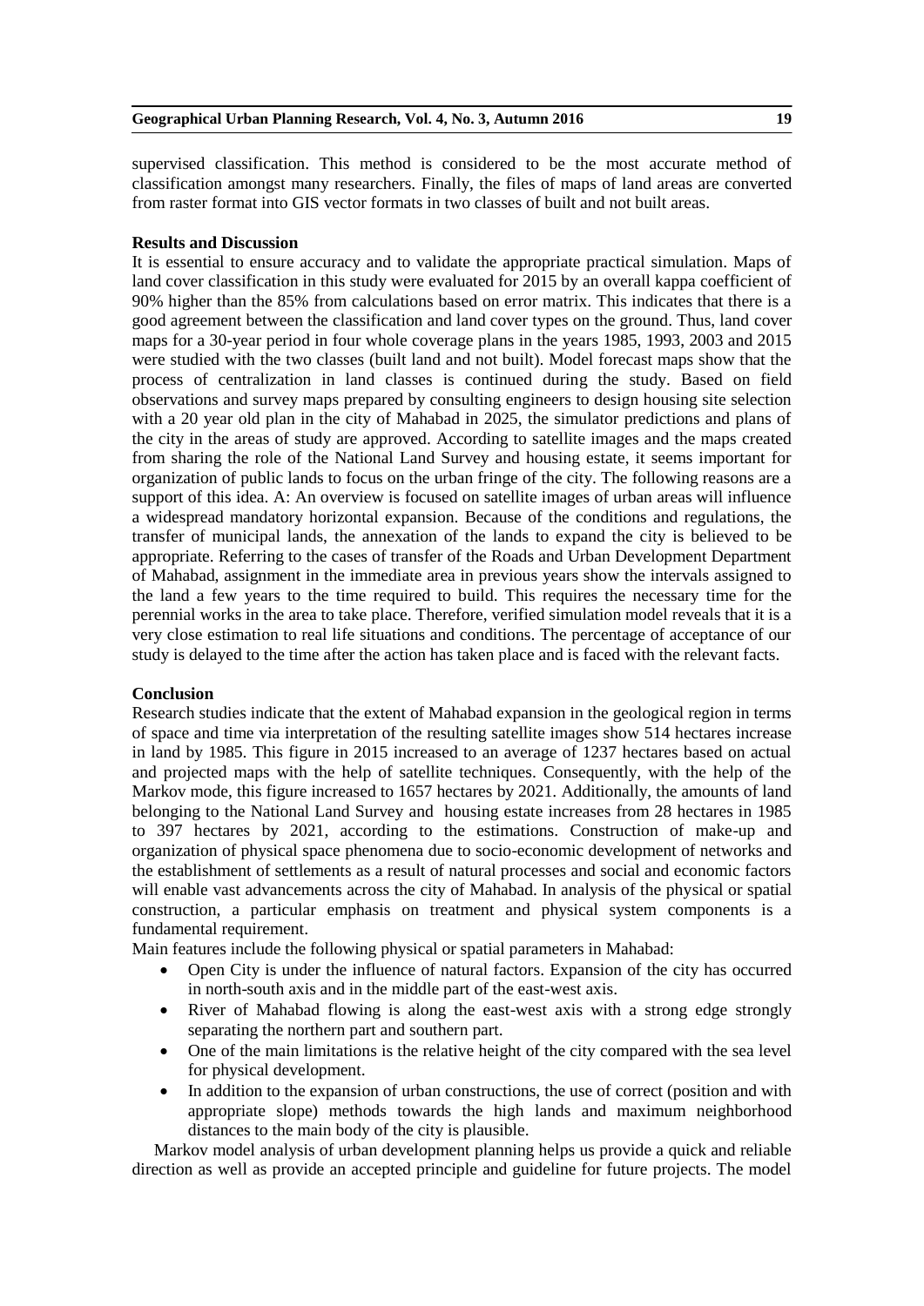supervised classification. This method is considered to be the most accurate method of classification amongst many researchers. Finally, the files of maps of land areas are converted from raster format into GIS vector formats in two classes of built and not built areas.

## Results and Discussion

It is essential to ensure accuracy and to validate the appropriate practical simulation. Maps of land cover classification in this study were evaluated for 2015 by an overall kappa coefficient of 90% higher than the 85% from calculations based on error matrix. This indicates that there is a good agreement between the classification and land cover types on the ground. Thus, land cover maps for a 30-year period in four whole coverage plans in the years 1985, 1993, 2003 and 2015 were studied with the two classes (built land and not built). Model forecast maps show that the process of centralization in land classes is continued during the study. Based on field observations and survey maps prepared by consulting engineers to design housing site selection with a 20 year old plan in the city of Mahabad in 2025, the simulator predictions and plans of the city in the areas of study are approved. According to satellite images and the maps created from sharing the role of the National Land Survey and housing estate, it seems important for organization of public lands to focus on the urban fringe of the city. The following reasons are a support of this idea. A: An overview is focused on satellite images of urban areas will influence a widespread mandatory horizontal expansion. Because of the conditions and regulations, the transfer of municipal lands, the annexation of the lands to expand the city is believed to be appropriate. Referring to the cases of transfer of the Roads and Urban Development Department of Mahabad, assignment in the immediate area in previous years show the intervals assigned to the land a few years to the time required to build. This requires the necessary time for the perennial works in the area to take place. Therefore, verified simulation model reveals that it is a very close estimation to real life situations and conditions. The percentage of acceptance of our study is delayed to the time after the action has taken place and is faced with the relevant facts.

## Conclusion

Research studies indicate that the extent of Mahabad expansion in the geological region in terms of space and time via interpretation of the resulting satellite images show 514 hectares increase in land by 1985. This figure in 2015 increased to an average of 1237 hectares based on actual and projected maps with the help of satellite techniques. Consequently, with the help of the Markov mode, this figure increased to 1657 hectares by 2021. Additionally, the amounts of land belonging to the National Land Survey and housing estate increases from 28 hectares in 1985 to 397 hectares by 2021, according to the estimations. Construction of make-up and organization of physical space phenomena due to socio-economic development of networks and the establishment of settlements as a result of natural processes and social and economic factors will enable vast advancements across the city of Mahabad. In analysis of the physical or spatial construction, a particular emphasis on treatment and physical system components is a fundamental requirement.

Main features include the following physical or spatial parameters in Mahabad:

- Open City is under the influence of natural factors. Expansion of the city has occurred in north-south axis and in the middle part of the east-west axis.
- River of Mahabad flowing is along the east-west axis with a strong edge strongly separating the northern part and southern part.
- One of the main limitations is the relative height of the city compared with the sea level for physical development.
- In addition to the expansion of urban constructions, the use of correct (position and with appropriate slope) methods towards the high lands and maximum neighborhood distances to the main body of the city is plausible.

Markov model analysis of urban development planning helps us provide a quick and reliable direction as well as provide an accepted principle and guideline for future projects. The model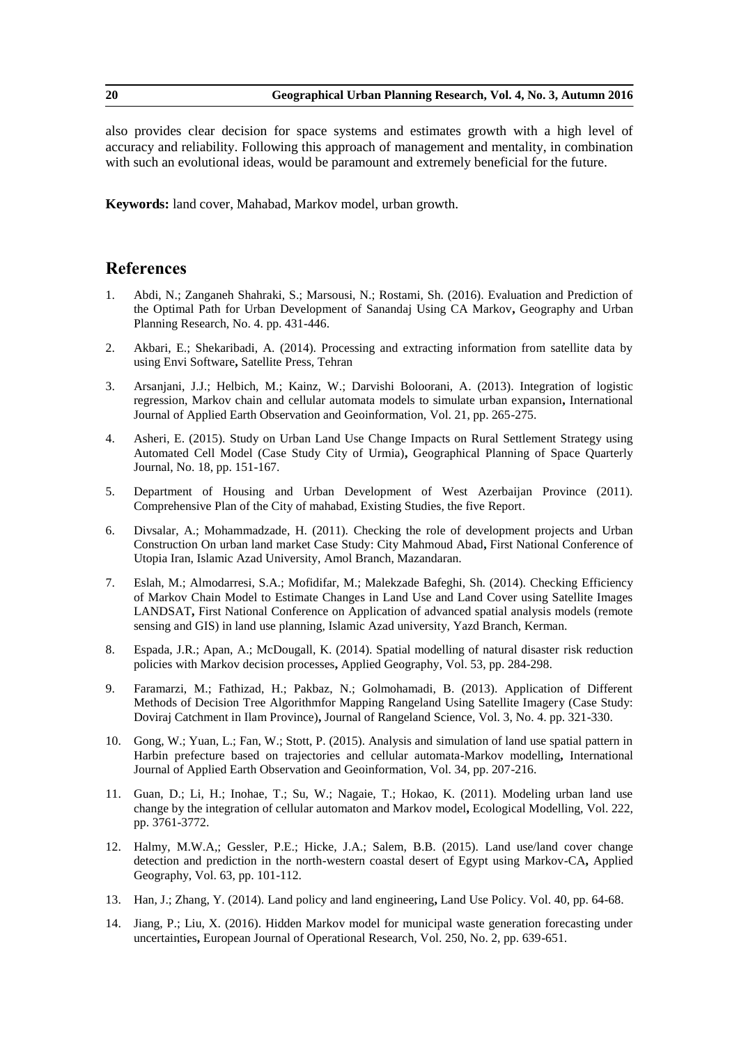also provides clear decision for space systems and estimates growth with a high level of accuracy and reliability. Following this approach of management and mentality, in combination with such an evolutional ideas, would be paramount and extremely beneficial for the future.

**Keywords:** land cover, Mahabad, Markov model, urban growth.

## References

1. Abdi, N.; Zanganeh Shahraki, S.; Marsousi, N.; Rostami, Sh. (2016). Evaluation and Prediction of the Optimal Path for Urban Development of Sanandaj Using CA Markov**,** Geography and Urban Planning Research, No. 4. pp. 431-446.

2. Akbari, E.; Shekaribadi, A. (2014). Processing and extracting information from satellite data by using Envi Software**,** Satellite Press, Tehran

3. Arsanjani, J.J.; Helbich, M.; Kainz, W.; Darvishi Boloorani, A. (2013). Integration of logistic regression, Markov chain and cellular automata models to simulate urban expansion**,** International Journal of Applied Earth Observation and Geoinformation, Vol. 21, pp. 265-275.

4. Asheri, E. (2015). Study on Urban Land Use Change Impacts on Rural Settlement Strategy using Automated Cell Model (Case Study City of Urmia)**,** Geographical Planning of Space Quarterly Journal, No. 18, pp. 151-167.

5. Department of Housing and Urban Development of West Azerbaijan Province (2011). Comprehensive Plan of the City of mahabad, Existing Studies, the five Report.

6. Divsalar, A.; Mohammadzade, H. (2011). Checking the role of development projects and Urban Construction On urban land market Case Study: City Mahmoud Abad**,** First National Conference of Utopia Iran, Islamic Azad University, Amol Branch, Mazandaran.

7. Eslah, M.; Almodarresi, S.A.; Mofidifar, M.; Malekzade Bafeghi, Sh. (2014). Checking Efficiency of Markov Chain Model to Estimate Changes in Land Use and Land Cover using Satellite Images LANDSAT**,** First National Conference on Application of advanced spatial analysis models (remote sensing and GIS) in land use planning, Islamic Azad university, Yazd Branch, Kerman.

8. Espada, J.R.; Apan, A.; McDougall, K. (2014). Spatial modelling of natural disaster risk reduction policies with Markov decision processes**,** Applied Geography, Vol. 53, pp. 284-298.

9. Faramarzi, M.; Fathizad, H.; Pakbaz, N.; Golmohamadi, B. (2013). Application of Different Methods of Decision Tree Algorithmfor Mapping Rangeland Using Satellite Imagery (Case Study: Doviraj Catchment in Ilam Province)**,** Journal of Rangeland Science, Vol. 3, No. 4. pp. 321-330.

10. Gong, W.; Yuan, L.; Fan, W.; Stott, P. (2015). Analysis and simulation of land use spatial pattern in Harbin prefecture based on trajectories and cellular automata-Markov modelling**,** International Journal of Applied Earth Observation and Geoinformation, Vol. 34, pp. 207-216.

11. Guan, D.; Li, H.; Inohae, T.; Su, W.; Nagaie, T.; Hokao, K. (2011). Modeling urban land use change by the integration of cellular automaton and Markov model**,** Ecological Modelling, Vol. 222, pp. 3761-3772.

12. Halmy, M.W.A,; Gessler, P.E.; Hicke, J.A.; Salem, B.B. (2015). Land use/land cover change detection and prediction in the north-western coastal desert of Egypt using Markov-CA**,** Applied Geography, Vol. 63, pp. 101-112.

13. Han, J.; Zhang, Y. (2014). Land policy and land engineering**,** Land Use Policy. Vol. 40, pp. 64-68.

14. Jiang, P.; Liu, X. (2016). Hidden Markov model for municipal waste generation forecasting under uncertainties**,** European Journal of Operational Research, Vol. 250, No. 2, pp. 639-651.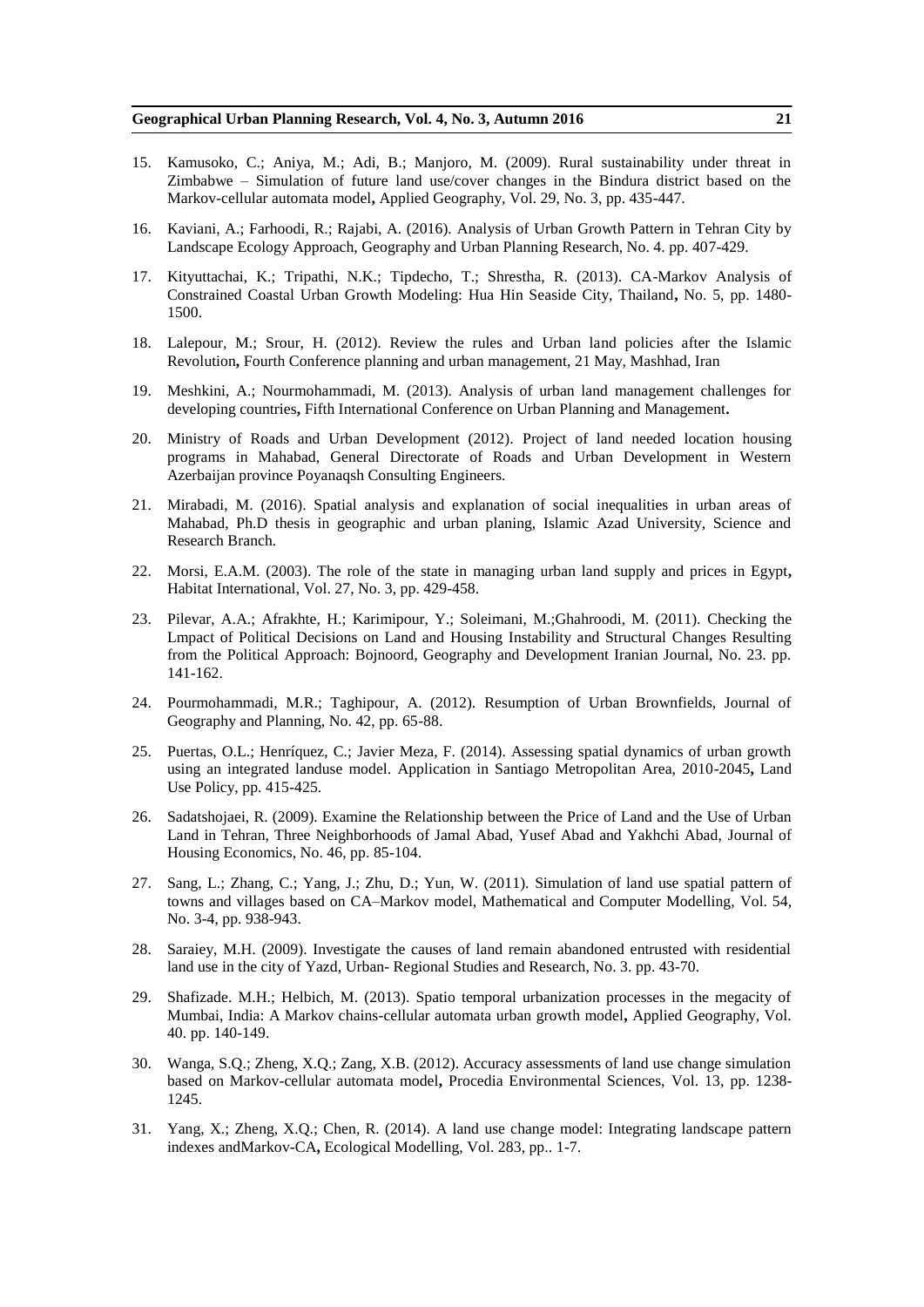15. Kamusoko, C.; Aniya, M.; Adi, B.; Manjoro, M. (2009). Rural sustainability under threat in Zimbabwe – Simulation of future land use/cover changes in the Bindura district based on the Markov-cellular automata model**,** Applied Geography, Vol. 29, No. 3, pp. 435-447.

16. Kaviani, A.; Farhoodi, R.; Rajabi, A. (2016). Analysis of Urban Growth Pattern in Tehran City by Landscape Ecology Approach, Geography and Urban Planning Research, No. 4. pp. 407-429.

17. Kityuttachai, K.; Tripathi, N.K.; Tipdecho, T.; Shrestha, R. (2013). CA-Markov Analysis of Constrained Coastal Urban Growth Modeling: Hua Hin Seaside City, Thailand**,** No. 5, pp. 1480-1500.

18. Lalepour, M.; Srour, H. (2012). Review the rules and Urban land policies after the Islamic Revolution**,** Fourth Conference planning and urban management, 21 May, Mashhad, Iran

19. Meshkini, A.; Nourmohammadi, M. (2013). Analysis of urban land management challenges for developing countries**,** Fifth International Conference on Urban Planning and Management**.**

20. Ministry of Roads and Urban Development (2012). Project of land needed location housing programs in Mahabad, General Directorate of Roads and Urban Development in Western Azerbaijan province Poyanaqsh Consulting Engineers.

21. Mirabadi, M. (2016). Spatial analysis and explanation of social inequalities in urban areas of Mahabad, Ph.D thesis in geographic and urban planing, Islamic Azad University, Science and Research Branch.

22. Morsi, E.A.M. (2003). The role of the state in managing urban land supply and prices in Egypt**,** Habitat International, Vol. 27, No. 3, pp. 429-458.

23. Pilevar, A.A.; Afrakhte, H.; Karimipour, Y.; Soleimani, M.;Ghahroodi, M. (2011). Checking the Lmpact of Political Decisions on Land and Housing Instability and Structural Changes Resulting from the Political Approach: Bojnoord, Geography and Development Iranian Journal, No. 23. pp. 141-162.

24. Pourmohammadi, M.R.; Taghipour, A. (2012). Resumption of Urban Brownfields, Journal of Geography and Planning, No. 42, pp. 65-88.

25. Puertas, O.L.; Henríquez, C.; Javier Meza, F. (2014). Assessing spatial dynamics of urban growth using an integrated landuse model. Application in Santiago Metropolitan Area, 2010-2045**,** Land Use Policy, pp. 415-425.

26. Sadatshojaei, R. (2009). Examine the Relationship between the Price of Land and the Use of Urban Land in Tehran, Three Neighborhoods of Jamal Abad, Yusef Abad and Yakhchi Abad, Journal of Housing Economics, No. 46, pp. 85-104.

27. Sang, L.; Zhang, C.; Yang, J.; Zhu, D.; Yun, W. (2011). Simulation of land use spatial pattern of towns and villages based on CA–Markov model, Mathematical and Computer Modelling, Vol. 54, No. 3-4, pp. 938-943.

28. Saraiey, M.H. (2009). Investigate the causes of land remain abandoned entrusted with residential land use in the city of Yazd, Urban- Regional Studies and Research, No. 3. pp. 43-70.

29. Shafizade. M.H.; Helbich, M. (2013). Spatio temporal urbanization processes in the megacity of Mumbai, India: A Markov chains-cellular automata urban growth model**,** Applied Geography, Vol. 40. pp. 140-149.

30. Wanga, S.Q.; Zheng, X.Q.; Zang, X.B. (2012). Accuracy assessments of land use change simulation based on Markov-cellular automata model**,** Procedia Environmental Sciences, Vol. 13, pp. 1238-1245.

31. Yang, X.; Zheng, X.Q.; Chen, R. (2014). A land use change model: Integrating landscape pattern indexes andMarkov-CA**,** Ecological Modelling, Vol. 283, pp.. 1-7.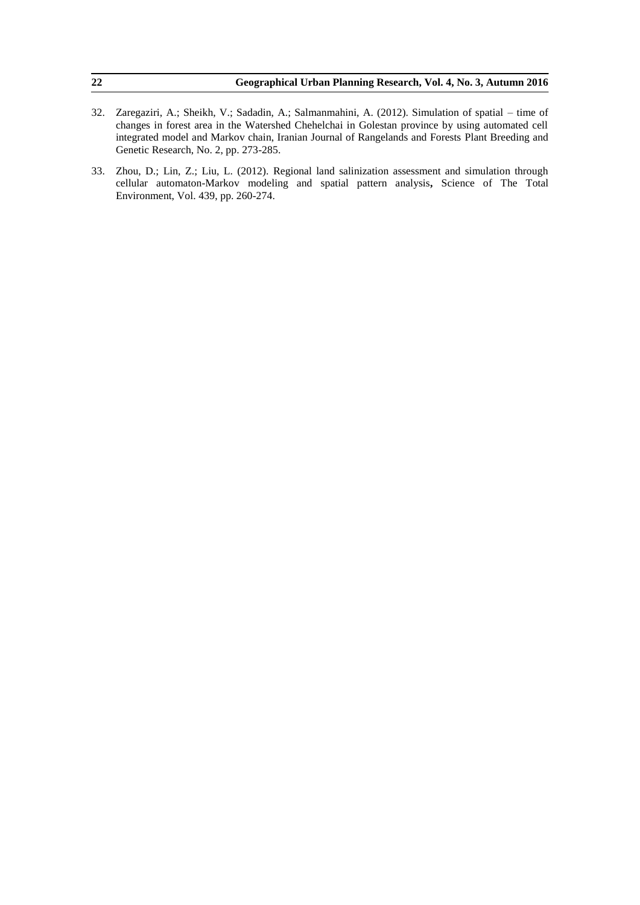32. Zaregaziri, A.; Sheikh, V.; Sadadin, A.; Salmanmahini, A. (2012). Simulation of spatial – time of changes in forest area in the Watershed Chehelchai in Golestan province by using automated cell integrated model and Markov chain, Iranian Journal of Rangelands and Forests Plant Breeding and Genetic Research, No. 2, pp. 273-285.

33. Zhou, D.; Lin, Z.; Liu, L. (2012). Regional land salinization assessment and simulation through cellular automaton-Markov modeling and spatial pattern analysis, Science of The Total Environment, Vol. 439, pp. 260-274.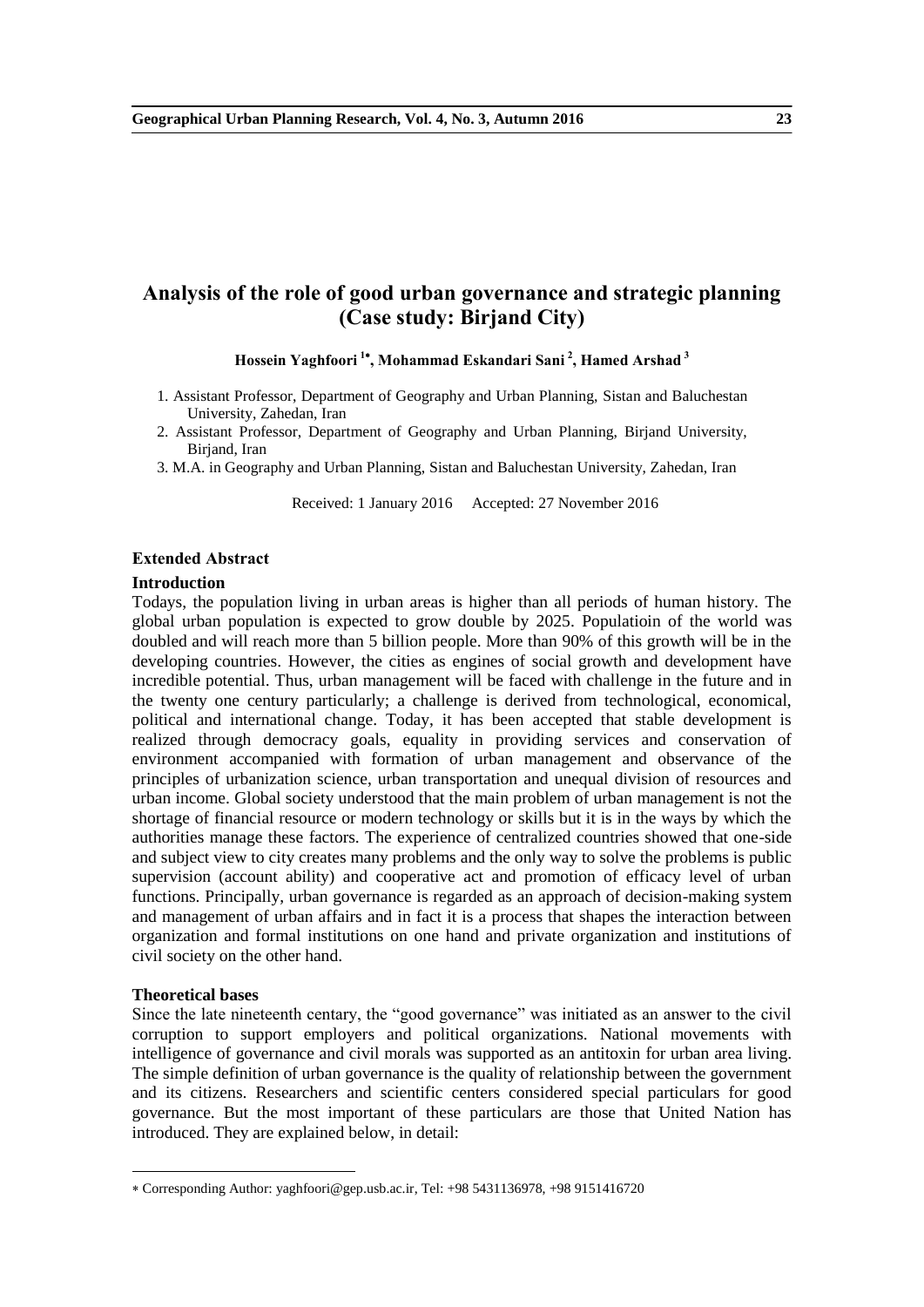# Analysis of the role of good urban governance and strategic planning (Case study: Birjand City)

**Hossein Yaghfoori [1*], Mohammad Eskandari Sani [2], Hamed Arshad [3]**

1. Assistant Professor, Department of Geography and Urban Planning, Sistan and Baluchestan University, Zahedan, Iran
2. Assistant Professor, Department of Geography and Urban Planning, Birjand University, Birjand, Iran
3. M.A. in Geography and Urban Planning, Sistan and Baluchestan University, Zahedan, Iran

Received: 1 January 2016  Accepted: 27 November 2016

## Extended Abstract

### Introduction

Todays, the population living in urban areas is higher than all periods of human history. The global urban population is expected to grow double by 2025. Populatioin of the world was doubled and will reach more than 5 billion people. More than 90% of this growth will be in the developing countries. However, the cities as engines of social growth and development have incredible potential. Thus, urban management will be faced with challenge in the future and in the twenty one century particularly; a challenge is derived from technological, economical, political and international change. Today, it has been accepted that stable development is realized through democracy goals, equality in providing services and conservation of environment accompanied with formation of urban management and observance of the principles of urbanization science, urban transportation and unequal division of resources and urban income. Global society understood that the main problem of urban management is not the shortage of financial resource or modern technology or skills but it is in the ways by which the authorities manage these factors. The experience of centralized countries showed that one-side and subject view to city creates many problems and the only way to solve the problems is public supervision (account ability) and cooperative act and promotion of efficacy level of urban functions. Principally, urban governance is regarded as an approach of decision-making system and management of urban affairs and in fact it is a process that shapes the interaction between organization and formal institutions on one hand and private organization and institutions of civil society on the other hand.

### Theoretical bases

Since the late nineteenth centary, the "good governance" was initiated as an answer to the civil corruption to support employers and political organizations. National movements with intelligence of governance and civil morals was supported as an antitoxin for urban area living. The simple definition of urban governance is the quality of relationship between the government and its citizens. Researchers and scientific centers considered special particulars for good governance. But the most important of these particulars are those that United Nation has introduced. They are explained below, in detail:

---

* Corresponding Author: yaghfoori@gep.usb.ac.ir, Tel: +98 5431136978, +98 9151416720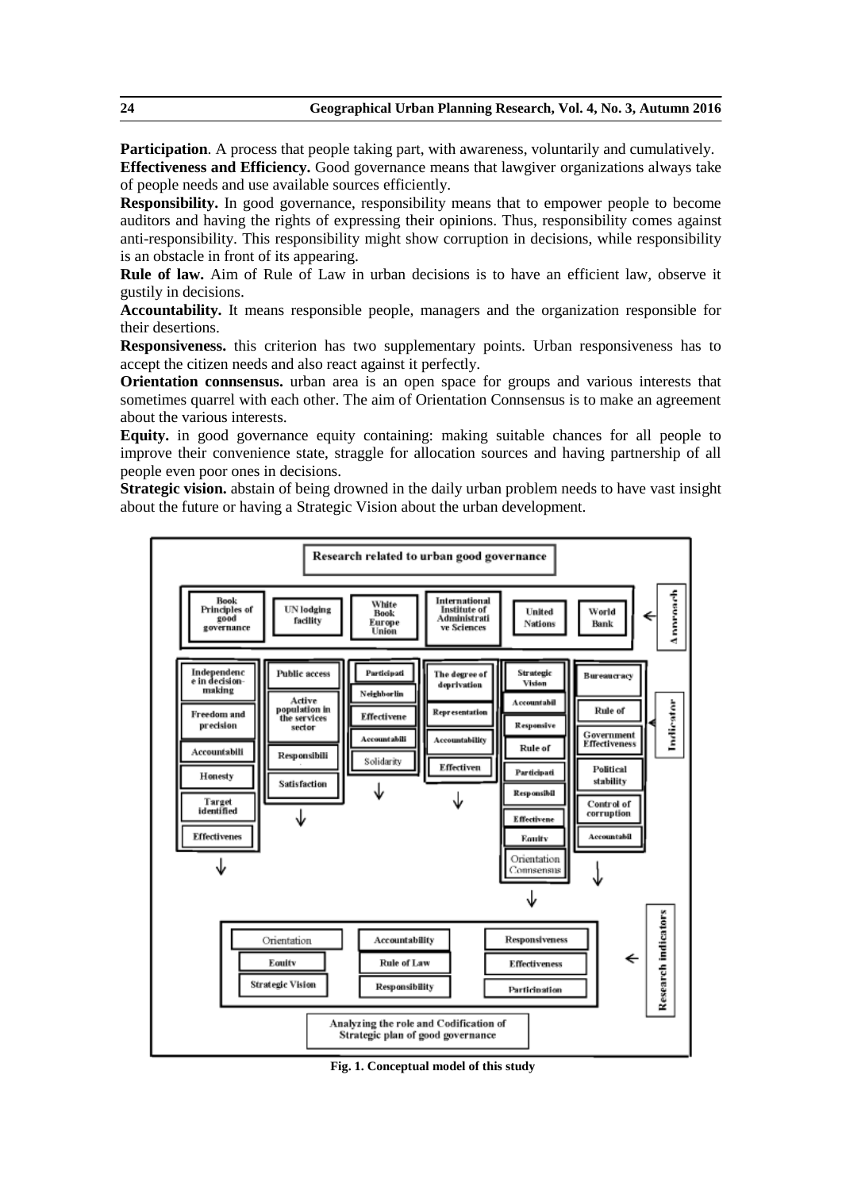**Participation**. A process that people taking part, with awareness, voluntarily and cumulatively.

**Effectiveness and Efficiency.** Good governance means that lawgiver organizations always take of people needs and use available sources efficiently.

**Responsibility.** In good governance, responsibility means that to empower people to become auditors and having the rights of expressing their opinions. Thus, responsibility comes against anti-responsibility. This responsibility might show corruption in decisions, while responsibility is an obstacle in front of its appearing.

**Rule of law.** Aim of Rule of Law in urban decisions is to have an efficient law, observe it gustily in decisions.

**Accountability.** It means responsible people, managers and the organization responsible for their desertions.

**Responsiveness.** this criterion has two supplementary points. Urban responsiveness has to accept the citizen needs and also react against it perfectly.

**Orientation connsensus.** urban area is an open space for groups and various interests that sometimes quarrel with each other. The aim of Orientation Connsensus is to make an agreement about the various interests.

**Equity.** in good governance equity containing: making suitable chances for all people to improve their convenience state, straggle for allocation sources and having partnership of all people even poor ones in decisions.

**Strategic vision.** abstain of being drowned in the daily urban problem needs to have vast insight about the future or having a Strategic Vision about the urban development.

**Fig. 1. Conceptual model of this study**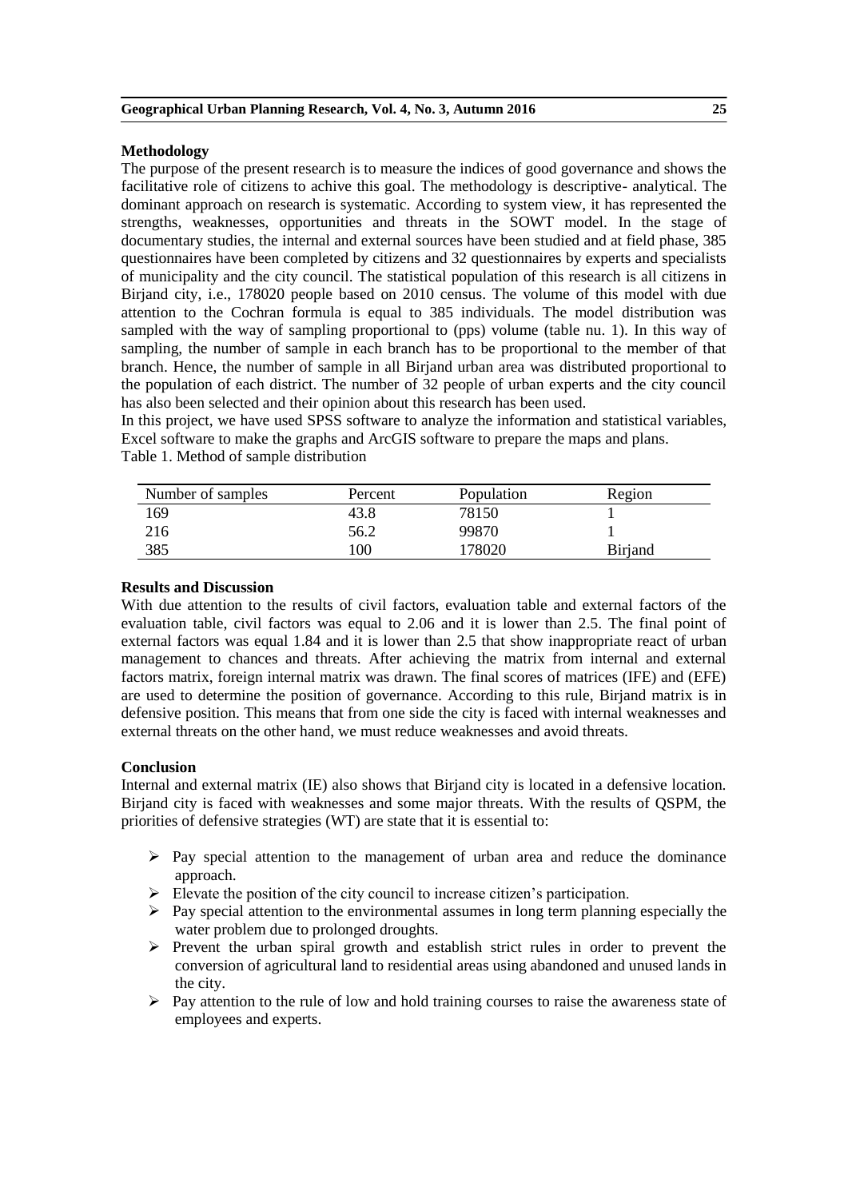## Methodology

The purpose of the present research is to measure the indices of good governance and shows the facilitative role of citizens to achive this goal. The methodology is descriptive- analytical. The dominant approach on research is systematic. According to system view, it has represented the strengths, weaknesses, opportunities and threats in the SOWT model. In the stage of documentary studies, the internal and external sources have been studied and at field phase, 385 questionnaires have been completed by citizens and 32 questionnaires by experts and specialists of municipality and the city council. The statistical population of this research is all citizens in Birjand city, i.e., 178020 people based on 2010 census. The volume of this model with due attention to the Cochran formula is equal to 385 individuals. The model distribution was sampled with the way of sampling proportional to (pps) volume (table nu. 1). In this way of sampling, the number of sample in each branch has to be proportional to the member of that branch. Hence, the number of sample in all Birjand urban area was distributed proportional to the population of each district. The number of 32 people of urban experts and the city council has also been selected and their opinion about this research has been used.

In this project, we have used SPSS software to analyze the information and statistical variables, Excel software to make the graphs and ArcGIS software to prepare the maps and plans.

Table 1. Method of sample distribution

| Number of samples | Percent | Population | Region |
|---|---|---|---|
| 169 | 43.8 | 78150 | 1 |
| 216 | 56.2 | 99870 | 1 |
| 385 | 100 | 178020 | Birjand |

## Results and Discussion

With due attention to the results of civil factors, evaluation table and external factors of the evaluation table, civil factors was equal to 2.06 and it is lower than 2.5. The final point of external factors was equal 1.84 and it is lower than 2.5 that show inappropriate react of urban management to chances and threats. After achieving the matrix from internal and external factors matrix, foreign internal matrix was drawn. The final scores of matrices (IFE) and (EFE) are used to determine the position of governance. According to this rule, Birjand matrix is in defensive position. This means that from one side the city is faced with internal weaknesses and external threats on the other hand, we must reduce weaknesses and avoid threats.

## Conclusion

Internal and external matrix (IE) also shows that Birjand city is located in a defensive location. Birjand city is faced with weaknesses and some major threats. With the results of QSPM, the priorities of defensive strategies (WT) are state that it is essential to:

- Pay special attention to the management of urban area and reduce the dominance approach.
- Elevate the position of the city council to increase citizen's participation.
- Pay special attention to the environmental assumes in long term planning especially the water problem due to prolonged droughts.
- Prevent the urban spiral growth and establish strict rules in order to prevent the conversion of agricultural land to residential areas using abandoned and unused lands in the city.
- Pay attention to the rule of low and hold training courses to raise the awareness state of employees and experts.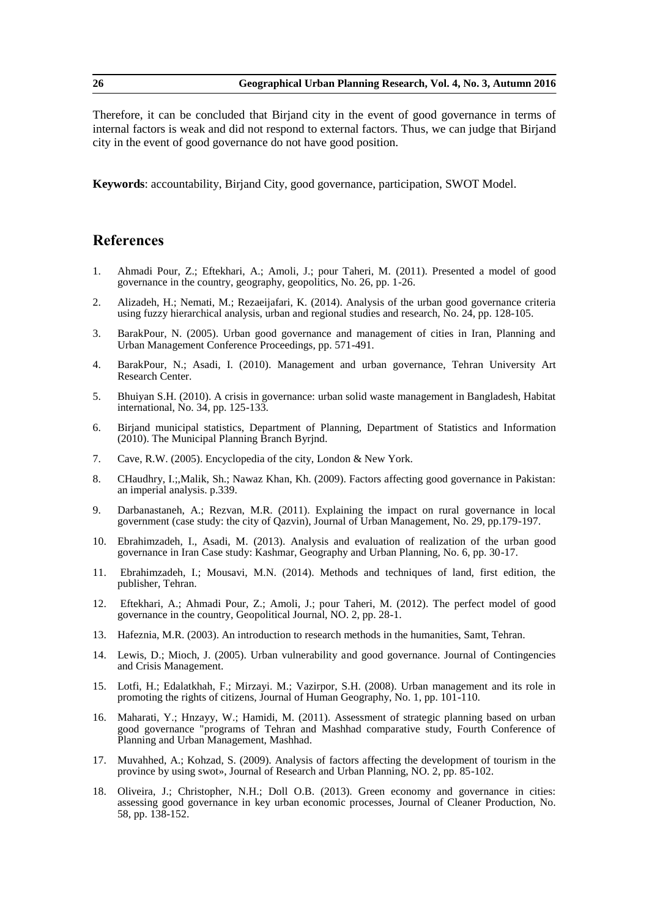Therefore, it can be concluded that Birjand city in the event of good governance in terms of internal factors is weak and did not respond to external factors. Thus, we can judge that Birjand city in the event of good governance do not have good position.

**Keywords**: accountability, Birjand City, good governance, participation, SWOT Model.

## References

1. Ahmadi Pour, Z.; Eftekhari, A.; Amoli, J.; pour Taheri, M. (2011). Presented a model of good governance in the country, geography, geopolitics, No. 26, pp. 1-26.
2. Alizadeh, H.; Nemati, M.; Rezaeijafari, K. (2014). Analysis of the urban good governance criteria using fuzzy hierarchical analysis, urban and regional studies and research, No. 24, pp. 128-105.
3. BarakPour, N. (2005). Urban good governance and management of cities in Iran, Planning and Urban Management Conference Proceedings, pp. 571-491.
4. BarakPour, N.; Asadi, I. (2010). Management and urban governance, Tehran University Art Research Center.
5. Bhuiyan S.H. (2010). A crisis in governance: urban solid waste management in Bangladesh, Habitat international, No. 34, pp. 125-133.
6. Birjand municipal statistics, Department of Planning, Department of Statistics and Information (2010). The Municipal Planning Branch Byrjnd.
7. Cave, R.W. (2005). Encyclopedia of the city, London & New York.
8. CHaudhry, I.;,Malik, Sh.; Nawaz Khan, Kh. (2009). Factors affecting good governance in Pakistan: an imperial analysis. p.339.
9. Darbanastaneh, A.; Rezvan, M.R. (2011). Explaining the impact on rural governance in local government (case study: the city of Qazvin), Journal of Urban Management, No. 29, pp.179-197.
10. Ebrahimzadeh, I., Asadi, M. (2013). Analysis and evaluation of realization of the urban good governance in Iran Case study: Kashmar, Geography and Urban Planning, No. 6, pp. 30-17.
11. Ebrahimzadeh, I.; Mousavi, M.N. (2014). Methods and techniques of land, first edition, the publisher, Tehran.
12. Eftekhari, A.; Ahmadi Pour, Z.; Amoli, J.; pour Taheri, M. (2012). The perfect model of good governance in the country, Geopolitical Journal, NO. 2, pp. 28-1.
13. Hafeznia, M.R. (2003). An introduction to research methods in the humanities, Samt, Tehran.
14. Lewis, D.; Mioch, J. (2005). Urban vulnerability and good governance. Journal of Contingencies and Crisis Management.
15. Lotfi, H.; Edalatkhah, F.; Mirzayi. M.; Vazirpor, S.H. (2008). Urban management and its role in promoting the rights of citizens, Journal of Human Geography, No. 1, pp. 101-110.
16. Maharati, Y.; Hnzayy, W.; Hamidi, M. (2011). Assessment of strategic planning based on urban good governance "programs of Tehran and Mashhad comparative study, Fourth Conference of Planning and Urban Management, Mashhad.
17. Muvahhed, A.; Kohzad, S. (2009). Analysis of factors affecting the development of tourism in the province by using swot», Journal of Research and Urban Planning, NO. 2, pp. 85-102.
18. Oliveira, J.; Christopher, N.H.; Doll O.B. (2013). Green economy and governance in cities: assessing good governance in key urban economic processes, Journal of Cleaner Production, No. 58, pp. 138-152.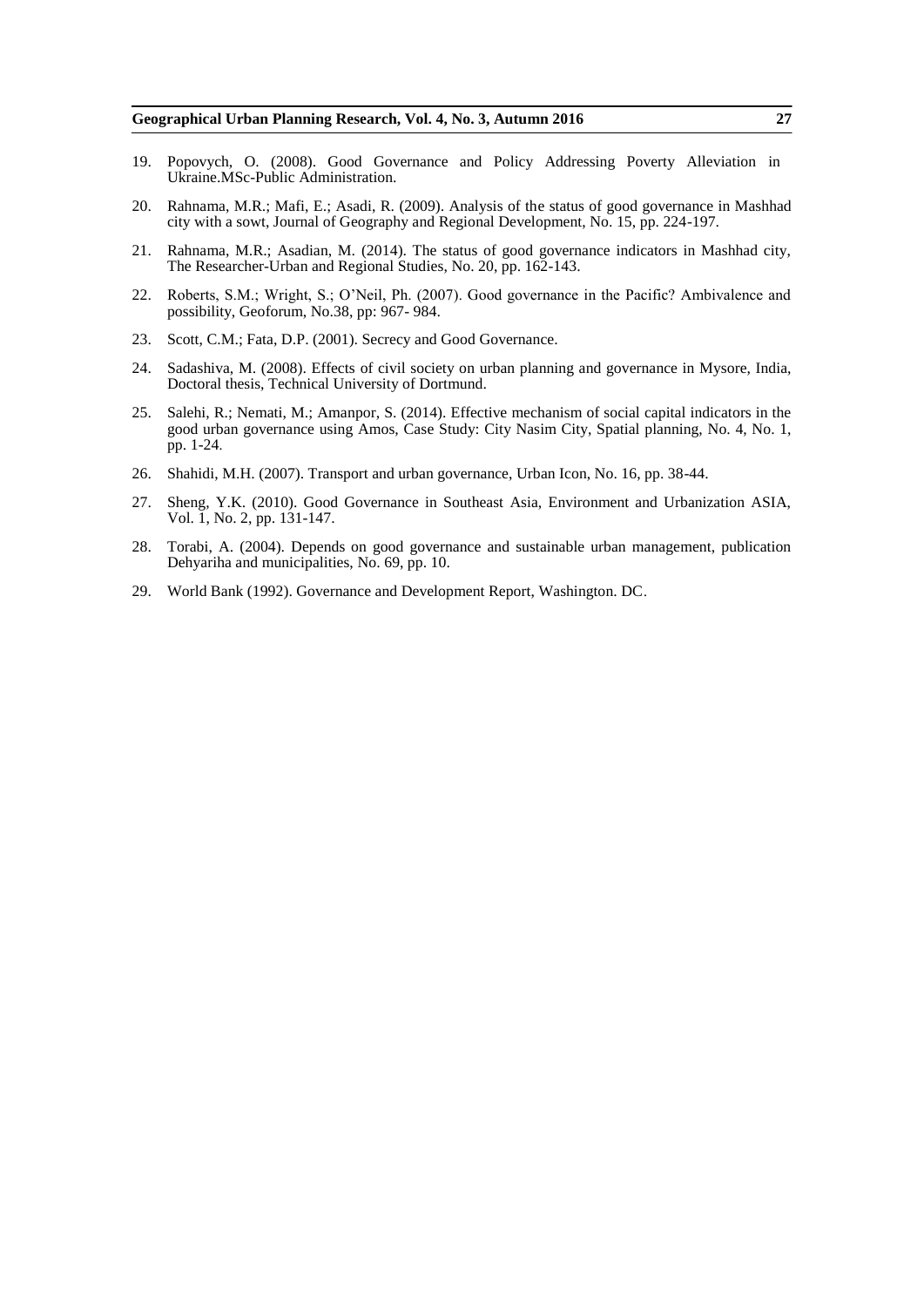19. Popovych, O. (2008). Good Governance and Policy Addressing Poverty Alleviation in Ukraine.MSc-Public Administration.

20. Rahnama, M.R.; Mafi, E.; Asadi, R. (2009). Analysis of the status of good governance in Mashhad city with a sowt, Journal of Geography and Regional Development, No. 15, pp. 224-197.

21. Rahnama, M.R.; Asadian, M. (2014). The status of good governance indicators in Mashhad city, The Researcher-Urban and Regional Studies, No. 20, pp. 162-143.

22. Roberts, S.M.; Wright, S.; O'Neil, Ph. (2007). Good governance in the Pacific? Ambivalence and possibility, Geoforum, No.38, pp: 967- 984.

23. Scott, C.M.; Fata, D.P. (2001). Secrecy and Good Governance.

24. Sadashiva, M. (2008). Effects of civil society on urban planning and governance in Mysore, India, Doctoral thesis, Technical University of Dortmund.

25. Salehi, R.; Nemati, M.; Amanpor, S. (2014). Effective mechanism of social capital indicators in the good urban governance using Amos, Case Study: City Nasim City, Spatial planning, No. 4, No. 1, pp. 1-24.

26. Shahidi, M.H. (2007). Transport and urban governance, Urban Icon, No. 16, pp. 38-44.

27. Sheng, Y.K. (2010). Good Governance in Southeast Asia, Environment and Urbanization ASIA, Vol. 1, No. 2, pp. 131-147.

28. Torabi, A. (2004). Depends on good governance and sustainable urban management, publication Dehyariha and municipalities, No. 69, pp. 10.

29. World Bank (1992). Governance and Development Report, Washington. DC.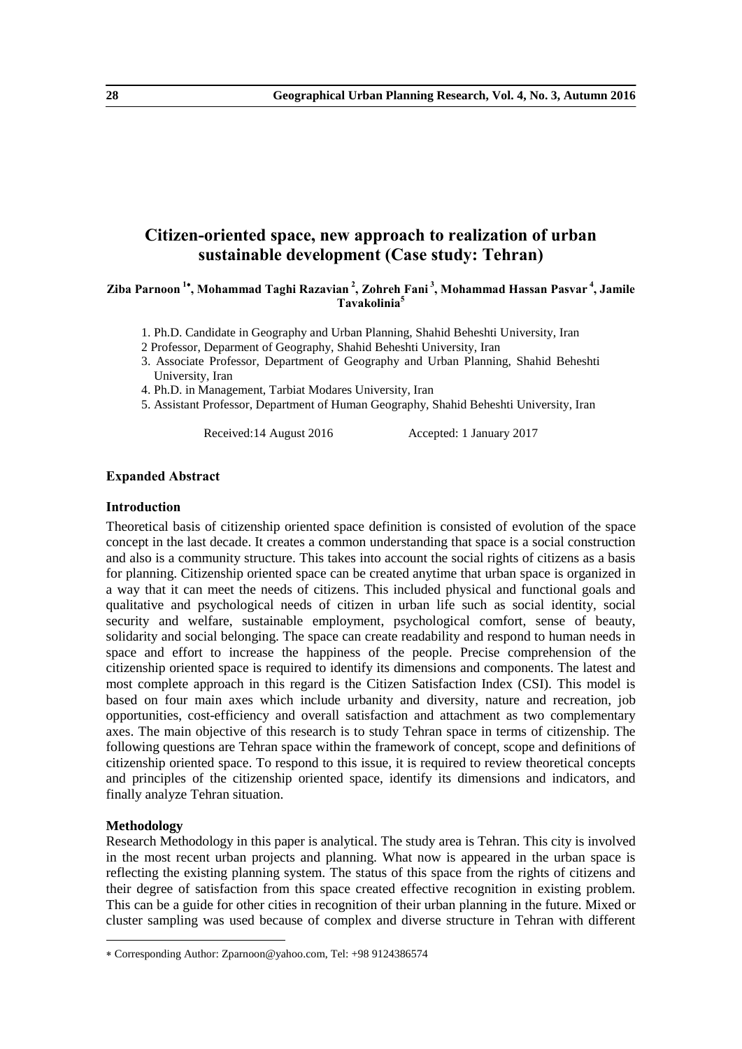# Citizen-oriented space, new approach to realization of urban sustainable development (Case study: Tehran)

**Ziba Parnoon [1*], Mohammad Taghi Razavian [2], Zohreh Fani [3], Mohammad Hassan Pasvar [4], Jamile Tavakolinia[5]**

1. Ph.D. Candidate in Geography and Urban Planning, Shahid Beheshti University, Iran
2 Professor, Deparment of Geography, Shahid Beheshti University, Iran
3. Associate Professor, Department of Geography and Urban Planning, Shahid Beheshti University, Iran
4. Ph.D. in Management, Tarbiat Modares University, Iran
5. Assistant Professor, Department of Human Geography, Shahid Beheshti University, Iran

Received:14 August 2016 Accepted: 1 January 2017

## Expanded Abstract

### Introduction

Theoretical basis of citizenship oriented space definition is consisted of evolution of the space concept in the last decade. It creates a common understanding that space is a social construction and also is a community structure. This takes into account the social rights of citizens as a basis for planning. Citizenship oriented space can be created anytime that urban space is organized in a way that it can meet the needs of citizens. This included physical and functional goals and qualitative and psychological needs of citizen in urban life such as social identity, social security and welfare, sustainable employment, psychological comfort, sense of beauty, solidarity and social belonging. The space can create readability and respond to human needs in space and effort to increase the happiness of the people. Precise comprehension of the citizenship oriented space is required to identify its dimensions and components. The latest and most complete approach in this regard is the Citizen Satisfaction Index (CSI). This model is based on four main axes which include urbanity and diversity, nature and recreation, job opportunities, cost-efficiency and overall satisfaction and attachment as two complementary axes. The main objective of this research is to study Tehran space in terms of citizenship. The following questions are Tehran space within the framework of concept, scope and definitions of citizenship oriented space. To respond to this issue, it is required to review theoretical concepts and principles of the citizenship oriented space, identify its dimensions and indicators, and finally analyze Tehran situation.

### Methodology

Research Methodology in this paper is analytical. The study area is Tehran. This city is involved in the most recent urban projects and planning. What now is appeared in the urban space is reflecting the existing planning system. The status of this space from the rights of citizens and their degree of satisfaction from this space created effective recognition in existing problem. This can be a guide for other cities in recognition of their urban planning in the future. Mixed or cluster sampling was used because of complex and diverse structure in Tehran with different

* Corresponding Author: Zparnoon@yahoo.com, Tel: +98 9124386574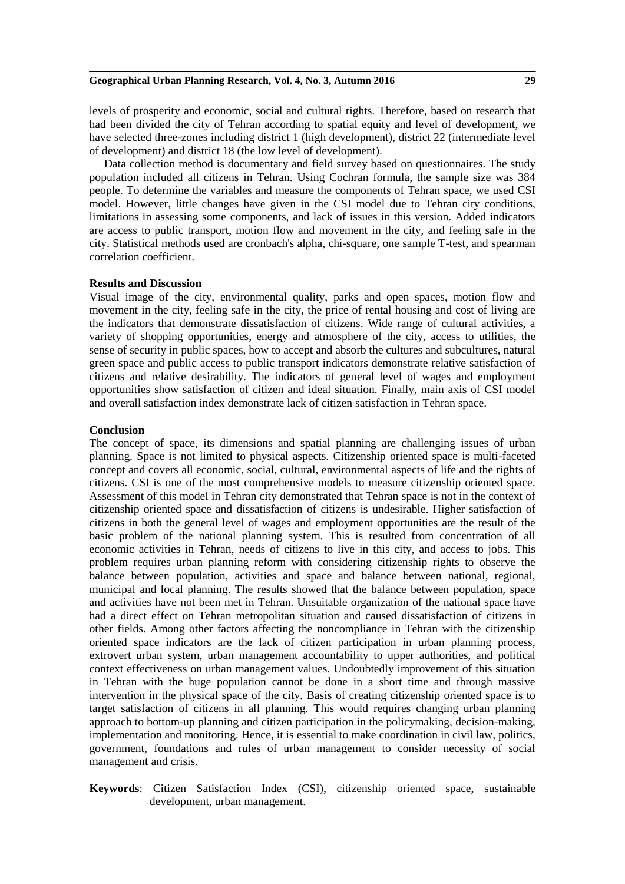levels of prosperity and economic, social and cultural rights. Therefore, based on research that had been divided the city of Tehran according to spatial equity and level of development, we have selected three-zones including district 1 (high development), district 22 (intermediate level of development) and district 18 (the low level of development).

Data collection method is documentary and field survey based on questionnaires. The study population included all citizens in Tehran. Using Cochran formula, the sample size was 384 people. To determine the variables and measure the components of Tehran space, we used CSI model. However, little changes have given in the CSI model due to Tehran city conditions, limitations in assessing some components, and lack of issues in this version. Added indicators are access to public transport, motion flow and movement in the city, and feeling safe in the city. Statistical methods used are cronbach's alpha, chi-square, one sample T-test, and spearman correlation coefficient.

**Results and Discussion**

Visual image of the city, environmental quality, parks and open spaces, motion flow and movement in the city, feeling safe in the city, the price of rental housing and cost of living are the indicators that demonstrate dissatisfaction of citizens. Wide range of cultural activities, a variety of shopping opportunities, energy and atmosphere of the city, access to utilities, the sense of security in public spaces, how to accept and absorb the cultures and subcultures, natural green space and public access to public transport indicators demonstrate relative satisfaction of citizens and relative desirability. The indicators of general level of wages and employment opportunities show satisfaction of citizen and ideal situation. Finally, main axis of CSI model and overall satisfaction index demonstrate lack of citizen satisfaction in Tehran space.

**Conclusion**

The concept of space, its dimensions and spatial planning are challenging issues of urban planning. Space is not limited to physical aspects. Citizenship oriented space is multi-faceted concept and covers all economic, social, cultural, environmental aspects of life and the rights of citizens. CSI is one of the most comprehensive models to measure citizenship oriented space. Assessment of this model in Tehran city demonstrated that Tehran space is not in the context of citizenship oriented space and dissatisfaction of citizens is undesirable. Higher satisfaction of citizens in both the general level of wages and employment opportunities are the result of the basic problem of the national planning system. This is resulted from concentration of all economic activities in Tehran, needs of citizens to live in this city, and access to jobs. This problem requires urban planning reform with considering citizenship rights to observe the balance between population, activities and space and balance between national, regional, municipal and local planning. The results showed that the balance between population, space and activities have not been met in Tehran. Unsuitable organization of the national space have had a direct effect on Tehran metropolitan situation and caused dissatisfaction of citizens in other fields. Among other factors affecting the noncompliance in Tehran with the citizenship oriented space indicators are the lack of citizen participation in urban planning process, extrovert urban system, urban management accountability to upper authorities, and political context effectiveness on urban management values. Undoubtedly improvement of this situation in Tehran with the huge population cannot be done in a short time and through massive intervention in the physical space of the city. Basis of creating citizenship oriented space is to target satisfaction of citizens in all planning. This would requires changing urban planning approach to bottom-up planning and citizen participation in the policymaking, decision-making, implementation and monitoring. Hence, it is essential to make coordination in civil law, politics, government, foundations and rules of urban management to consider necessity of social management and crisis.

**Keywords**: Citizen Satisfaction Index (CSI), citizenship oriented space, sustainable development, urban management.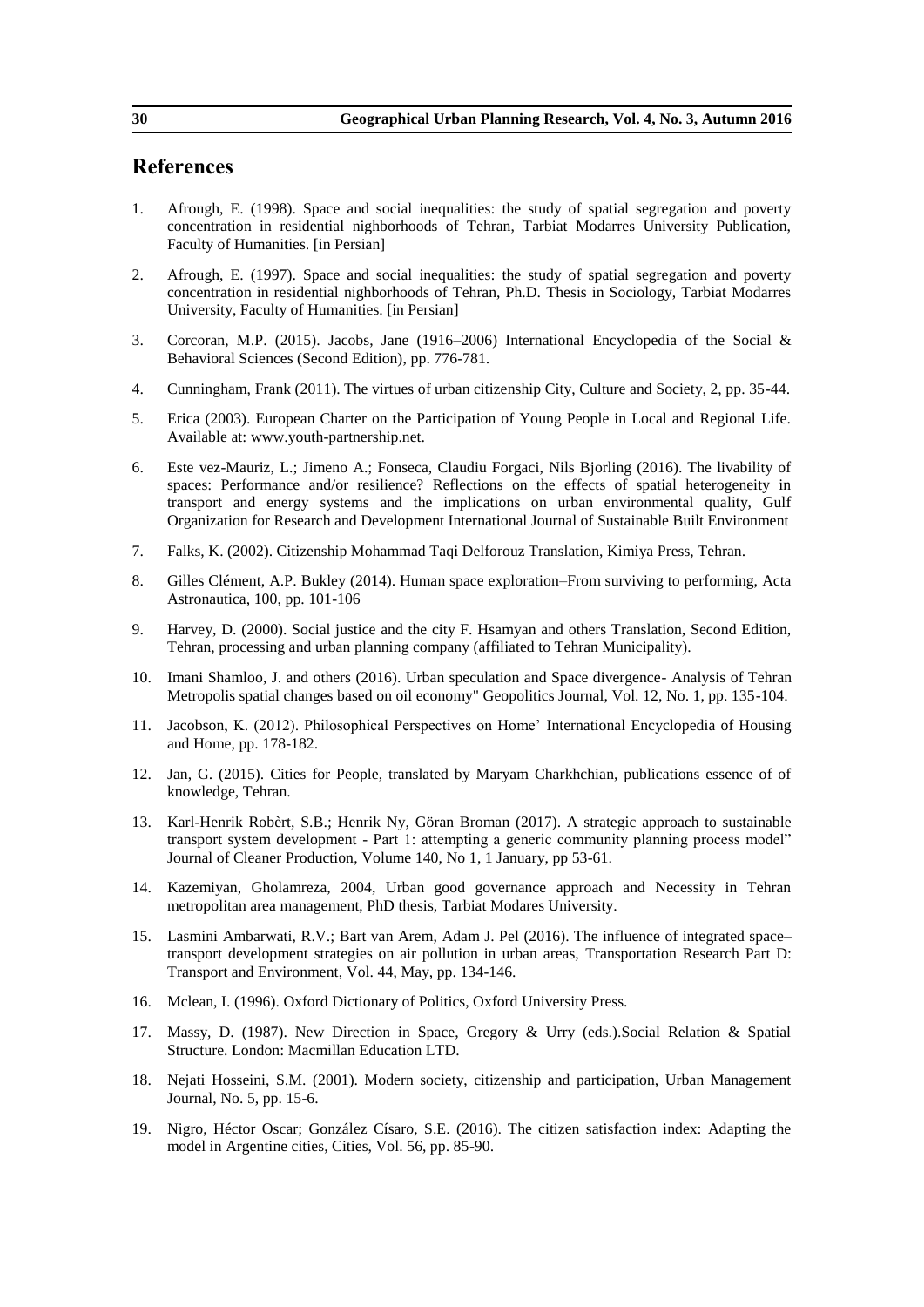## References

1. Afrough, E. (1998). Space and social inequalities: the study of spatial segregation and poverty concentration in residential nighborhoods of Tehran, Tarbiat Modarres University Publication, Faculty of Humanities. [in Persian]

2. Afrough, E. (1997). Space and social inequalities: the study of spatial segregation and poverty concentration in residential nighborhoods of Tehran, Ph.D. Thesis in Sociology, Tarbiat Modarres University, Faculty of Humanities. [in Persian]

3. Corcoran, M.P. (2015). Jacobs, Jane (1916–2006) International Encyclopedia of the Social & Behavioral Sciences (Second Edition), pp. 776-781.

4. Cunningham, Frank (2011). The virtues of urban citizenship City, Culture and Society, 2, pp. 35-44.

5. Erica (2003). European Charter on the Participation of Young People in Local and Regional Life. Available at: www.youth-partnership.net.

6. Este vez-Mauriz, L.; Jimeno A.; Fonseca, Claudiu Forgaci, Nils Bjorling (2016). The livability of spaces: Performance and/or resilience? Reflections on the effects of spatial heterogeneity in transport and energy systems and the implications on urban environmental quality, Gulf Organization for Research and Development International Journal of Sustainable Built Environment

7. Falks, K. (2002). Citizenship Mohammad Taqi Delforouz Translation, Kimiya Press, Tehran.

8. Gilles Clément, A.P. Bukley (2014). Human space exploration–From surviving to performing, Acta Astronautica, 100, pp. 101-106

9. Harvey, D. (2000). Social justice and the city F. Hsamyan and others Translation, Second Edition, Tehran, processing and urban planning company (affiliated to Tehran Municipality).

10. Imani Shamloo, J. and others (2016). Urban speculation and Space divergence- Analysis of Tehran Metropolis spatial changes based on oil economy" Geopolitics Journal, Vol. 12, No. 1, pp. 135-104.

11. Jacobson, K. (2012). Philosophical Perspectives on Home' International Encyclopedia of Housing and Home, pp. 178-182.

12. Jan, G. (2015). Cities for People, translated by Maryam Charkhchian, publications essence of of knowledge, Tehran.

13. Karl-Henrik Robèrt, S.B.; Henrik Ny, Göran Broman (2017). A strategic approach to sustainable transport system development - Part 1: attempting a generic community planning process model" Journal of Cleaner Production, Volume 140, No 1, 1 January, pp 53-61.

14. Kazemiyan, Gholamreza, 2004, Urban good governance approach and Necessity in Tehran metropolitan area management, PhD thesis, Tarbiat Modares University.

15. Lasmini Ambarwati, R.V.; Bart van Arem, Adam J. Pel (2016). The influence of integrated space–transport development strategies on air pollution in urban areas, Transportation Research Part D: Transport and Environment, Vol. 44, May, pp. 134-146.

16. Mclean, I. (1996). Oxford Dictionary of Politics, Oxford University Press.

17. Massy, D. (1987). New Direction in Space, Gregory & Urry (eds.).Social Relation & Spatial Structure. London: Macmillan Education LTD.

18. Nejati Hosseini, S.M. (2001). Modern society, citizenship and participation, Urban Management Journal, No. 5, pp. 15-6.

19. Nigro, Héctor Oscar; González Císaro, S.E. (2016). The citizen satisfaction index: Adapting the model in Argentine cities, Cities, Vol. 56, pp. 85-90.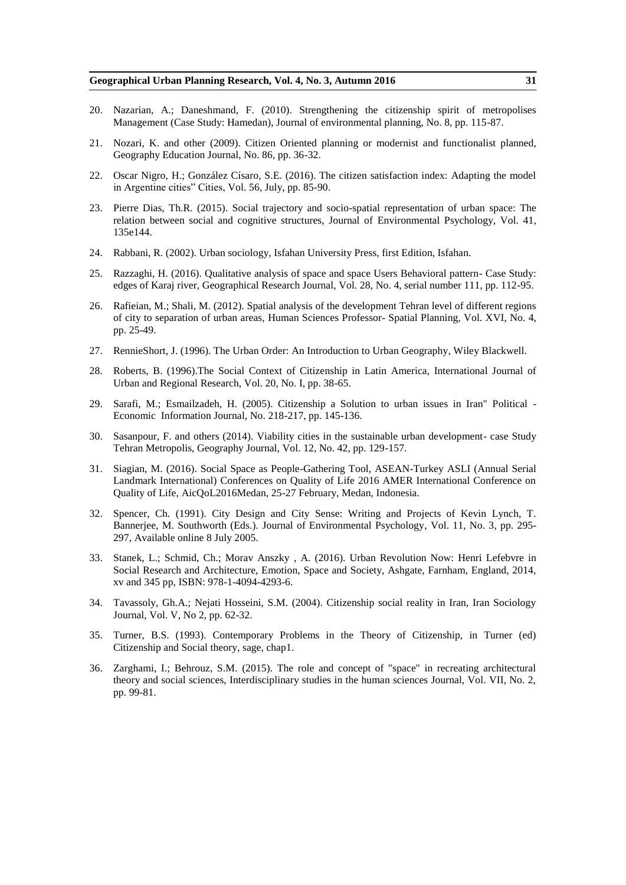20. Nazarian, A.; Daneshmand, F. (2010). Strengthening the citizenship spirit of metropolises Management (Case Study: Hamedan), Journal of environmental planning, No. 8, pp. 115-87.

21. Nozari, K. and other (2009). Citizen Oriented planning or modernist and functionalist planned, Geography Education Journal, No. 86, pp. 36-32.

22. Oscar Nigro, H.; González Císaro, S.E. (2016). The citizen satisfaction index: Adapting the model in Argentine cities" Cities, Vol. 56, July, pp. 85-90.

23. Pierre Dias, Th.R. (2015). Social trajectory and socio-spatial representation of urban space: The relation between social and cognitive structures, Journal of Environmental Psychology, Vol. 41, 135e144.

24. Rabbani, R. (2002). Urban sociology, Isfahan University Press, first Edition, Isfahan.

25. Razzaghi, H. (2016). Qualitative analysis of space and space Users Behavioral pattern- Case Study: edges of Karaj river, Geographical Research Journal, Vol. 28, No. 4, serial number 111, pp. 112-95.

26. Rafieian, M.; Shali, M. (2012). Spatial analysis of the development Tehran level of different regions of city to separation of urban areas, Human Sciences Professor- Spatial Planning, Vol. XVI, No. 4, pp. 25-49.

27. RennieShort, J. (1996). The Urban Order: An Introduction to Urban Geography, Wiley Blackwell.

28. Roberts, B. (1996).The Social Context of Citizenship in Latin America, International Journal of Urban and Regional Research, Vol. 20, No. I, pp. 38-65.

29. Sarafi, M.; Esmailzadeh, H. (2005). Citizenship a Solution to urban issues in Iran" Political - Economic Information Journal, No. 218-217, pp. 145-136.

30. Sasanpour, F. and others (2014). Viability cities in the sustainable urban development- case Study Tehran Metropolis, Geography Journal, Vol. 12, No. 42, pp. 129-157.

31. Siagian, M. (2016). Social Space as People-Gathering Tool, ASEAN-Turkey ASLI (Annual Serial Landmark International) Conferences on Quality of Life 2016 AMER International Conference on Quality of Life, AicQoL2016Medan, 25-27 February, Medan, Indonesia.

32. Spencer, Ch. (1991). City Design and City Sense: Writing and Projects of Kevin Lynch, T. Bannerjee, M. Southworth (Eds.). Journal of Environmental Psychology, Vol. 11, No. 3, pp. 295-297, Available online 8 July 2005.

33. Stanek, L.; Schmid, Ch.; Morav Anszky , A. (2016). Urban Revolution Now: Henri Lefebvre in Social Research and Architecture, Emotion, Space and Society, Ashgate, Farnham, England, 2014, xv and 345 pp, ISBN: 978-1-4094-4293-6.

34. Tavassoly, Gh.A.; Nejati Hosseini, S.M. (2004). Citizenship social reality in Iran, Iran Sociology Journal, Vol. V, No 2, pp. 62-32.

35. Turner, B.S. (1993). Contemporary Problems in the Theory of Citizenship, in Turner (ed) Citizenship and Social theory, sage, chap1.

36. Zarghami, I.; Behrouz, S.M. (2015). The role and concept of "space" in recreating architectural theory and social sciences, Interdisciplinary studies in the human sciences Journal, Vol. VII, No. 2, pp. 99-81.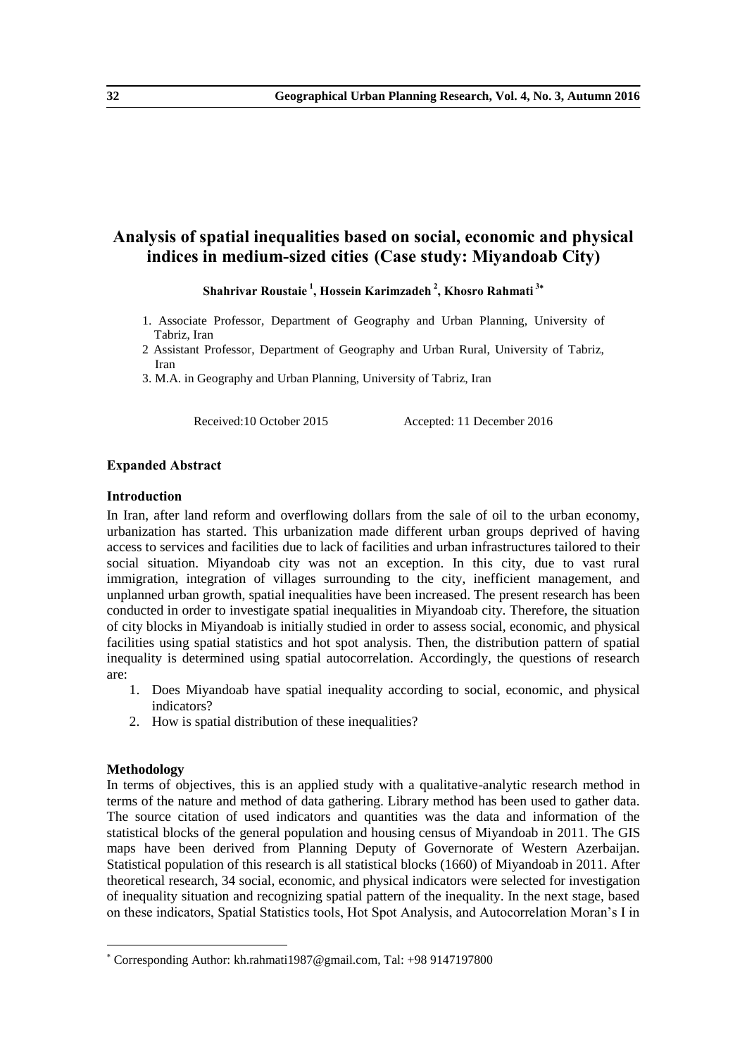# Analysis of spatial inequalities based on social, economic and physical indices in medium-sized cities (Case study: Miyandoab City)

**Shahrivar Roustaie [1], Hossein Karimzadeh [2], Khosro Rahmati [3*]**

1. Associate Professor, Department of Geography and Urban Planning, University of Tabriz, Iran
2. Assistant Professor, Department of Geography and Urban Rural, University of Tabriz, Iran
3. M.A. in Geography and Urban Planning, University of Tabriz, Iran

Received:10 October 2015 Accepted: 11 December 2016

### Expanded Abstract

### Introduction

In Iran, after land reform and overflowing dollars from the sale of oil to the urban economy, urbanization has started. This urbanization made different urban groups deprived of having access to services and facilities due to lack of facilities and urban infrastructures tailored to their social situation. Miyandoab city was not an exception. In this city, due to vast rural immigration, integration of villages surrounding to the city, inefficient management, and unplanned urban growth, spatial inequalities have been increased. The present research has been conducted in order to investigate spatial inequalities in Miyandoab city. Therefore, the situation of city blocks in Miyandoab is initially studied in order to assess social, economic, and physical facilities using spatial statistics and hot spot analysis. Then, the distribution pattern of spatial inequality is determined using spatial autocorrelation. Accordingly, the questions of research are:

1. Does Miyandoab have spatial inequality according to social, economic, and physical indicators?
2. How is spatial distribution of these inequalities?

### Methodology

In terms of objectives, this is an applied study with a qualitative-analytic research method in terms of the nature and method of data gathering. Library method has been used to gather data. The source citation of used indicators and quantities was the data and information of the statistical blocks of the general population and housing census of Miyandoab in 2011. The GIS maps have been derived from Planning Deputy of Governorate of Western Azerbaijan. Statistical population of this research is all statistical blocks (1660) of Miyandoab in 2011. After theoretical research, 34 social, economic, and physical indicators were selected for investigation of inequality situation and recognizing spatial pattern of the inequality. In the next stage, based on these indicators, Spatial Statistics tools, Hot Spot Analysis, and Autocorrelation Moran's I in

---

* Corresponding Author: kh.rahmati1987@gmail.com, Tal: +98 9147197800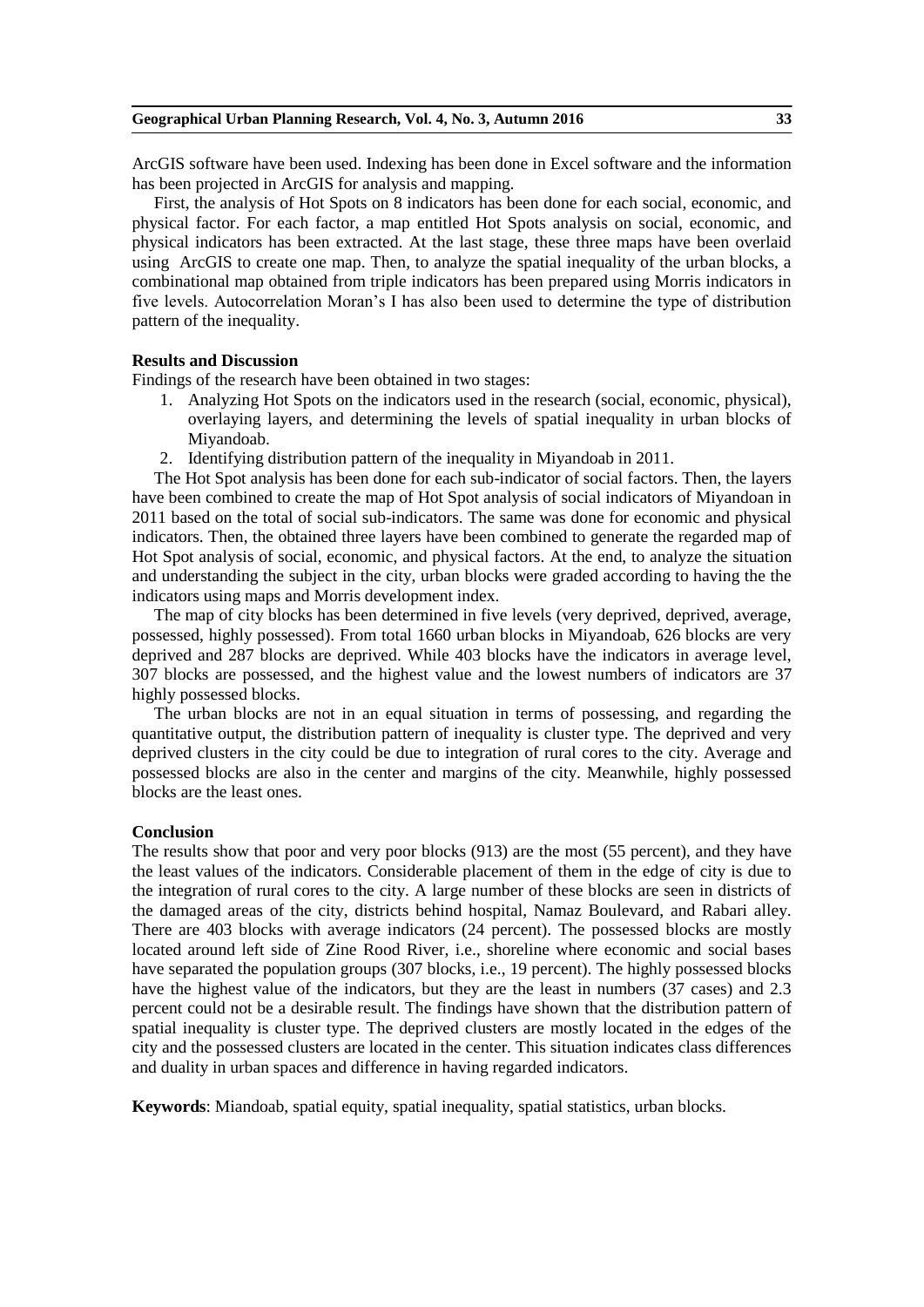ArcGIS software have been used. Indexing has been done in Excel software and the information has been projected in ArcGIS for analysis and mapping.

First, the analysis of Hot Spots on 8 indicators has been done for each social, economic, and physical factor. For each factor, a map entitled Hot Spots analysis on social, economic, and physical indicators has been extracted. At the last stage, these three maps have been overlaid using ArcGIS to create one map. Then, to analyze the spatial inequality of the urban blocks, a combinational map obtained from triple indicators has been prepared using Morris indicators in five levels. Autocorrelation Moran's I has also been used to determine the type of distribution pattern of the inequality.

**Results and Discussion**

Findings of the research have been obtained in two stages:

1. Analyzing Hot Spots on the indicators used in the research (social, economic, physical), overlaying layers, and determining the levels of spatial inequality in urban blocks of Miyandoab.
2. Identifying distribution pattern of the inequality in Miyandoab in 2011.

The Hot Spot analysis has been done for each sub-indicator of social factors. Then, the layers have been combined to create the map of Hot Spot analysis of social indicators of Miyandoan in 2011 based on the total of social sub-indicators. The same was done for economic and physical indicators. Then, the obtained three layers have been combined to generate the regarded map of Hot Spot analysis of social, economic, and physical factors. At the end, to analyze the situation and understanding the subject in the city, urban blocks were graded according to having the the indicators using maps and Morris development index.

The map of city blocks has been determined in five levels (very deprived, deprived, average, possessed, highly possessed). From total 1660 urban blocks in Miyandoab, 626 blocks are very deprived and 287 blocks are deprived. While 403 blocks have the indicators in average level, 307 blocks are possessed, and the highest value and the lowest numbers of indicators are 37 highly possessed blocks.

The urban blocks are not in an equal situation in terms of possessing, and regarding the quantitative output, the distribution pattern of inequality is cluster type. The deprived and very deprived clusters in the city could be due to integration of rural cores to the city. Average and possessed blocks are also in the center and margins of the city. Meanwhile, highly possessed blocks are the least ones.

**Conclusion**

The results show that poor and very poor blocks (913) are the most (55 percent), and they have the least values of the indicators. Considerable placement of them in the edge of city is due to the integration of rural cores to the city. A large number of these blocks are seen in districts of the damaged areas of the city, districts behind hospital, Namaz Boulevard, and Rabari alley. There are 403 blocks with average indicators (24 percent). The possessed blocks are mostly located around left side of Zine Rood River, i.e., shoreline where economic and social bases have separated the population groups (307 blocks, i.e., 19 percent). The highly possessed blocks have the highest value of the indicators, but they are the least in numbers (37 cases) and 2.3 percent could not be a desirable result. The findings have shown that the distribution pattern of spatial inequality is cluster type. The deprived clusters are mostly located in the edges of the city and the possessed clusters are located in the center. This situation indicates class differences and duality in urban spaces and difference in having regarded indicators.

**Keywords**: Miandoab, spatial equity, spatial inequality, spatial statistics, urban blocks.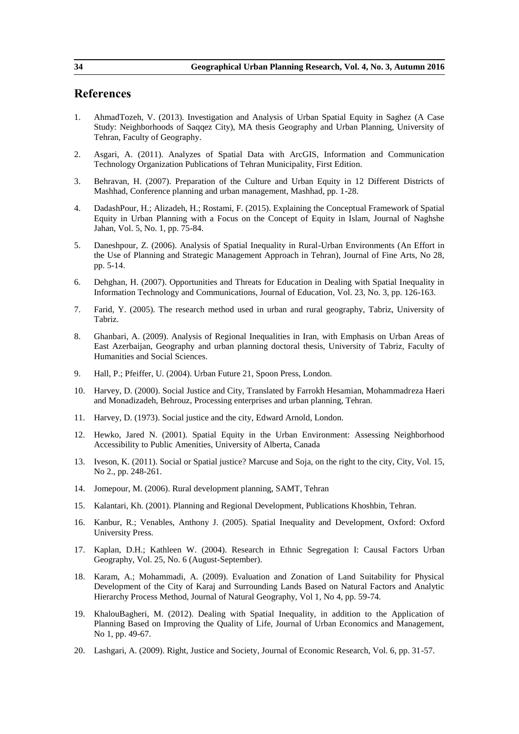## References

1. AhmadTozeh, V. (2013). Investigation and Analysis of Urban Spatial Equity in Saghez (A Case Study: Neighborhoods of Saqqez City), MA thesis Geography and Urban Planning, University of Tehran, Faculty of Geography.
2. Asgari, A. (2011). Analyzes of Spatial Data with ArcGIS, Information and Communication Technology Organization Publications of Tehran Municipality, First Edition.
3. Behravan, H. (2007). Preparation of the Culture and Urban Equity in 12 Different Districts of Mashhad, Conference planning and urban management, Mashhad, pp. 1-28.
4. DadashPour, H.; Alizadeh, H.; Rostami, F. (2015). Explaining the Conceptual Framework of Spatial Equity in Urban Planning with a Focus on the Concept of Equity in Islam, Journal of Naghshe Jahan, Vol. 5, No. 1, pp. 75-84.
5. Daneshpour, Z. (2006). Analysis of Spatial Inequality in Rural-Urban Environments (An Effort in the Use of Planning and Strategic Management Approach in Tehran), Journal of Fine Arts, No 28, pp. 5-14.
6. Dehghan, H. (2007). Opportunities and Threats for Education in Dealing with Spatial Inequality in Information Technology and Communications, Journal of Education, Vol. 23, No. 3, pp. 126-163.
7. Farid, Y. (2005). The research method used in urban and rural geography, Tabriz, University of Tabriz.
8. Ghanbari, A. (2009). Analysis of Regional Inequalities in Iran, with Emphasis on Urban Areas of East Azerbaijan, Geography and urban planning doctoral thesis, University of Tabriz, Faculty of Humanities and Social Sciences.
9. Hall, P.; Pfeiffer, U. (2004). Urban Future 21, Spoon Press, London.
10. Harvey, D. (2000). Social Justice and City, Translated by Farrokh Hesamian, Mohammadreza Haeri and Monadizadeh, Behrouz, Processing enterprises and urban planning, Tehran.
11. Harvey, D. (1973). Social justice and the city, Edward Arnold, London.
12. Hewko, Jared N. (2001). Spatial Equity in the Urban Environment: Assessing Neighborhood Accessibility to Public Amenities, University of Alberta, Canada
13. Iveson, K. (2011). Social or Spatial justice? Marcuse and Soja, on the right to the city, City, Vol. 15, No 2., pp. 248-261.
14. Jomepour, M. (2006). Rural development planning, SAMT, Tehran
15. Kalantari, Kh. (2001). Planning and Regional Development, Publications Khoshbin, Tehran.
16. Kanbur, R.; Venables, Anthony J. (2005). Spatial Inequality and Development, Oxford: Oxford University Press.
17. Kaplan, D.H.; Kathleen W. (2004). Research in Ethnic Segregation I: Causal Factors Urban Geography, Vol. 25, No. 6 (August-September).
18. Karam, A.; Mohammadi, A. (2009). Evaluation and Zonation of Land Suitability for Physical Development of the City of Karaj and Surrounding Lands Based on Natural Factors and Analytic Hierarchy Process Method, Journal of Natural Geography, Vol 1, No 4, pp. 59-74.
19. KhalouBagheri, M. (2012). Dealing with Spatial Inequality, in addition to the Application of Planning Based on Improving the Quality of Life, Journal of Urban Economics and Management, No 1, pp. 49-67.
20. Lashgari, A. (2009). Right, Justice and Society, Journal of Economic Research, Vol. 6, pp. 31-57.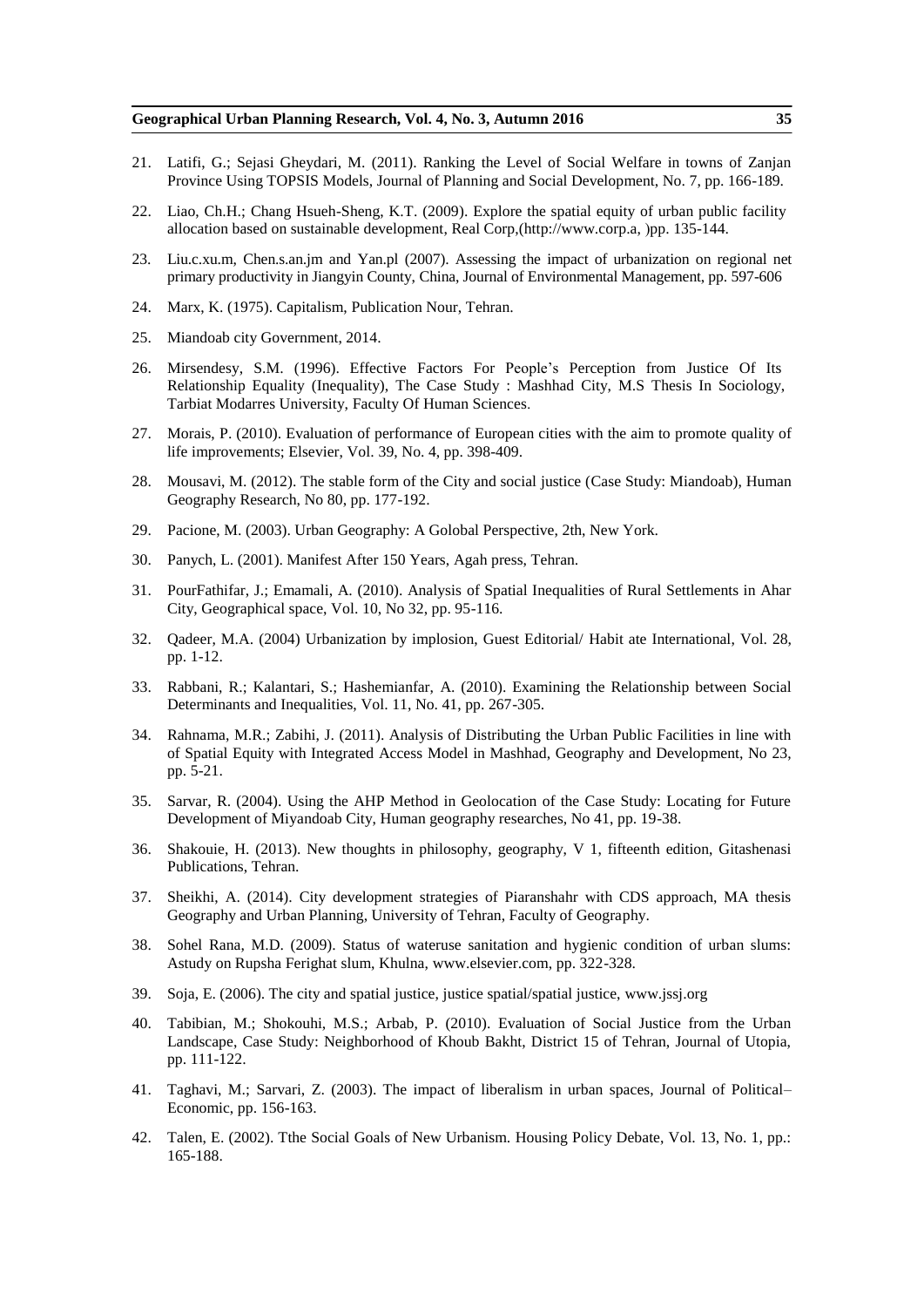21. Latifi, G.; Sejasi Gheydari, M. (2011). Ranking the Level of Social Welfare in towns of Zanjan Province Using TOPSIS Models, Journal of Planning and Social Development, No. 7, pp. 166-189.

22. Liao, Ch.H.; Chang Hsueh-Sheng, K.T. (2009). Explore the spatial equity of urban public facility allocation based on sustainable development, Real Corp,(http://www.corp.a, )pp. 135-144.

23. Liu.c.xu.m, Chen.s.an.jm and Yan.pl (2007). Assessing the impact of urbanization on regional net primary productivity in Jiangyin County, China, Journal of Environmental Management, pp. 597-606

24. Marx, K. (1975). Capitalism, Publication Nour, Tehran.

25. Miandoab city Government, 2014.

26. Mirsendesy, S.M. (1996). Effective Factors For People's Perception from Justice Of Its Relationship Equality (Inequality), The Case Study : Mashhad City, M.S Thesis In Sociology, Tarbiat Modarres University, Faculty Of Human Sciences.

27. Morais, P. (2010). Evaluation of performance of European cities with the aim to promote quality of life improvements; Elsevier, Vol. 39, No. 4, pp. 398-409.

28. Mousavi, M. (2012). The stable form of the City and social justice (Case Study: Miandoab), Human Geography Research, No 80, pp. 177-192.

29. Pacione, M. (2003). Urban Geography: A Golobal Perspective, 2th, New York.

30. Panych, L. (2001). Manifest After 150 Years, Agah press, Tehran.

31. PourFathifar, J.; Emamali, A. (2010). Analysis of Spatial Inequalities of Rural Settlements in Ahar City, Geographical space, Vol. 10, No 32, pp. 95-116.

32. Qadeer, M.A. (2004) Urbanization by implosion, Guest Editorial/ Habit ate International, Vol. 28, pp. 1-12.

33. Rabbani, R.; Kalantari, S.; Hashemianfar, A. (2010). Examining the Relationship between Social Determinants and Inequalities, Vol. 11, No. 41, pp. 267-305.

34. Rahnama, M.R.; Zabihi, J. (2011). Analysis of Distributing the Urban Public Facilities in line with of Spatial Equity with Integrated Access Model in Mashhad, Geography and Development, No 23, pp. 5-21.

35. Sarvar, R. (2004). Using the AHP Method in Geolocation of the Case Study: Locating for Future Development of Miyandoab City, Human geography researches, No 41, pp. 19-38.

36. Shakouie, H. (2013). New thoughts in philosophy, geography, V 1, fifteenth edition, Gitashenasi Publications, Tehran.

37. Sheikhi, A. (2014). City development strategies of Piaranshahr with CDS approach, MA thesis Geography and Urban Planning, University of Tehran, Faculty of Geography.

38. Sohel Rana, M.D. (2009). Status of wateruse sanitation and hygienic condition of urban slums: Astudy on Rupsha Ferighat slum, Khulna, www.elsevier.com, pp. 322-328.

39. Soja, E. (2006). The city and spatial justice, justice spatial/spatial justice, www.jssj.org

40. Tabibian, M.; Shokouhi, M.S.; Arbab, P. (2010). Evaluation of Social Justice from the Urban Landscape, Case Study: Neighborhood of Khoub Bakht, District 15 of Tehran, Journal of Utopia, pp. 111-122.

41. Taghavi, M.; Sarvari, Z. (2003). The impact of liberalism in urban spaces, Journal of Political– Economic, pp. 156-163.

42. Talen, E. (2002). Tthe Social Goals of New Urbanism. Housing Policy Debate, Vol. 13, No. 1, pp.: 165-188.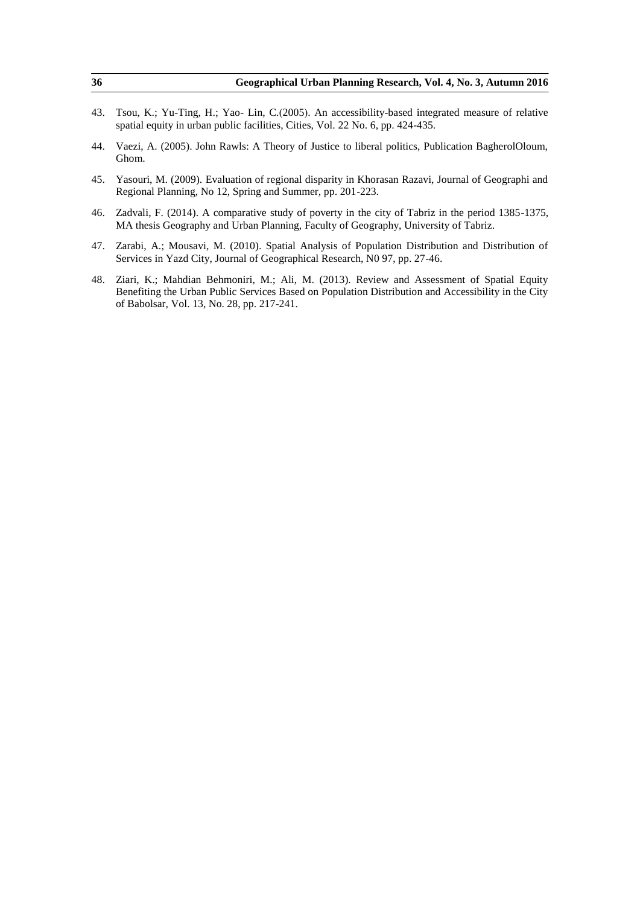43. Tsou, K.; Yu-Ting, H.; Yao- Lin, C.(2005). An accessibility-based integrated measure of relative spatial equity in urban public facilities, Cities, Vol. 22 No. 6, pp. 424-435.

44. Vaezi, A. (2005). John Rawls: A Theory of Justice to liberal politics, Publication BagherolOloum, Ghom.

45. Yasouri, M. (2009). Evaluation of regional disparity in Khorasan Razavi, Journal of Geographi and Regional Planning, No 12, Spring and Summer, pp. 201-223.

46. Zadvali, F. (2014). A comparative study of poverty in the city of Tabriz in the period 1385-1375, MA thesis Geography and Urban Planning, Faculty of Geography, University of Tabriz.

47. Zarabi, A.; Mousavi, M. (2010). Spatial Analysis of Population Distribution and Distribution of Services in Yazd City, Journal of Geographical Research, N0 97, pp. 27-46.

48. Ziari, K.; Mahdian Behmoniri, M.; Ali, M. (2013). Review and Assessment of Spatial Equity Benefiting the Urban Public Services Based on Population Distribution and Accessibility in the City of Babolsar, Vol. 13, No. 28, pp. 217-241.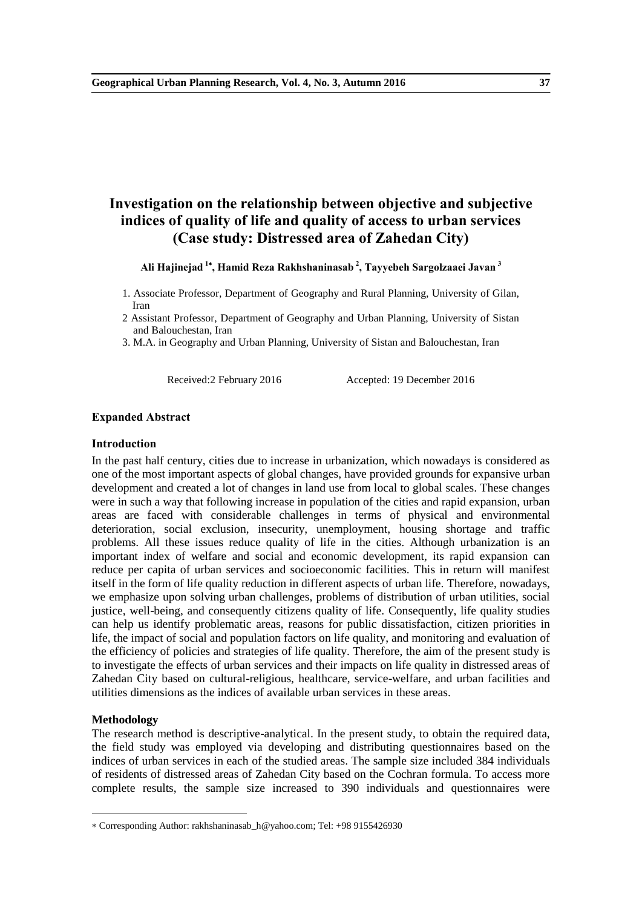# Investigation on the relationship between objective and subjective indices of quality of life and quality of access to urban services (Case study: Distressed area of Zahedan City)

**Ali Hajinejad [1*], Hamid Reza Rakhshaninasab [2], Tayyebeh Sargolzaaei Javan [3]**

1. Associate Professor, Department of Geography and Rural Planning, University of Gilan, Iran
2. Assistant Professor, Department of Geography and Urban Planning, University of Sistan and Balouchestan, Iran
3. M.A. in Geography and Urban Planning, University of Sistan and Balouchestan, Iran

Received:2 February 2016 Accepted: 19 December 2016

### Expanded Abstract

#### Introduction

In the past half century, cities due to increase in urbanization, which nowadays is considered as one of the most important aspects of global changes, have provided grounds for expansive urban development and created a lot of changes in land use from local to global scales. These changes were in such a way that following increase in population of the cities and rapid expansion, urban areas are faced with considerable challenges in terms of physical and environmental deterioration, social exclusion, insecurity, unemployment, housing shortage and traffic problems. All these issues reduce quality of life in the cities. Although urbanization is an important index of welfare and social and economic development, its rapid expansion can reduce per capita of urban services and socioeconomic facilities. This in return will manifest itself in the form of life quality reduction in different aspects of urban life. Therefore, nowadays, we emphasize upon solving urban challenges, problems of distribution of urban utilities, social justice, well-being, and consequently citizens quality of life. Consequently, life quality studies can help us identify problematic areas, reasons for public dissatisfaction, citizen priorities in life, the impact of social and population factors on life quality, and monitoring and evaluation of the efficiency of policies and strategies of life quality. Therefore, the aim of the present study is to investigate the effects of urban services and their impacts on life quality in distressed areas of Zahedan City based on cultural-religious, healthcare, service-welfare, and urban facilities and utilities dimensions as the indices of available urban services in these areas.

#### Methodology

The research method is descriptive-analytical. In the present study, to obtain the required data, the field study was employed via developing and distributing questionnaires based on the indices of urban services in each of the studied areas. The sample size included 384 individuals of residents of distressed areas of Zahedan City based on the Cochran formula. To access more complete results, the sample size increased to 390 individuals and questionnaires were

---

* Corresponding Author: rakhshaninasab_h@yahoo.com; Tel: +98 9155426930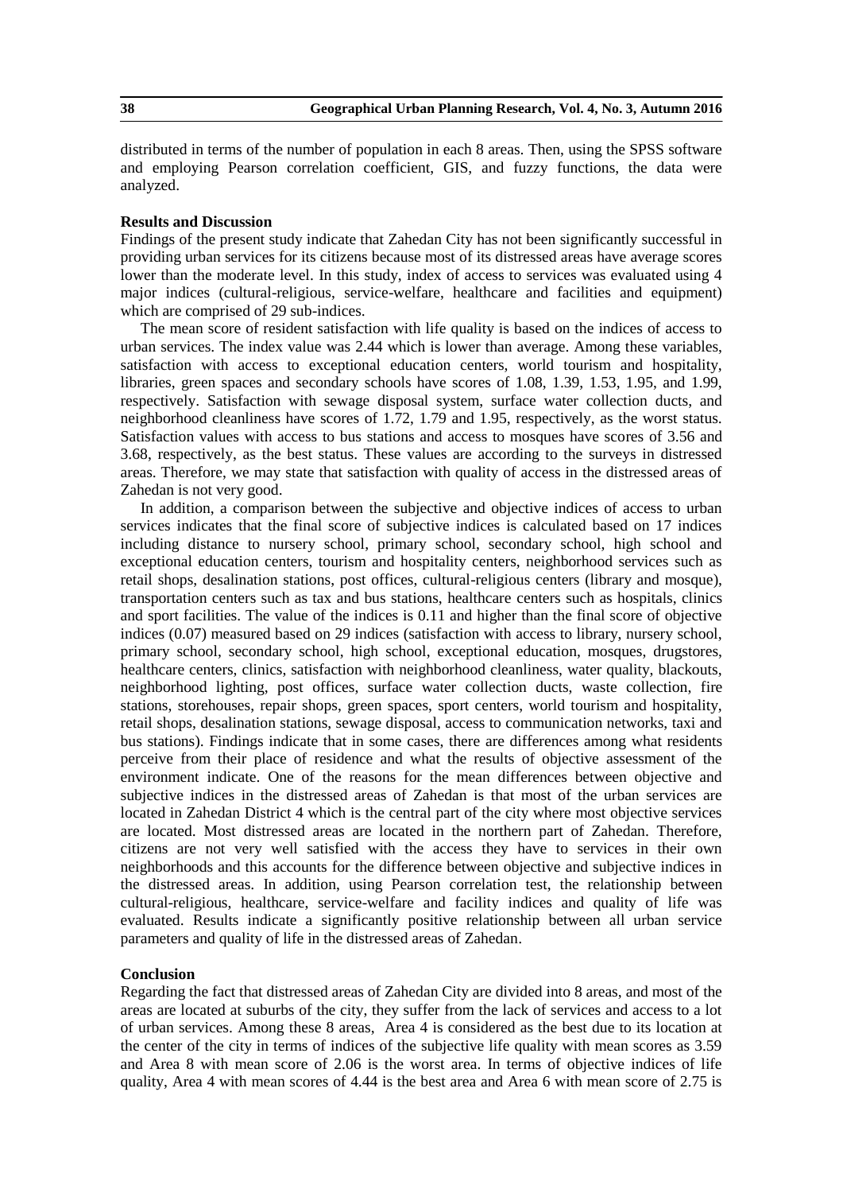distributed in terms of the number of population in each 8 areas. Then, using the SPSS software and employing Pearson correlation coefficient, GIS, and fuzzy functions, the data were analyzed.

**Results and Discussion**

Findings of the present study indicate that Zahedan City has not been significantly successful in providing urban services for its citizens because most of its distressed areas have average scores lower than the moderate level. In this study, index of access to services was evaluated using 4 major indices (cultural-religious, service-welfare, healthcare and facilities and equipment) which are comprised of 29 sub-indices.

The mean score of resident satisfaction with life quality is based on the indices of access to urban services. The index value was 2.44 which is lower than average. Among these variables, satisfaction with access to exceptional education centers, world tourism and hospitality, libraries, green spaces and secondary schools have scores of 1.08, 1.39, 1.53, 1.95, and 1.99, respectively. Satisfaction with sewage disposal system, surface water collection ducts, and neighborhood cleanliness have scores of 1.72, 1.79 and 1.95, respectively, as the worst status. Satisfaction values with access to bus stations and access to mosques have scores of 3.56 and 3.68, respectively, as the best status. These values are according to the surveys in distressed areas. Therefore, we may state that satisfaction with quality of access in the distressed areas of Zahedan is not very good.

In addition, a comparison between the subjective and objective indices of access to urban services indicates that the final score of subjective indices is calculated based on 17 indices including distance to nursery school, primary school, secondary school, high school and exceptional education centers, tourism and hospitality centers, neighborhood services such as retail shops, desalination stations, post offices, cultural-religious centers (library and mosque), transportation centers such as tax and bus stations, healthcare centers such as hospitals, clinics and sport facilities. The value of the indices is 0.11 and higher than the final score of objective indices (0.07) measured based on 29 indices (satisfaction with access to library, nursery school, primary school, secondary school, high school, exceptional education, mosques, drugstores, healthcare centers, clinics, satisfaction with neighborhood cleanliness, water quality, blackouts, neighborhood lighting, post offices, surface water collection ducts, waste collection, fire stations, storehouses, repair shops, green spaces, sport centers, world tourism and hospitality, retail shops, desalination stations, sewage disposal, access to communication networks, taxi and bus stations). Findings indicate that in some cases, there are differences among what residents perceive from their place of residence and what the results of objective assessment of the environment indicate. One of the reasons for the mean differences between objective and subjective indices in the distressed areas of Zahedan is that most of the urban services are located in Zahedan District 4 which is the central part of the city where most objective services are located. Most distressed areas are located in the northern part of Zahedan. Therefore, citizens are not very well satisfied with the access they have to services in their own neighborhoods and this accounts for the difference between objective and subjective indices in the distressed areas. In addition, using Pearson correlation test, the relationship between cultural-religious, healthcare, service-welfare and facility indices and quality of life was evaluated. Results indicate a significantly positive relationship between all urban service parameters and quality of life in the distressed areas of Zahedan.

**Conclusion**

Regarding the fact that distressed areas of Zahedan City are divided into 8 areas, and most of the areas are located at suburbs of the city, they suffer from the lack of services and access to a lot of urban services. Among these 8 areas, Area 4 is considered as the best due to its location at the center of the city in terms of indices of the subjective life quality with mean scores as 3.59 and Area 8 with mean score of 2.06 is the worst area. In terms of objective indices of life quality, Area 4 with mean scores of 4.44 is the best area and Area 6 with mean score of 2.75 is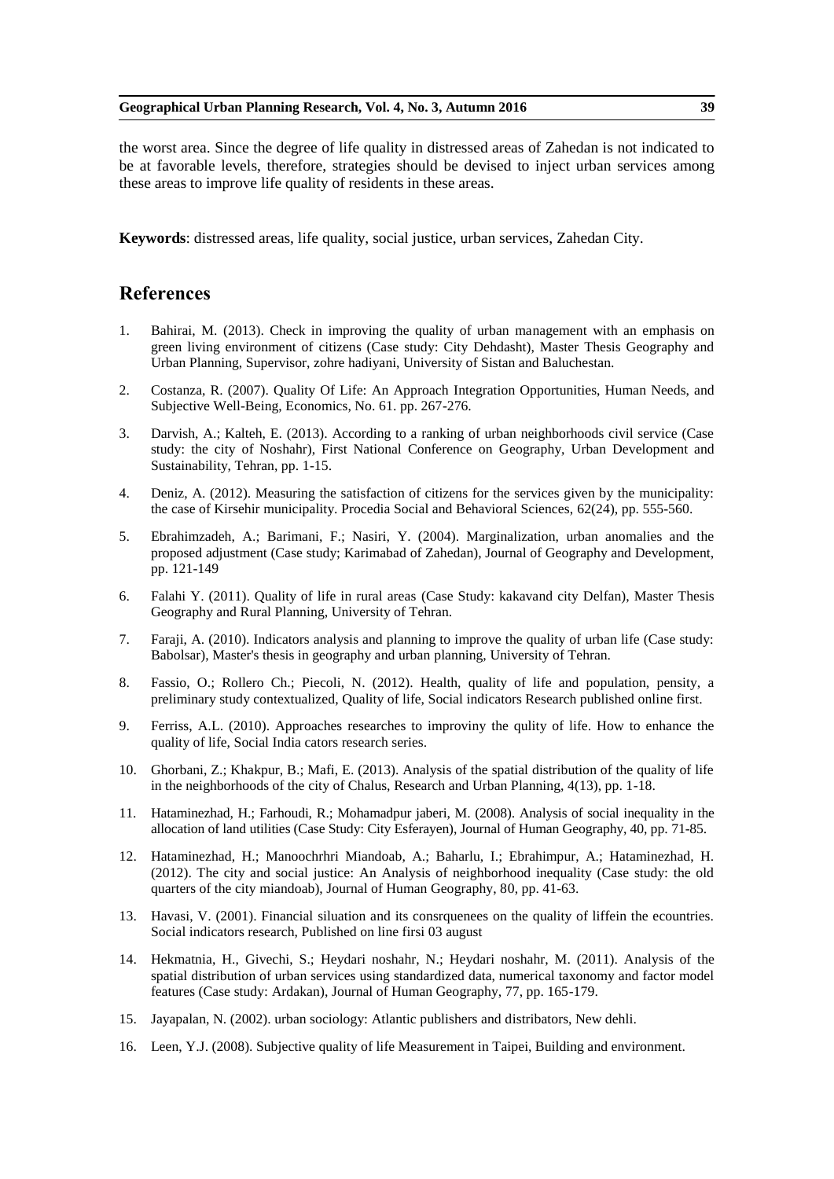the worst area. Since the degree of life quality in distressed areas of Zahedan is not indicated to be at favorable levels, therefore, strategies should be devised to inject urban services among these areas to improve life quality of residents in these areas.

**Keywords**: distressed areas, life quality, social justice, urban services, Zahedan City.

## References

1. Bahirai, M. (2013). Check in improving the quality of urban management with an emphasis on green living environment of citizens (Case study: City Dehdasht), Master Thesis Geography and Urban Planning, Supervisor, zohre hadiyani, University of Sistan and Baluchestan.
2. Costanza, R. (2007). Quality Of Life: An Approach Integration Opportunities, Human Needs, and Subjective Well-Being, Economics, No. 61. pp. 267-276.
3. Darvish, A.; Kalteh, E. (2013). According to a ranking of urban neighborhoods civil service (Case study: the city of Noshahr), First National Conference on Geography, Urban Development and Sustainability, Tehran, pp. 1-15.
4. Deniz, A. (2012). Measuring the satisfaction of citizens for the services given by the municipality: the case of Kirsehir municipality. Procedia Social and Behavioral Sciences, 62(24), pp. 555-560.
5. Ebrahimzadeh, A.; Barimani, F.; Nasiri, Y. (2004). Marginalization, urban anomalies and the proposed adjustment (Case study; Karimabad of Zahedan), Journal of Geography and Development, pp. 121-149
6. Falahi Y. (2011). Quality of life in rural areas (Case Study: kakavand city Delfan), Master Thesis Geography and Rural Planning, University of Tehran.
7. Faraji, A. (2010). Indicators analysis and planning to improve the quality of urban life (Case study: Babolsar), Master's thesis in geography and urban planning, University of Tehran.
8. Fassio, O.; Rollero Ch.; Piecoli, N. (2012). Health, quality of life and population, pensity, a preliminary study contextualized, Quality of life, Social indicators Research published online first.
9. Ferriss, A.L. (2010). Approaches researches to improviny the qulity of life. How to enhance the quality of life, Social India cators research series.
10. Ghorbani, Z.; Khakpur, B.; Mafi, E. (2013). Analysis of the spatial distribution of the quality of life in the neighborhoods of the city of Chalus, Research and Urban Planning, 4(13), pp. 1-18.
11. Hataminezhad, H.; Farhoudi, R.; Mohamadpur jaberi, M. (2008). Analysis of social inequality in the allocation of land utilities (Case Study: City Esferayen), Journal of Human Geography, 40, pp. 71-85.
12. Hataminezhad, H.; Manoochrhri Miandoab, A.; Baharlu, I.; Ebrahimpur, A.; Hataminezhad, H. (2012). The city and social justice: An Analysis of neighborhood inequality (Case study: the old quarters of the city miandoab), Journal of Human Geography, 80, pp. 41-63.
13. Havasi, V. (2001). Financial siluation and its consrquenees on the quality of liffein the ecountries. Social indicators research, Published on line firsi 03 august
14. Hekmatnia, H., Givechi, S.; Heydari noshahr, N.; Heydari noshahr, M. (2011). Analysis of the spatial distribution of urban services using standardized data, numerical taxonomy and factor model features (Case study: Ardakan), Journal of Human Geography, 77, pp. 165-179.
15. Jayapalan, N. (2002). urban sociology: Atlantic publishers and distribators, New dehli.
16. Leen, Y.J. (2008). Subjective quality of life Measurement in Taipei, Building and environment.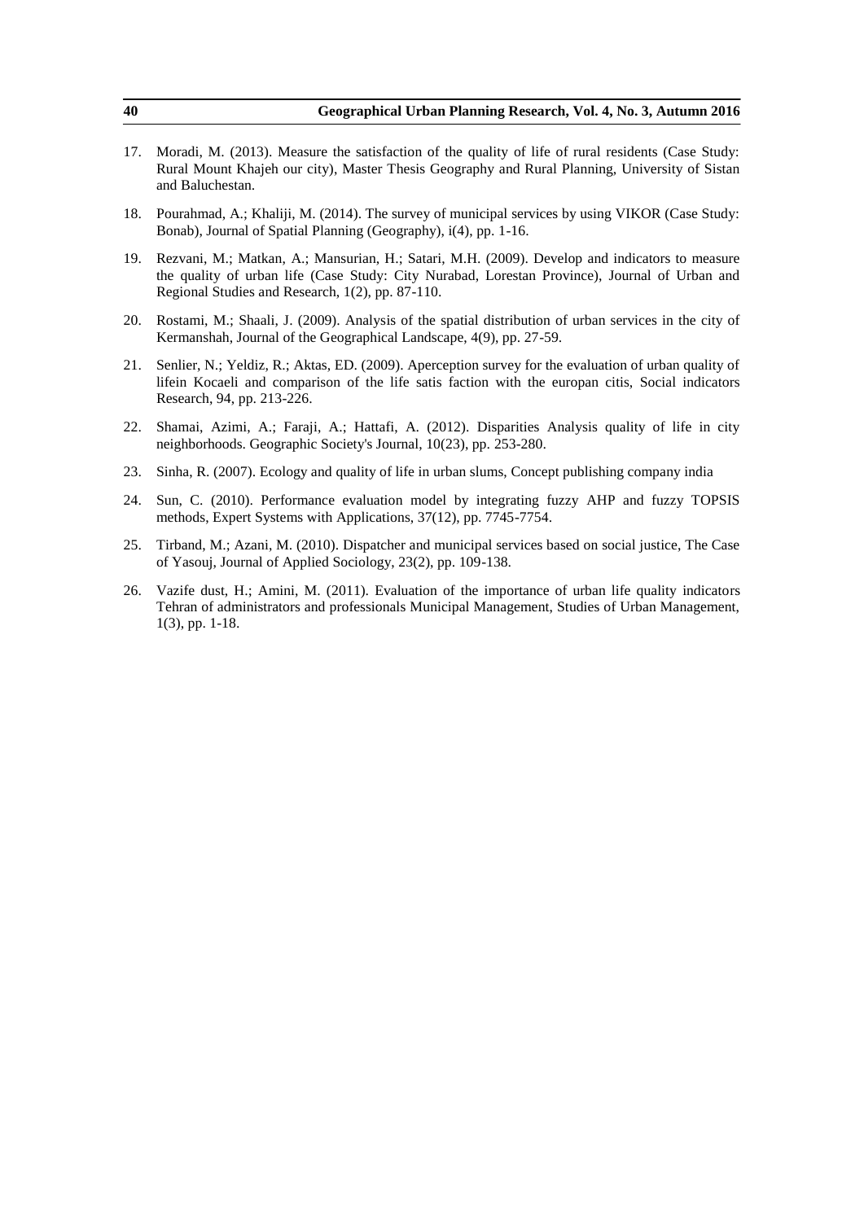17. Moradi, M. (2013). Measure the satisfaction of the quality of life of rural residents (Case Study: Rural Mount Khajeh our city), Master Thesis Geography and Rural Planning, University of Sistan and Baluchestan.

18. Pourahmad, A.; Khaliji, M. (2014). The survey of municipal services by using VIKOR (Case Study: Bonab), Journal of Spatial Planning (Geography), i(4), pp. 1-16.

19. Rezvani, M.; Matkan, A.; Mansurian, H.; Satari, M.H. (2009). Develop and indicators to measure the quality of urban life (Case Study: City Nurabad, Lorestan Province), Journal of Urban and Regional Studies and Research, 1(2), pp. 87-110.

20. Rostami, M.; Shaali, J. (2009). Analysis of the spatial distribution of urban services in the city of Kermanshah, Journal of the Geographical Landscape, 4(9), pp. 27-59.

21. Senlier, N.; Yeldiz, R.; Aktas, ED. (2009). Aperception survey for the evaluation of urban quality of lifein Kocaeli and comparison of the life satis faction with the europan citis, Social indicators Research, 94, pp. 213-226.

22. Shamai, Azimi, A.; Faraji, A.; Hattafi, A. (2012). Disparities Analysis quality of life in city neighborhoods. Geographic Society's Journal, 10(23), pp. 253-280.

23. Sinha, R. (2007). Ecology and quality of life in urban slums, Concept publishing company india

24. Sun, C. (2010). Performance evaluation model by integrating fuzzy AHP and fuzzy TOPSIS methods, Expert Systems with Applications, 37(12), pp. 7745-7754.

25. Tirband, M.; Azani, M. (2010). Dispatcher and municipal services based on social justice, The Case of Yasouj, Journal of Applied Sociology, 23(2), pp. 109-138.

26. Vazife dust, H.; Amini, M. (2011). Evaluation of the importance of urban life quality indicators Tehran of administrators and professionals Municipal Management, Studies of Urban Management, 1(3), pp. 1-18.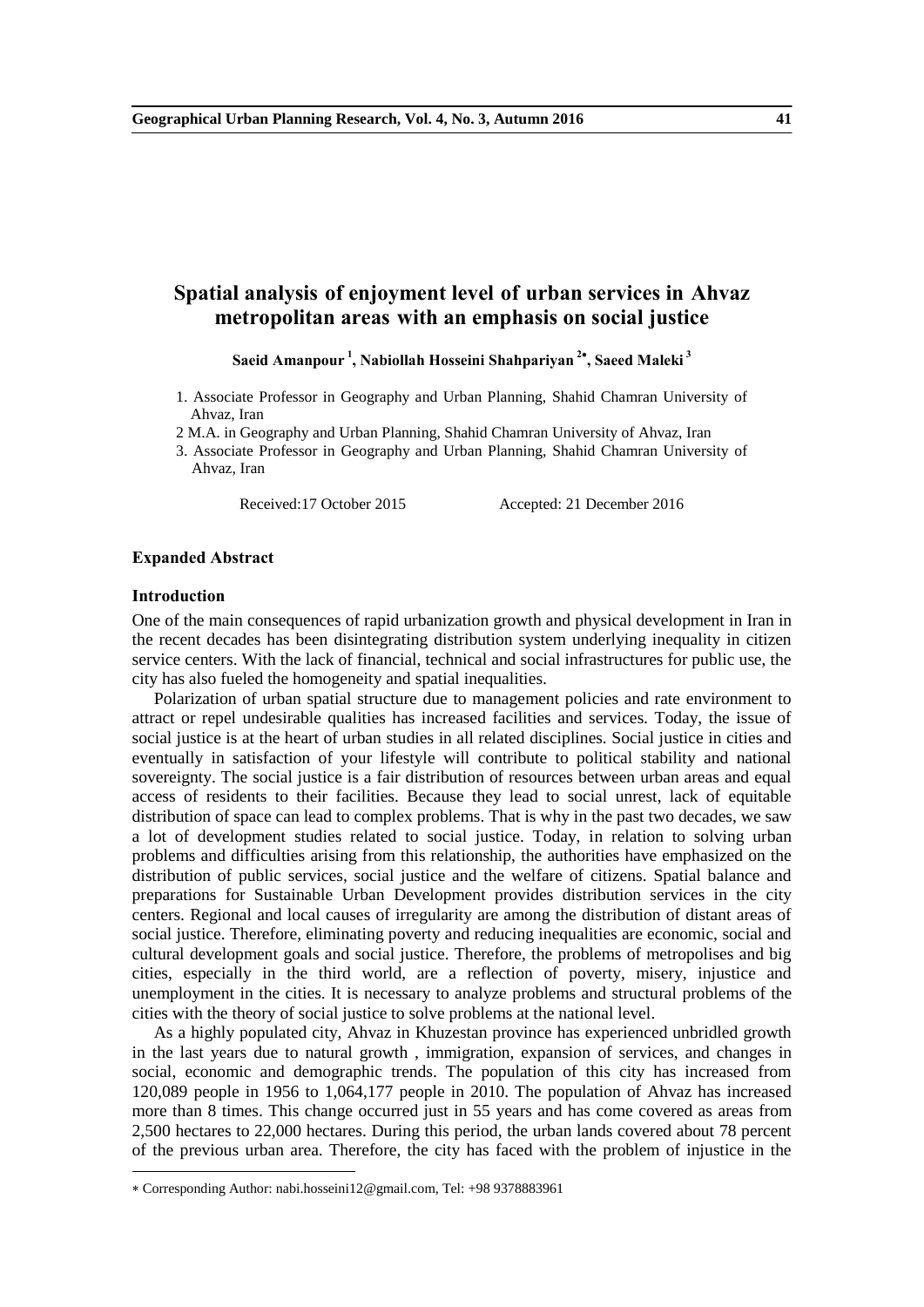# Spatial analysis of enjoyment level of urban services in Ahvaz metropolitan areas with an emphasis on social justice

**Saeid Amanpour [1], Nabiollah Hosseini Shahpariyan [2*], Saeed Maleki [3]**

1. Associate Professor in Geography and Urban Planning, Shahid Chamran University of Ahvaz, Iran
2. M.A. in Geography and Urban Planning, Shahid Chamran University of Ahvaz, Iran
3. Associate Professor in Geography and Urban Planning, Shahid Chamran University of Ahvaz, Iran

Received:17 October 2015 Accepted: 21 December 2016

### Expanded Abstract

### Introduction

One of the main consequences of rapid urbanization growth and physical development in Iran in the recent decades has been disintegrating distribution system underlying inequality in citizen service centers. With the lack of financial, technical and social infrastructures for public use, the city has also fueled the homogeneity and spatial inequalities.

Polarization of urban spatial structure due to management policies and rate environment to attract or repel undesirable qualities has increased facilities and services. Today, the issue of social justice is at the heart of urban studies in all related disciplines. Social justice in cities and eventually in satisfaction of your lifestyle will contribute to political stability and national sovereignty. The social justice is a fair distribution of resources between urban areas and equal access of residents to their facilities. Because they lead to social unrest, lack of equitable distribution of space can lead to complex problems. That is why in the past two decades, we saw a lot of development studies related to social justice. Today, in relation to solving urban problems and difficulties arising from this relationship, the authorities have emphasized on the distribution of public services, social justice and the welfare of citizens. Spatial balance and preparations for Sustainable Urban Development provides distribution services in the city centers. Regional and local causes of irregularity are among the distribution of distant areas of social justice. Therefore, eliminating poverty and reducing inequalities are economic, social and cultural development goals and social justice. Therefore, the problems of metropolises and big cities, especially in the third world, are a reflection of poverty, misery, injustice and unemployment in the cities. It is necessary to analyze problems and structural problems of the cities with the theory of social justice to solve problems at the national level.

As a highly populated city, Ahvaz in Khuzestan province has experienced unbridled growth in the last years due to natural growth , immigration, expansion of services, and changes in social, economic and demographic trends. The population of this city has increased from 120,089 people in 1956 to 1,064,177 people in 2010. The population of Ahvaz has increased more than 8 times. This change occurred just in 55 years and has come covered as areas from 2,500 hectares to 22,000 hectares. During this period, the urban lands covered about 78 percent of the previous urban area. Therefore, the city has faced with the problem of injustice in the

---

* Corresponding Author: nabi.hosseini12@gmail.com, Tel: +98 9378883961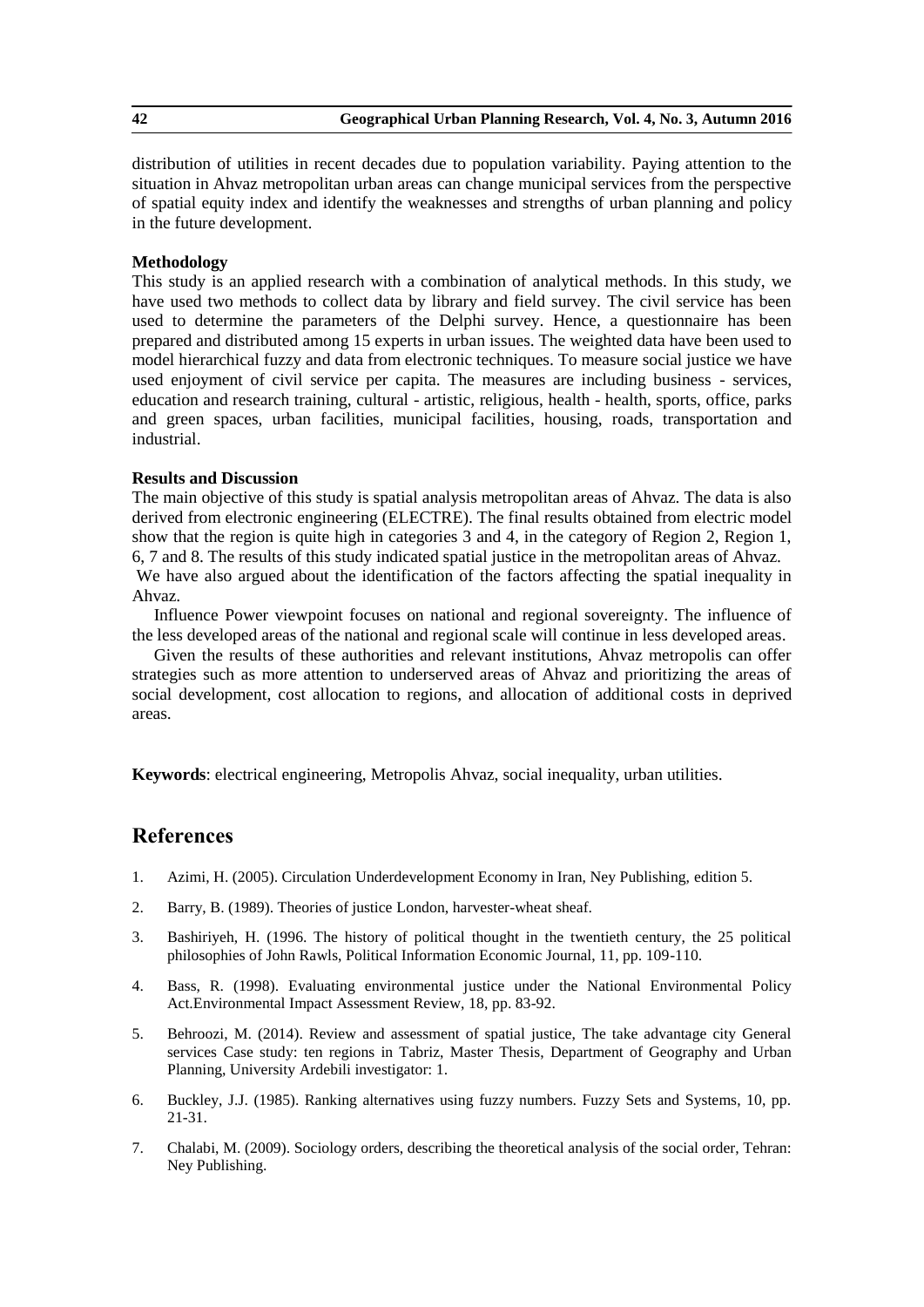distribution of utilities in recent decades due to population variability. Paying attention to the situation in Ahvaz metropolitan urban areas can change municipal services from the perspective of spatial equity index and identify the weaknesses and strengths of urban planning and policy in the future development.

**Methodology**

This study is an applied research with a combination of analytical methods. In this study, we have used two methods to collect data by library and field survey. The civil service has been used to determine the parameters of the Delphi survey. Hence, a questionnaire has been prepared and distributed among 15 experts in urban issues. The weighted data have been used to model hierarchical fuzzy and data from electronic techniques. To measure social justice we have used enjoyment of civil service per capita. The measures are including business - services, education and research training, cultural - artistic, religious, health - health, sports, office, parks and green spaces, urban facilities, municipal facilities, housing, roads, transportation and industrial.

**Results and Discussion**

The main objective of this study is spatial analysis metropolitan areas of Ahvaz. The data is also derived from electronic engineering (ELECTRE). The final results obtained from electric model show that the region is quite high in categories 3 and 4, in the category of Region 2, Region 1, 6, 7 and 8. The results of this study indicated spatial justice in the metropolitan areas of Ahvaz.

We have also argued about the identification of the factors affecting the spatial inequality in Ahvaz.

Influence Power viewpoint focuses on national and regional sovereignty. The influence of the less developed areas of the national and regional scale will continue in less developed areas.

Given the results of these authorities and relevant institutions, Ahvaz metropolis can offer strategies such as more attention to underserved areas of Ahvaz and prioritizing the areas of social development, cost allocation to regions, and allocation of additional costs in deprived areas.

**Keywords**: electrical engineering, Metropolis Ahvaz, social inequality, urban utilities.

## References

1. Azimi, H. (2005). Circulation Underdevelopment Economy in Iran, Ney Publishing, edition 5.
2. Barry, B. (1989). Theories of justice London, harvester-wheat sheaf.
3. Bashiriyeh, H. (1996. The history of political thought in the twentieth century, the 25 political philosophies of John Rawls, Political Information Economic Journal, 11, pp. 109-110.
4. Bass, R. (1998). Evaluating environmental justice under the National Environmental Policy Act.Environmental Impact Assessment Review, 18, pp. 83-92.
5. Behroozi, M. (2014). Review and assessment of spatial justice, The take advantage city General services Case study: ten regions in Tabriz, Master Thesis, Department of Geography and Urban Planning, University Ardebili investigator: 1.
6. Buckley, J.J. (1985). Ranking alternatives using fuzzy numbers. Fuzzy Sets and Systems, 10, pp. 21-31.
7. Chalabi, M. (2009). Sociology orders, describing the theoretical analysis of the social order, Tehran: Ney Publishing.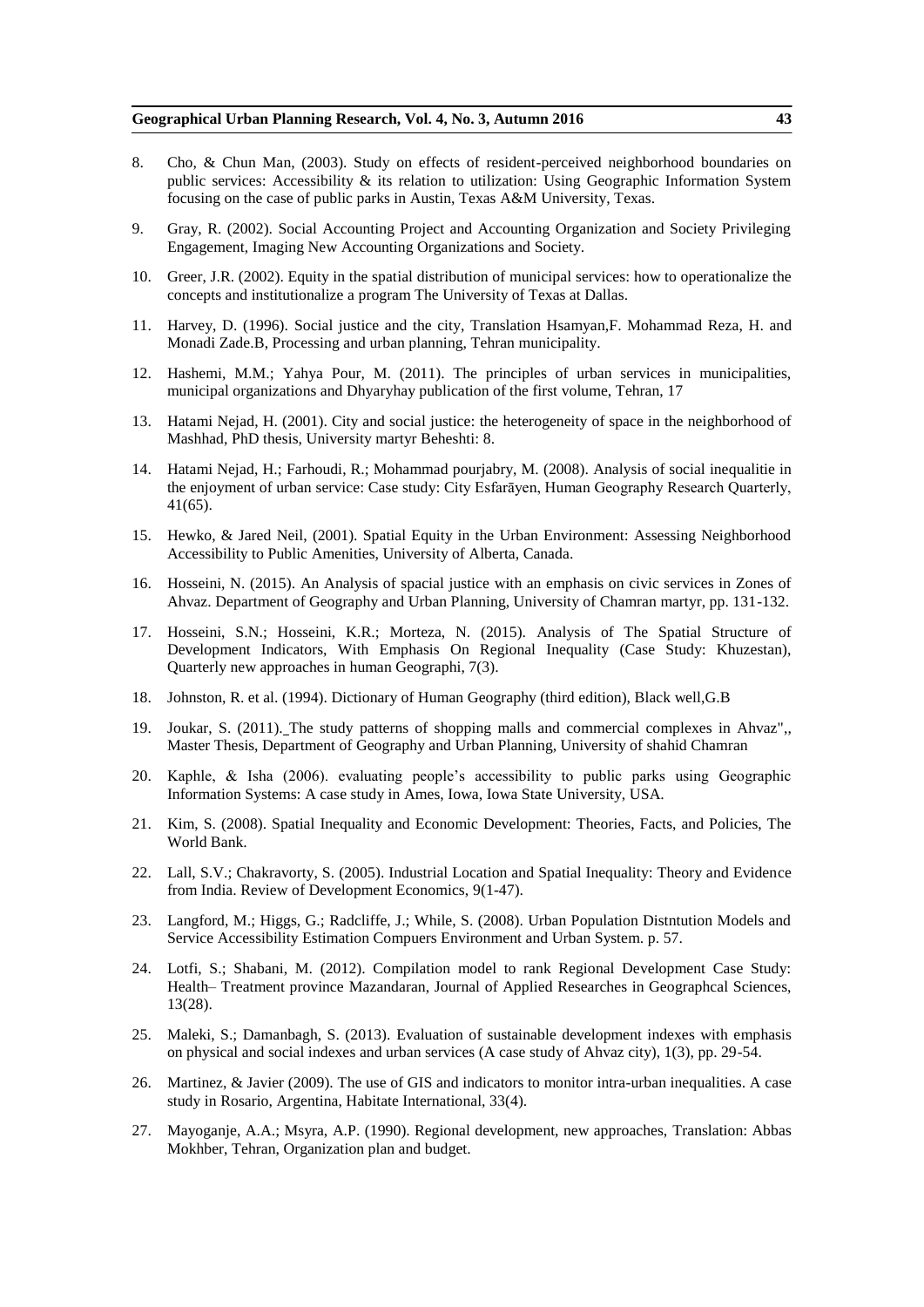8. Cho, & Chun Man, (2003). Study on effects of resident-perceived neighborhood boundaries on public services: Accessibility & its relation to utilization: Using Geographic Information System focusing on the case of public parks in Austin, Texas A&M University, Texas.

9. Gray, R. (2002). Social Accounting Project and Accounting Organization and Society Privileging Engagement, Imaging New Accounting Organizations and Society.

10. Greer, J.R. (2002). Equity in the spatial distribution of municipal services: how to operationalize the concepts and institutionalize a program The University of Texas at Dallas.

11. Harvey, D. (1996). Social justice and the city, Translation Hsamyan,F. Mohammad Reza, H. and Monadi Zade.B, Processing and urban planning, Tehran municipality.

12. Hashemi, M.M.; Yahya Pour, M. (2011). The principles of urban services in municipalities, municipal organizations and Dhyaryhay publication of the first volume, Tehran, 17

13. Hatami Nejad, H. (2001). City and social justice: the heterogeneity of space in the neighborhood of Mashhad, PhD thesis, University martyr Beheshti: 8.

14. Hatami Nejad, H.; Farhoudi, R.; Mohammad pourjabry, M. (2008). Analysis of social inequalitie in the enjoyment of urban service: Case study: City Esfarāyen, Human Geography Research Quarterly, 41(65).

15. Hewko, & Jared Neil, (2001). Spatial Equity in the Urban Environment: Assessing Neighborhood Accessibility to Public Amenities, University of Alberta, Canada.

16. Hosseini, N. (2015). An Analysis of spacial justice with an emphasis on civic services in Zones of Ahvaz. Department of Geography and Urban Planning, University of Chamran martyr, pp. 131-132.

17. Hosseini, S.N.; Hosseini, K.R.; Morteza, N. (2015). Analysis of The Spatial Structure of Development Indicators, With Emphasis On Regional Inequality (Case Study: Khuzestan), Quarterly new approaches in human Geographi, 7(3).

18. Johnston, R. et al. (1994). Dictionary of Human Geography (third edition), Black well,G.B

19. Joukar, S. (2011). The study patterns of shopping malls and commercial complexes in Ahvaz",, Master Thesis, Department of Geography and Urban Planning, University of shahid Chamran

20. Kaphle, & Isha (2006). evaluating people's accessibility to public parks using Geographic Information Systems: A case study in Ames, Iowa, Iowa State University, USA.

21. Kim, S. (2008). Spatial Inequality and Economic Development: Theories, Facts, and Policies, The World Bank.

22. Lall, S.V.; Chakravorty, S. (2005). Industrial Location and Spatial Inequality: Theory and Evidence from India. Review of Development Economics, 9(1-47).

23. Langford, M.; Higgs, G.; Radcliffe, J.; While, S. (2008). Urban Population Distntution Models and Service Accessibility Estimation Compuers Environment and Urban System. p. 57.

24. Lotfi, S.; Shabani, M. (2012). Compilation model to rank Regional Development Case Study: Health– Treatment province Mazandaran, Journal of Applied Researches in Geographcal Sciences, 13(28).

25. Maleki, S.; Damanbagh, S. (2013). Evaluation of sustainable development indexes with emphasis on physical and social indexes and urban services (A case study of Ahvaz city), 1(3), pp. 29-54.

26. Martinez, & Javier (2009). The use of GIS and indicators to monitor intra-urban inequalities. A case study in Rosario, Argentina, Habitate International, 33(4).

27. Mayoganje, A.A.; Msyra, A.P. (1990). Regional development, new approaches, Translation: Abbas Mokhber, Tehran, Organization plan and budget.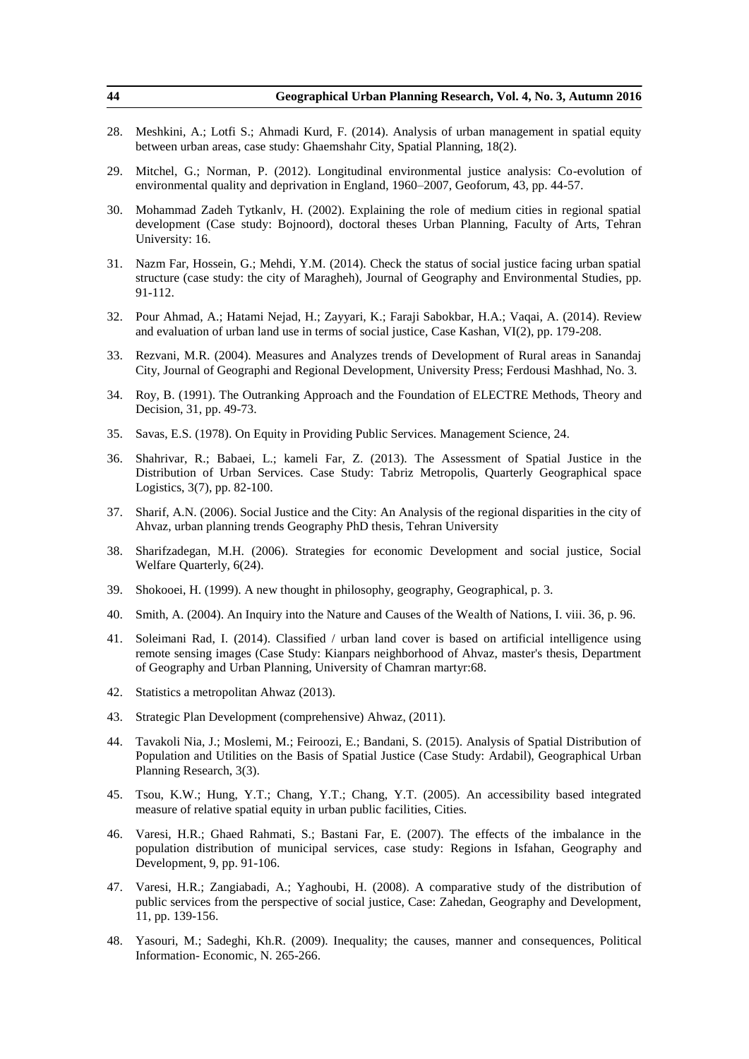28. Meshkini, A.; Lotfi S.; Ahmadi Kurd, F. (2014). Analysis of urban management in spatial equity between urban areas, case study: Ghaemshahr City, Spatial Planning, 18(2).

29. Mitchel, G.; Norman, P. (2012). Longitudinal environmental justice analysis: Co-evolution of environmental quality and deprivation in England, 1960–2007, Geoforum, 43, pp. 44-57.

30. Mohammad Zadeh Tytkanlv, H. (2002). Explaining the role of medium cities in regional spatial development (Case study: Bojnoord), doctoral theses Urban Planning, Faculty of Arts, Tehran University: 16.

31. Nazm Far, Hossein, G.; Mehdi, Y.M. (2014). Check the status of social justice facing urban spatial structure (case study: the city of Maragheh), Journal of Geography and Environmental Studies, pp. 91-112.

32. Pour Ahmad, A.; Hatami Nejad, H.; Zayyari, K.; Faraji Sabokbar, H.A.; Vaqai, A. (2014). Review and evaluation of urban land use in terms of social justice, Case Kashan, VI(2), pp. 179-208.

33. Rezvani, M.R. (2004). Measures and Analyzes trends of Development of Rural areas in Sanandaj City, Journal of Geographi and Regional Development, University Press; Ferdousi Mashhad, No. 3.

34. Roy, B. (1991). The Outranking Approach and the Foundation of ELECTRE Methods, Theory and Decision, 31, pp. 49-73.

35. Savas, E.S. (1978). On Equity in Providing Public Services. Management Science, 24.

36. Shahrivar, R.; Babaei, L.; kameli Far, Z. (2013). The Assessment of Spatial Justice in the Distribution of Urban Services. Case Study: Tabriz Metropolis, Quarterly Geographical space Logistics, 3(7), pp. 82-100.

37. Sharif, A.N. (2006). Social Justice and the City: An Analysis of the regional disparities in the city of Ahvaz, urban planning trends Geography PhD thesis, Tehran University

38. Sharifzadegan, M.H. (2006). Strategies for economic Development and social justice, Social Welfare Quarterly, 6(24).

39. Shokooei, H. (1999). A new thought in philosophy, geography, Geographical, p. 3.

40. Smith, A. (2004). An Inquiry into the Nature and Causes of the Wealth of Nations, I. viii. 36, p. 96.

41. Soleimani Rad, I. (2014). Classified / urban land cover is based on artificial intelligence using remote sensing images (Case Study: Kianpars neighborhood of Ahvaz, master's thesis, Department of Geography and Urban Planning, University of Chamran martyr:68.

42. Statistics a metropolitan Ahwaz (2013).

43. Strategic Plan Development (comprehensive) Ahwaz, (2011).

44. Tavakoli Nia, J.; Moslemi, M.; Feiroozi, E.; Bandani, S. (2015). Analysis of Spatial Distribution of Population and Utilities on the Basis of Spatial Justice (Case Study: Ardabil), Geographical Urban Planning Research, 3(3).

45. Tsou, K.W.; Hung, Y.T.; Chang, Y.T.; Chang, Y.T. (2005). An accessibility based integrated measure of relative spatial equity in urban public facilities, Cities.

46. Varesi, H.R.; Ghaed Rahmati, S.; Bastani Far, E. (2007). The effects of the imbalance in the population distribution of municipal services, case study: Regions in Isfahan, Geography and Development, 9, pp. 91-106.

47. Varesi, H.R.; Zangiabadi, A.; Yaghoubi, H. (2008). A comparative study of the distribution of public services from the perspective of social justice, Case: Zahedan, Geography and Development, 11, pp. 139-156.

48. Yasouri, M.; Sadeghi, Kh.R. (2009). Inequality; the causes, manner and consequences, Political Information- Economic, N. 265-266.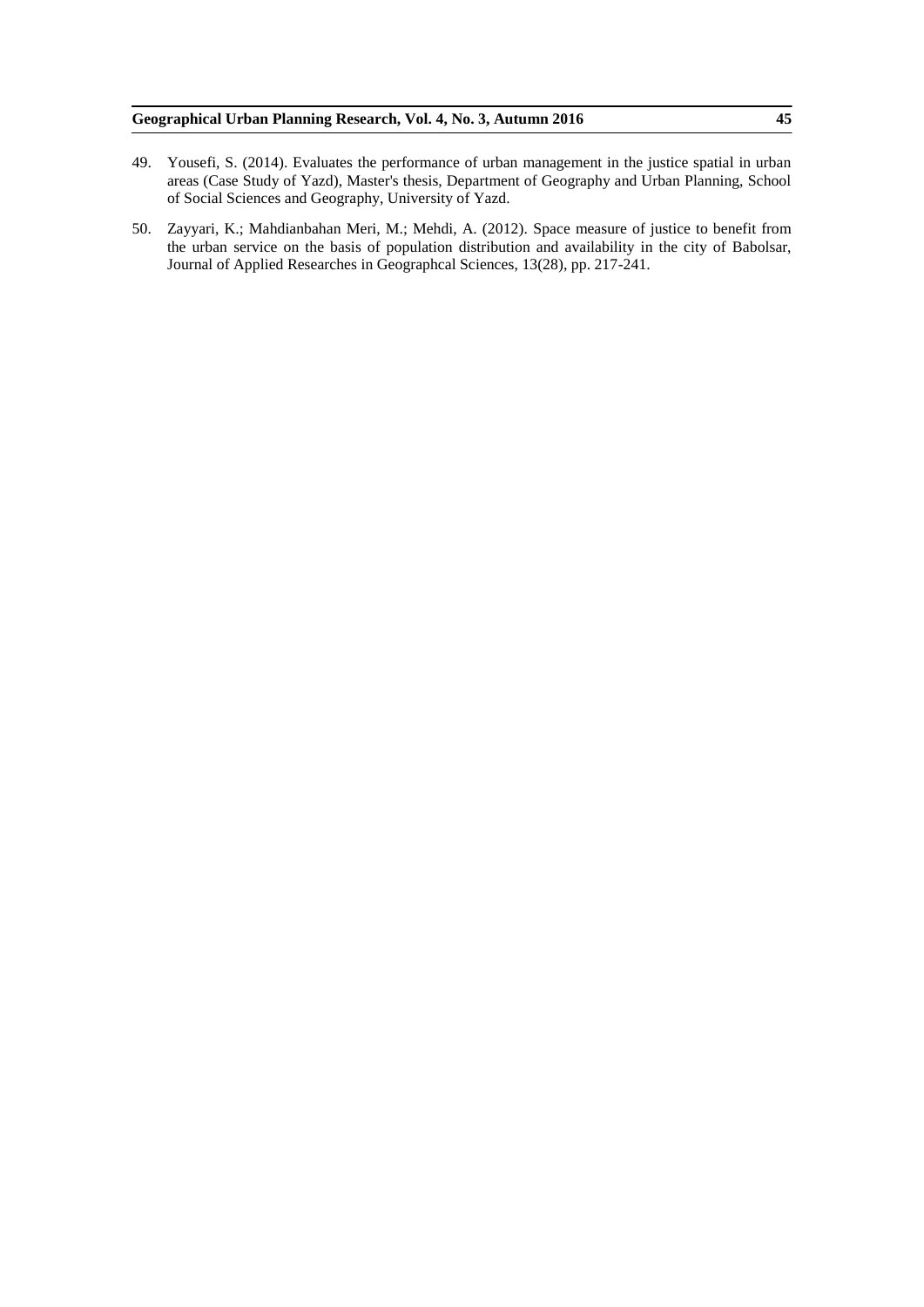49. Yousefi, S. (2014). Evaluates the performance of urban management in the justice spatial in urban areas (Case Study of Yazd), Master's thesis, Department of Geography and Urban Planning, School of Social Sciences and Geography, University of Yazd.

50. Zayyari, K.; Mahdianbahan Meri, M.; Mehdi, A. (2012). Space measure of justice to benefit from the urban service on the basis of population distribution and availability in the city of Babolsar, Journal of Applied Researches in Geographcal Sciences, 13(28), pp. 217-241.